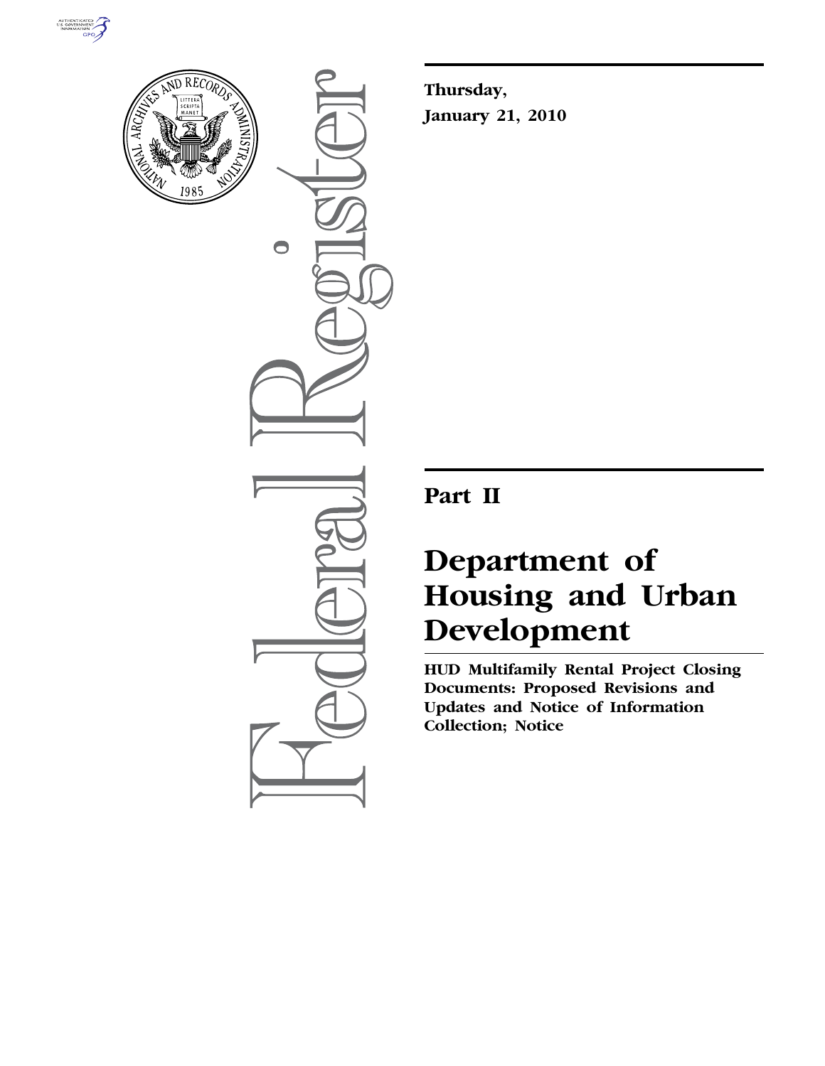**Thursday,**

**January 21, 2010**

## Part II

# Department of Housing and Urban Development

**HUD Multifamily Rental Project Closing Documents: Proposed Revisions and Updates and Notice of Information Collection; Notice**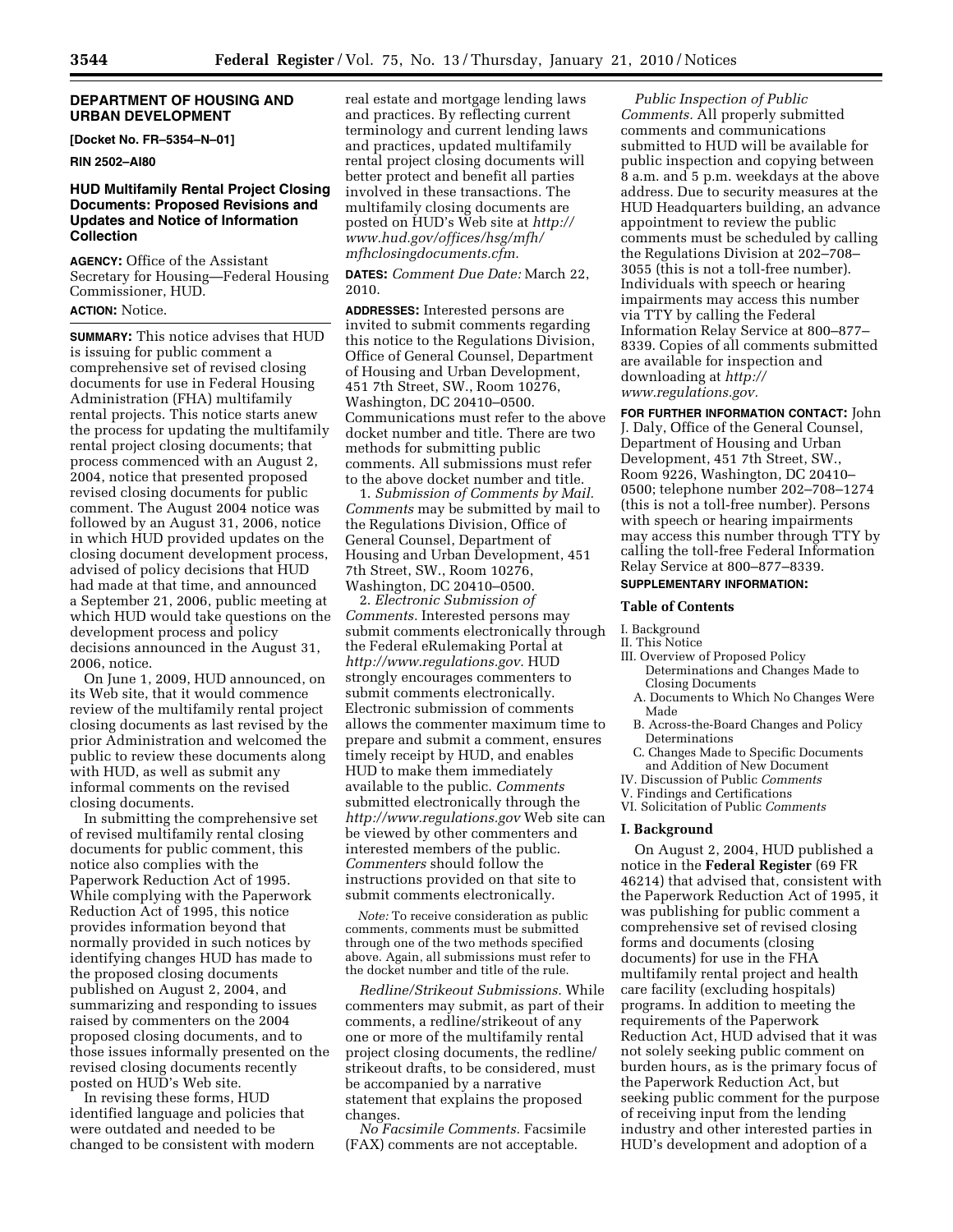**DEPARTMENT OF HOUSING AND URBAN DEVELOPMENT**

**[Docket No. FR–5354–N–01]**

**RIN 2502–AI80**

## HUD Multifamily Rental Project Closing Documents: Proposed Revisions and Updates and Notice of Information Collection

**AGENCY:** Office of the Assistant Secretary for Housing—Federal Housing Commissioner, HUD.

**ACTION:** Notice.

**SUMMARY:** This notice advises that HUD is issuing for public comment a comprehensive set of revised closing documents for use in Federal Housing Administration (FHA) multifamily rental projects. This notice starts anew the process for updating the multifamily rental project closing documents; that process commenced with an August 2, 2004, notice that presented proposed revised closing documents for public comment. The August 2004 notice was followed by an August 31, 2006, notice in which HUD provided updates on the closing document development process, advised of policy decisions that HUD had made at that time, and announced a September 21, 2006, public meeting at which HUD would take questions on the development process and policy decisions announced in the August 31, 2006, notice.

On June 1, 2009, HUD announced, on its Web site, that it would commence review of the multifamily rental project closing documents as last revised by the prior Administration and welcomed the public to review these documents along with HUD, as well as submit any informal comments on the revised closing documents.

In submitting the comprehensive set of revised multifamily rental closing documents for public comment, this notice also complies with the Paperwork Reduction Act of 1995. While complying with the Paperwork Reduction Act of 1995, this notice provides information beyond that normally provided in such notices by identifying changes HUD has made to the proposed closing documents published on August 2, 2004, and summarizing and responding to issues raised by commenters on the 2004 proposed closing documents, and to those issues informally presented on the revised closing documents recently posted on HUD's Web site.

In revising these forms, HUD identified language and policies that were outdated and needed to be changed to be consistent with modern real estate and mortgage lending laws and practices. By reflecting current terminology and current lending laws and practices, updated multifamily rental project closing documents will better protect and benefit all parties involved in these transactions. The multifamily closing documents are posted on HUD's Web site at *http://www.hud.gov/offices/hsg/mfh/mfhclosingdocuments.cfm.*

**DATES:** *Comment Due Date:* March 22, 2010.

**ADDRESSES:** Interested persons are invited to submit comments regarding this notice to the Regulations Division, Office of General Counsel, Department of Housing and Urban Development, 451 7th Street, SW., Room 10276, Washington, DC 20410–0500. Communications must refer to the above docket number and title. There are two methods for submitting public comments. All submissions must refer to the above docket number and title.

1. *Submission of Comments by Mail. Comments* may be submitted by mail to the Regulations Division, Office of General Counsel, Department of Housing and Urban Development, 451 7th Street, SW., Room 10276, Washington, DC 20410–0500.

2. *Electronic Submission of Comments.* Interested persons may submit comments electronically through the Federal eRulemaking Portal at *http://www.regulations.gov.* HUD strongly encourages commenters to submit comments electronically. Electronic submission of comments allows the commenter maximum time to prepare and submit a comment, ensures timely receipt by HUD, and enables HUD to make them immediately available to the public. *Comments* submitted electronically through the *http://www.regulations.gov* Web site can be viewed by other commenters and interested members of the public. *Commenters* should follow the instructions provided on that site to submit comments electronically.

*Note:* To receive consideration as public comments, comments must be submitted through one of the two methods specified above. Again, all submissions must refer to the docket number and title of the rule.

*Redline/Strikeout Submissions.* While commenters may submit, as part of their comments, a redline/strikeout of any one or more of the multifamily rental project closing documents, the redline/strikeout drafts, to be considered, must be accompanied by a narrative statement that explains the proposed changes.

*No Facsimile Comments.* Facsimile (FAX) comments are not acceptable.

*Public Inspection of Public Comments.* All properly submitted comments and communications submitted to HUD will be available for public inspection and copying between 8 a.m. and 5 p.m. weekdays at the above address. Due to security measures at the HUD Headquarters building, an advance appointment to review the public comments must be scheduled by calling the Regulations Division at 202–708–3055 (this is not a toll-free number). Individuals with speech or hearing impairments may access this number via TTY by calling the Federal Information Relay Service at 800–877–8339. Copies of all comments submitted are available for inspection and downloading at *http://www.regulations.gov.*

**FOR FURTHER INFORMATION CONTACT:** John J. Daly, Office of the General Counsel, Department of Housing and Urban Development, 451 7th Street, SW., Room 9226, Washington, DC 20410–0500; telephone number 202–708–1274 (this is not a toll-free number). Persons with speech or hearing impairments may access this number through TTY by calling the toll-free Federal Information Relay Service at 800–877–8339.

**SUPPLEMENTARY INFORMATION:**

### Table of Contents

I. Background
II. This Notice
III. Overview of Proposed Policy Determinations and Changes Made to Closing Documents
  A. Documents to Which No Changes Were Made
  B. Across-the-Board Changes and Policy Determinations
  C. Changes Made to Specific Documents and Addition of New Document
IV. Discussion of Public *Comments*
V. Findings and Certifications
VI. Solicitation of Public *Comments*

### I. Background

On August 2, 2004, HUD published a notice in the **Federal Register** (69 FR 46214) that advised that, consistent with the Paperwork Reduction Act of 1995, it was publishing for public comment a comprehensive set of revised closing forms and documents (closing documents) for use in the FHA multifamily rental project and health care facility (excluding hospitals) programs. In addition to meeting the requirements of the Paperwork Reduction Act, HUD advised that it was not solely seeking public comment on burden hours, as is the primary focus of the Paperwork Reduction Act, but seeking public comment for the purpose of receiving input from the lending industry and other interested parties in HUD's development and adoption of a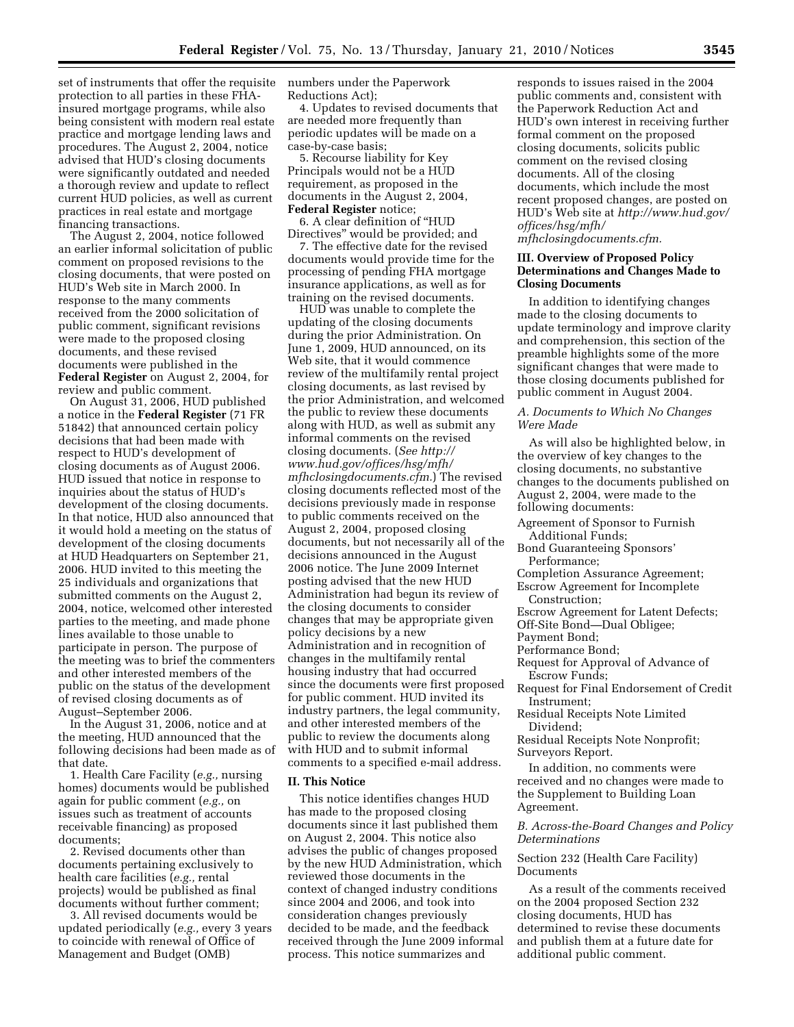set of instruments that offer the requisite protection to all parties in these FHA-insured mortgage programs, while also being consistent with modern real estate practice and mortgage lending laws and procedures. The August 2, 2004, notice advised that HUD's closing documents were significantly outdated and needed a thorough review and update to reflect current HUD policies, as well as current practices in real estate and mortgage financing transactions.

The August 2, 2004, notice followed an earlier informal solicitation of public comment on proposed revisions to the closing documents, that were posted on HUD's Web site in March 2000. In response to the many comments received from the 2000 solicitation of public comment, significant revisions were made to the proposed closing documents, and these revised documents were published in the **Federal Register** on August 2, 2004, for review and public comment.

On August 31, 2006, HUD published a notice in the **Federal Register** (71 FR 51842) that announced certain policy decisions that had been made with respect to HUD's development of closing documents as of August 2006. HUD issued that notice in response to inquiries about the status of HUD's development of the closing documents. In that notice, HUD also announced that it would hold a meeting on the status of development of the closing documents at HUD Headquarters on September 21, 2006. HUD invited to this meeting the 25 individuals and organizations that submitted comments on the August 2, 2004, notice, welcomed other interested parties to the meeting, and made phone lines available to those unable to participate in person. The purpose of the meeting was to brief the commenters and other interested members of the public on the status of the development of revised closing documents as of August–September 2006.

In the August 31, 2006, notice and at the meeting, HUD announced that the following decisions had been made as of that date.

1. Health Care Facility (*e.g.,* nursing homes) documents would be published again for public comment (*e.g.,* on issues such as treatment of accounts receivable financing) as proposed documents;

2. Revised documents other than documents pertaining exclusively to health care facilities (*e.g.,* rental projects) would be published as final documents without further comment;

3. All revised documents would be updated periodically (*e.g.,* every 3 years to coincide with renewal of Office of Management and Budget (OMB) numbers under the Paperwork Reductions Act);

4. Updates to revised documents that are needed more frequently than periodic updates will be made on a case-by-case basis;

5. Recourse liability for Key Principals would not be a HUD requirement, as proposed in the documents in the August 2, 2004, **Federal Register** notice;

6. A clear definition of "HUD Directives" would be provided; and

7. The effective date for the revised documents would provide time for the processing of pending FHA mortgage insurance applications, as well as for training on the revised documents.

HUD was unable to complete the updating of the closing documents during the prior Administration. On June 1, 2009, HUD announced, on its Web site, that it would commence review of the multifamily rental project closing documents, as last revised by the prior Administration, and welcomed the public to review these documents along with HUD, as well as submit any informal comments on the revised closing documents. (*See http://www.hud.gov/offices/hsg/mfh/mfhclosingdocuments.cfm.*) The revised closing documents reflected most of the decisions previously made in response to public comments received on the August 2, 2004, proposed closing documents, but not necessarily all of the decisions announced in the August 2006 notice. The June 2009 Internet posting advised that the new HUD Administration had begun its review of the closing documents to consider changes that may be appropriate given policy decisions by a new Administration and in recognition of changes in the multifamily rental housing industry that had occurred since the documents were first proposed for public comment. HUD invited its industry partners, the legal community, and other interested members of the public to review the documents along with HUD and to submit informal comments to a specified e-mail address.

## II. This Notice

This notice identifies changes HUD has made to the proposed closing documents since it last published them on August 2, 2004. This notice also advises the public of changes proposed by the new HUD Administration, which reviewed those documents in the context of changed industry conditions since 2004 and 2006, and took into consideration changes previously decided to be made, and the feedback received through the June 2009 informal process. This notice summarizes and responds to issues raised in the 2004 public comments and, consistent with the Paperwork Reduction Act and HUD's own interest in receiving further formal comment on the proposed closing documents, solicits public comment on the revised closing documents. All of the closing documents, which include the most recent proposed changes, are posted on HUD's Web site at *http://www.hud.gov/offices/hsg/mfh/mfhclosingdocuments.cfm.*

## III. Overview of Proposed Policy Determinations and Changes Made to Closing Documents

In addition to identifying changes made to the closing documents to update terminology and improve clarity and comprehension, this section of the preamble highlights some of the more significant changes that were made to those closing documents published for public comment in August 2004.

### *A. Documents to Which No Changes Were Made*

As will also be highlighted below, in the overview of key changes to the closing documents, no substantive changes to the documents published on August 2, 2004, were made to the following documents:

- Agreement of Sponsor to Furnish Additional Funds;
- Bond Guaranteeing Sponsors' Performance;
- Completion Assurance Agreement;
- Escrow Agreement for Incomplete Construction;
- Escrow Agreement for Latent Defects;
- Off-Site Bond—Dual Obligee;
- Payment Bond;
- Performance Bond;
- Request for Approval of Advance of Escrow Funds;
- Request for Final Endorsement of Credit Instrument;
- Residual Receipts Note Limited Dividend;
- Residual Receipts Note Nonprofit;
- Surveyors Report.

In addition, no comments were received and no changes were made to the Supplement to Building Loan Agreement.

### *B. Across-the-Board Changes and Policy Determinations*

Section 232 (Health Care Facility) Documents

As a result of the comments received on the 2004 proposed Section 232 closing documents, HUD has determined to revise these documents and publish them at a future date for additional public comment.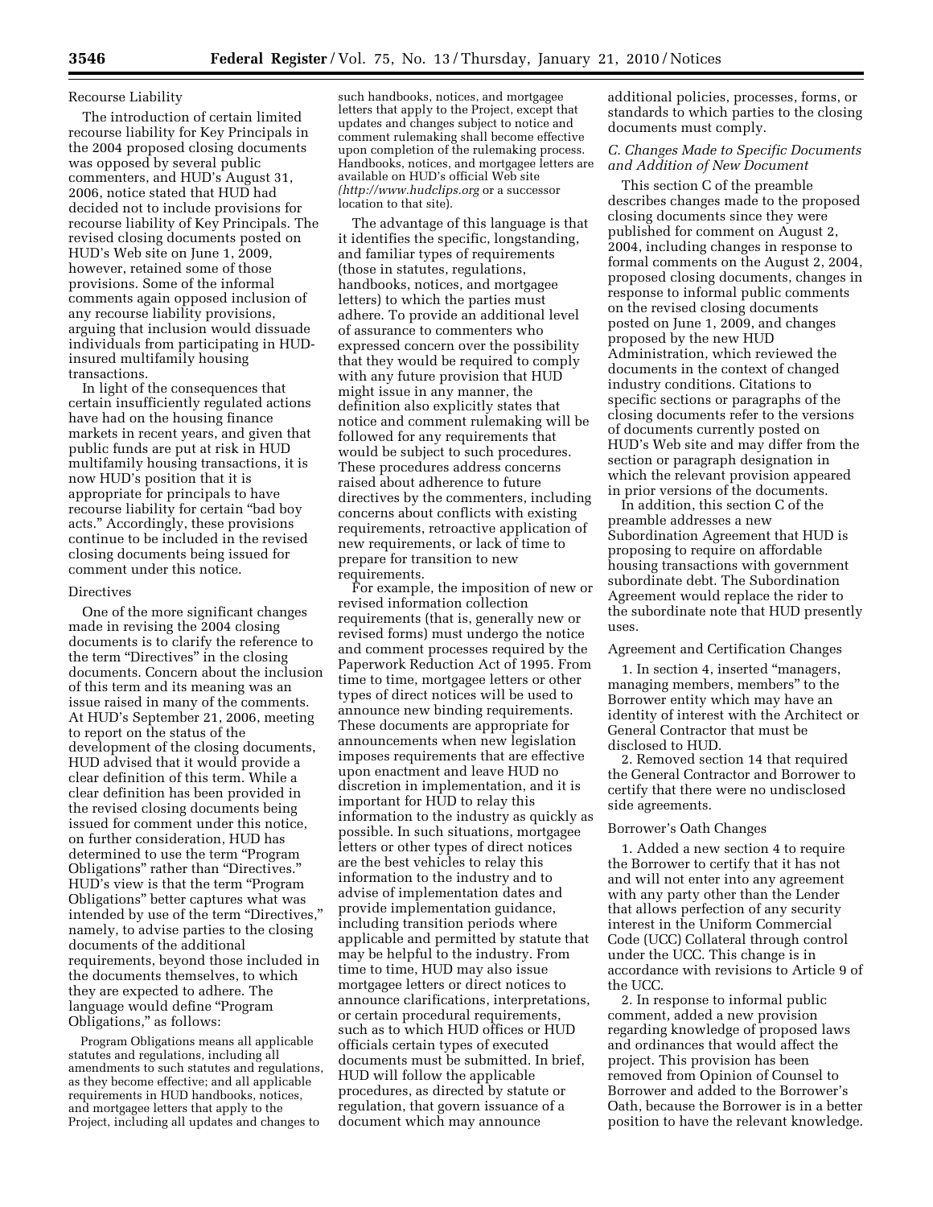Recourse Liability

The introduction of certain limited recourse liability for Key Principals in the 2004 proposed closing documents was opposed by several public commenters, and HUD's August 31, 2006, notice stated that HUD had decided not to include provisions for recourse liability of Key Principals. The revised closing documents posted on HUD's Web site on June 1, 2009, however, retained some of those provisions. Some of the informal comments again opposed inclusion of any recourse liability provisions, arguing that inclusion would dissuade individuals from participating in HUD-insured multifamily housing transactions.

In light of the consequences that certain insufficiently regulated actions have had on the housing finance markets in recent years, and given that public funds are put at risk in HUD multifamily housing transactions, it is now HUD's position that it is appropriate for principals to have recourse liability for certain "bad boy acts." Accordingly, these provisions continue to be included in the revised closing documents being issued for comment under this notice.

Directives

One of the more significant changes made in revising the 2004 closing documents is to clarify the reference to the term "Directives" in the closing documents. Concern about the inclusion of this term and its meaning was an issue raised in many of the comments. At HUD's September 21, 2006, meeting to report on the status of the development of the closing documents, HUD advised that it would provide a clear definition of this term. While a clear definition has been provided in the revised closing documents being issued for comment under this notice, on further consideration, HUD has determined to use the term "Program Obligations" rather than "Directives." HUD's view is that the term "Program Obligations" better captures what was intended by use of the term "Directives," namely, to advise parties to the closing documents of the additional requirements, beyond those included in the documents themselves, to which they are expected to adhere. The language would define "Program Obligations," as follows:

> Program Obligations means all applicable statutes and regulations, including all amendments to such statutes and regulations, as they become effective; and all applicable requirements in HUD handbooks, notices, and mortgagee letters that apply to the Project, including all updates and changes to such handbooks, notices, and mortgagee letters that apply to the Project, except that updates and changes subject to notice and comment rulemaking shall become effective upon completion of the rulemaking process. Handbooks, notices, and mortgagee letters are available on HUD's official Web site (*http://www.hudclips.org* or a successor location to that site).

The advantage of this language is that it identifies the specific, longstanding, and familiar types of requirements (those in statutes, regulations, handbooks, notices, and mortgagee letters) to which the parties must adhere. To provide an additional level of assurance to commenters who expressed concern over the possibility that they would be required to comply with any future provision that HUD might issue in any manner, the definition also explicitly states that notice and comment rulemaking will be followed for any requirements that would be subject to such procedures. These procedures address concerns raised about adherence to future directives by the commenters, including concerns about conflicts with existing requirements, retroactive application of new requirements, or lack of time to prepare for transition to new requirements.

For example, the imposition of new or revised information collection requirements (that is, generally new or revised forms) must undergo the notice and comment processes required by the Paperwork Reduction Act of 1995. From time to time, mortgagee letters or other types of direct notices will be used to announce new binding requirements. These documents are appropriate for announcements when new legislation imposes requirements that are effective upon enactment and leave HUD no discretion in implementation, and it is important for HUD to relay this information to the industry as quickly as possible. In such situations, mortgagee letters or other types of direct notices are the best vehicles to relay this information to the industry and to advise of implementation dates and provide implementation guidance, including transition periods where applicable and permitted by statute that may be helpful to the industry. From time to time, HUD may also issue mortgagee letters or direct notices to announce clarifications, interpretations, or certain procedural requirements, such as to which HUD offices or HUD officials certain types of executed documents must be submitted. In brief, HUD will follow the applicable procedures, as directed by statute or regulation, that govern issuance of a document which may announce additional policies, processes, forms, or standards to which parties to the closing documents must comply.

### *C. Changes Made to Specific Documents and Addition of New Document*

This section C of the preamble describes changes made to the proposed closing documents since they were published for comment on August 2, 2004, including changes in response to formal comments on the August 2, 2004, proposed closing documents, changes in response to informal public comments on the revised closing documents posted on June 1, 2009, and changes proposed by the new HUD Administration, which reviewed the documents in the context of changed industry conditions. Citations to specific sections or paragraphs of the closing documents refer to the versions of documents currently posted on HUD's Web site and may differ from the section or paragraph designation in which the relevant provision appeared in prior versions of the documents.

In addition, this section C of the preamble addresses a new Subordination Agreement that HUD is proposing to require on affordable housing transactions with government subordinate debt. The Subordination Agreement would replace the rider to the subordinate note that HUD presently uses.

Agreement and Certification Changes

1. In section 4, inserted "managers, managing members, members" to the Borrower entity which may have an identity of interest with the Architect or General Contractor that must be disclosed to HUD.

2. Removed section 14 that required the General Contractor and Borrower to certify that there were no undisclosed side agreements.

Borrower's Oath Changes

1. Added a new section 4 to require the Borrower to certify that it has not and will not enter into any agreement with any party other than the Lender that allows perfection of any security interest in the Uniform Commercial Code (UCC) Collateral through control under the UCC. This change is in accordance with revisions to Article 9 of the UCC.

2. In response to informal public comment, added a new provision regarding knowledge of proposed laws and ordinances that would affect the project. This provision has been removed from Opinion of Counsel to Borrower and added to the Borrower's Oath, because the Borrower is in a better position to have the relevant knowledge.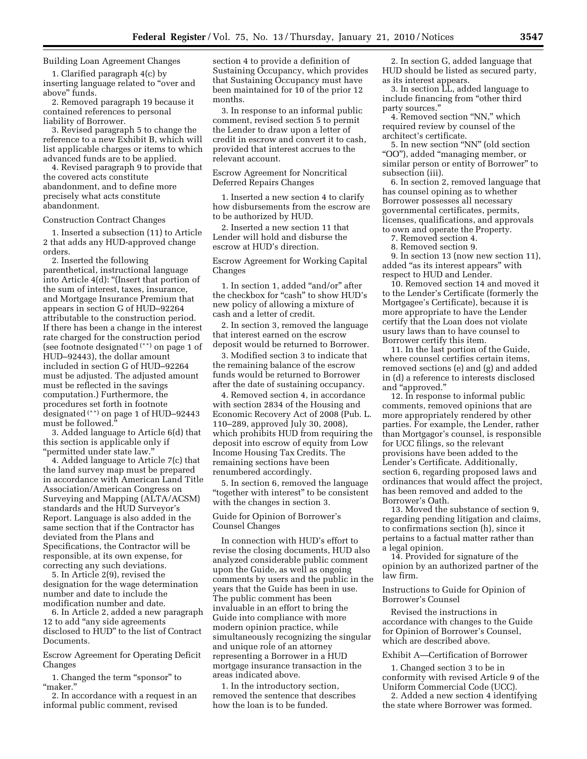Building Loan Agreement Changes

1. Clarified paragraph 4(c) by inserting language related to "over and above" funds.
2. Removed paragraph 19 because it contained references to personal liability of Borrower.
3. Revised paragraph 5 to change the reference to a new Exhibit B, which will list applicable charges or items to which advanced funds are to be applied.
4. Revised paragraph 9 to provide that the covered acts constitute abandonment, and to define more precisely what acts constitute abandonment.

Construction Contract Changes

1. Inserted a subsection (11) to Article 2 that adds any HUD-approved change orders.
2. Inserted the following parenthetical, instructional language into Article 4(d): "(Insert that portion of the sum of interest, taxes, insurance, and Mortgage Insurance Premium that appears in section G of HUD–92264 attributable to the construction period. If there has been a change in the interest rate charged for the construction period (see footnote designated (**) on page 1 of HUD–92443), the dollar amount included in section G of HUD–92264 must be adjusted. The adjusted amount must be reflected in the savings computation.) Furthermore, the procedures set forth in footnote designated (**) on page 1 of HUD–92443 must be followed."
3. Added language to Article 6(d) that this section is applicable only if "permitted under state law."
4. Added language to Article 7(c) that the land survey map must be prepared in accordance with American Land Title Association/American Congress on Surveying and Mapping (ALTA/ACSM) standards and the HUD Surveyor's Report. Language is also added in the same section that if the Contractor has deviated from the Plans and Specifications, the Contractor will be responsible, at its own expense, for correcting any such deviations.
5. In Article 2(9), revised the designation for the wage determination number and date to include the modification number and date.
6. In Article 2, added a new paragraph 12 to add "any side agreements disclosed to HUD" to the list of Contract Documents.

Escrow Agreement for Operating Deficit Changes

1. Changed the term "sponsor" to "maker."
2. In accordance with a request in an informal public comment, revised section 4 to provide a definition of Sustaining Occupancy, which provides that Sustaining Occupancy must have been maintained for 10 of the prior 12 months.
3. In response to an informal public comment, revised section 5 to permit the Lender to draw upon a letter of credit in escrow and convert it to cash, provided that interest accrues to the relevant account.

Escrow Agreement for Noncritical Deferred Repairs Changes

1. Inserted a new section 4 to clarify how disbursements from the escrow are to be authorized by HUD.
2. Inserted a new section 11 that Lender will hold and disburse the escrow at HUD's direction.

Escrow Agreement for Working Capital Changes

1. In section 1, added "and/or" after the checkbox for "cash" to show HUD's new policy of allowing a mixture of cash and a letter of credit.
2. In section 3, removed the language that interest earned on the escrow deposit would be returned to Borrower.
3. Modified section 3 to indicate that the remaining balance of the escrow funds would be returned to Borrower after the date of sustaining occupancy.
4. Removed section 4, in accordance with section 2834 of the Housing and Economic Recovery Act of 2008 (Pub. L. 110–289, approved July 30, 2008), which prohibits HUD from requiring the deposit into escrow of equity from Low Income Housing Tax Credits. The remaining sections have been renumbered accordingly.
5. In section 6, removed the language "together with interest" to be consistent with the changes in section 3.

Guide for Opinion of Borrower's Counsel Changes

In connection with HUD's effort to revise the closing documents, HUD also analyzed considerable public comment upon the Guide, as well as ongoing comments by users and the public in the years that the Guide has been in use. The public comment has been invaluable in an effort to bring the Guide into compliance with more modern opinion practice, while simultaneously recognizing the singular and unique role of an attorney representing a Borrower in a HUD mortgage insurance transaction in the areas indicated above.

1. In the introductory section, removed the sentence that describes how the loan is to be funded.
2. In section G, added language that HUD should be listed as secured party, as its interest appears.
3. In section LL, added language to include financing from "other third party sources."
4. Removed section "NN," which required review by counsel of the architect's certificate.
5. In new section "NN" (old section "OO"), added "managing member, or similar person or entity of Borrower" to subsection (iii).
6. In section 2, removed language that has counsel opining as to whether Borrower possesses all necessary governmental certificates, permits, licenses, qualifications, and approvals to own and operate the Property.
7. Removed section 4.
8. Removed section 9.
9. In section 13 (now new section 11), added "as its interest appears" with respect to HUD and Lender.
10. Removed section 14 and moved it to the Lender's Certificate (formerly the Mortgagee's Certificate), because it is more appropriate to have the Lender certify that the Loan does not violate usury laws than to have counsel to Borrower certify this item.
11. In the last portion of the Guide, where counsel certifies certain items, removed sections (e) and (g) and added in (d) a reference to interests disclosed and "approved."
12. In response to informal public comments, removed opinions that are more appropriately rendered by other parties. For example, the Lender, rather than Mortgagor's counsel, is responsible for UCC filings, so the relevant provisions have been added to the Lender's Certificate. Additionally, section 6, regarding proposed laws and ordinances that would affect the project, has been removed and added to the Borrower's Oath.
13. Moved the substance of section 9, regarding pending litigation and claims, to confirmations section (h), since it pertains to a factual matter rather than a legal opinion.
14. Provided for signature of the opinion by an authorized partner of the law firm.

Instructions to Guide for Opinion of Borrower's Counsel

Revised the instructions in accordance with changes to the Guide for Opinion of Borrower's Counsel, which are described above.

Exhibit A—Certification of Borrower

1. Changed section 3 to be in conformity with revised Article 9 of the Uniform Commercial Code (UCC).
2. Added a new section 4 identifying the state where Borrower was formed.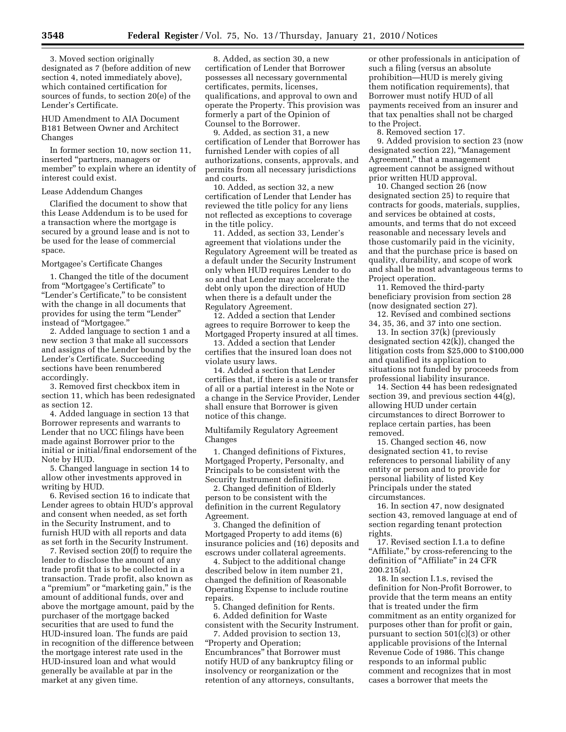3. Moved section originally designated as 7 (before addition of new section 4, noted immediately above), which contained certification for sources of funds, to section 20(e) of the Lender's Certificate.

HUD Amendment to AIA Document B181 Between Owner and Architect Changes

In former section 10, now section 11, inserted "partners, managers or member" to explain where an identity of interest could exist.

Lease Addendum Changes

Clarified the document to show that this Lease Addendum is to be used for a transaction where the mortgage is secured by a ground lease and is not to be used for the lease of commercial space.

Mortgagee's Certificate Changes

1. Changed the title of the document from "Mortgagee's Certificate" to "Lender's Certificate," to be consistent with the change in all documents that provides for using the term "Lender" instead of "Mortgagee."

2. Added language to section 1 and a new section 3 that make all successors and assigns of the Lender bound by the Lender's Certificate. Succeeding sections have been renumbered accordingly.

3. Removed first checkbox item in section 11, which has been redesignated as section 12.

4. Added language in section 13 that Borrower represents and warrants to Lender that no UCC filings have been made against Borrower prior to the initial or initial/final endorsement of the Note by HUD.

5. Changed language in section 14 to allow other investments approved in writing by HUD.

6. Revised section 16 to indicate that Lender agrees to obtain HUD's approval and consent when needed, as set forth in the Security Instrument, and to furnish HUD with all reports and data as set forth in the Security Instrument.

7. Revised section 20(f) to require the lender to disclose the amount of any trade profit that is to be collected in a transaction. Trade profit, also known as a "premium" or "marketing gain," is the amount of additional funds, over and above the mortgage amount, paid by the purchaser of the mortgage backed securities that are used to fund the HUD-insured loan. The funds are paid in recognition of the difference between the mortgage interest rate used in the HUD-insured loan and what would generally be available at par in the market at any given time.

8. Added, as section 30, a new certification of Lender that Borrower possesses all necessary governmental certificates, permits, licenses, qualifications, and approval to own and operate the Property. This provision was formerly a part of the Opinion of Counsel to the Borrower.

9. Added, as section 31, a new certification of Lender that Borrower has furnished Lender with copies of all authorizations, consents, approvals, and permits from all necessary jurisdictions and courts.

10. Added, as section 32, a new certification of Lender that Lender has reviewed the title policy for any liens not reflected as exceptions to coverage in the title policy.

11. Added, as section 33, Lender's agreement that violations under the Regulatory Agreement will be treated as a default under the Security Instrument only when HUD requires Lender to do so and that Lender may accelerate the debt only upon the direction of HUD when there is a default under the Regulatory Agreement.

12. Added a section that Lender agrees to require Borrower to keep the Mortgaged Property insured at all times.

13. Added a section that Lender certifies that the insured loan does not violate usury laws.

14. Added a section that Lender certifies that, if there is a sale or transfer of all or a partial interest in the Note or a change in the Service Provider, Lender shall ensure that Borrower is given notice of this change.

Multifamily Regulatory Agreement Changes

1. Changed definitions of Fixtures, Mortgaged Property, Personalty, and Principals to be consistent with the Security Instrument definition.

2. Changed definition of Elderly person to be consistent with the definition in the current Regulatory Agreement.

3. Changed the definition of Mortgaged Property to add items (6) insurance policies and (16) deposits and escrows under collateral agreements.

4. Subject to the additional change described below in item number 21, changed the definition of Reasonable Operating Expense to include routine repairs.

5. Changed definition for Rents.

6. Added definition for Waste consistent with the Security Instrument.

7. Added provision to section 13, "Property and Operation; Encumbrances" that Borrower must notify HUD of any bankruptcy filing or insolvency or reorganization or the retention of any attorneys, consultants, or other professionals in anticipation of such a filing (versus an absolute prohibition—HUD is merely giving them notification requirements), that Borrower must notify HUD of all payments received from an insurer and that tax penalties shall not be charged to the Project.

8. Removed section 17.

9. Added provision to section 23 (now designated section 22), "Management Agreement," that a management agreement cannot be assigned without prior written HUD approval.

10. Changed section 26 (now designated section 25) to require that contracts for goods, materials, supplies, and services be obtained at costs, amounts, and terms that do not exceed reasonable and necessary levels and those customarily paid in the vicinity, and that the purchase price is based on quality, durability, and scope of work and shall be most advantageous terms to Project operation.

11. Removed the third-party beneficiary provision from section 28 (now designated section 27).

12. Revised and combined sections 34, 35, 36, and 37 into one section.

13. In section 37(k) (previously designated section 42(k)), changed the litigation costs from $25,000 to $100,000 and qualified its application to situations not funded by proceeds from professional liability insurance.

14. Section 44 has been redesignated section 39, and previous section 44(g), allowing HUD under certain circumstances to direct Borrower to replace certain parties, has been removed.

15. Changed section 46, now designated section 41, to revise references to personal liability of any entity or person and to provide for personal liability of listed Key Principals under the stated circumstances.

16. In section 47, now designated section 43, removed language at end of section regarding tenant protection rights.

17. Revised section I.1.a to define "Affiliate," by cross-referencing to the definition of "Affiliate" in 24 CFR 200.215(a).

18. In section I.1.s, revised the definition for Non-Profit Borrower, to provide that the term means an entity that is treated under the firm commitment as an entity organized for purposes other than for profit or gain, pursuant to section 501(c)(3) or other applicable provisions of the Internal Revenue Code of 1986. This change responds to an informal public comment and recognizes that in most cases a borrower that meets the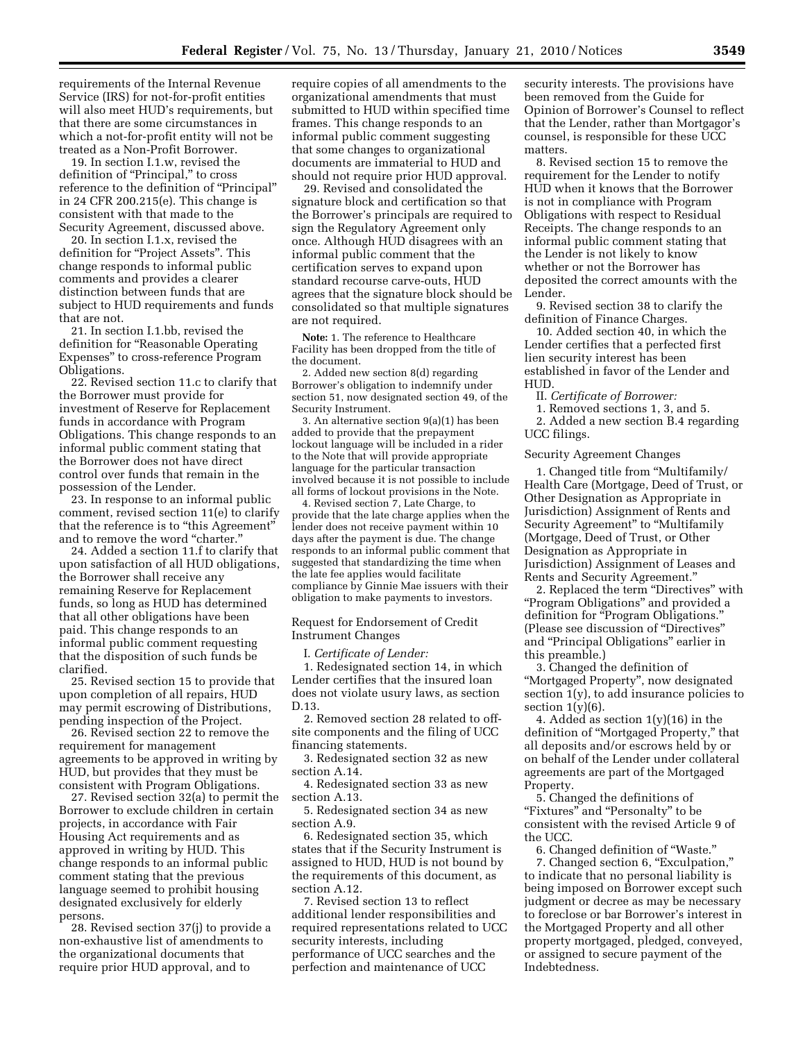requirements of the Internal Revenue Service (IRS) for not-for-profit entities will also meet HUD's requirements, but that there are some circumstances in which a not-for-profit entity will not be treated as a Non-Profit Borrower.

19. In section I.1.w, revised the definition of "Principal," to cross reference to the definition of "Principal" in 24 CFR 200.215(e). This change is consistent with that made to the Security Agreement, discussed above.

20. In section I.1.x, revised the definition for "Project Assets". This change responds to informal public comments and provides a clearer distinction between funds that are subject to HUD requirements and funds that are not.

21. In section I.1.bb, revised the definition for "Reasonable Operating Expenses" to cross-reference Program Obligations.

22. Revised section 11.c to clarify that the Borrower must provide for investment of Reserve for Replacement funds in accordance with Program Obligations. This change responds to an informal public comment stating that the Borrower does not have direct control over funds that remain in the possession of the Lender.

23. In response to an informal public comment, revised section 11(e) to clarify that the reference is to "this Agreement" and to remove the word "charter."

24. Added a section 11.f to clarify that upon satisfaction of all HUD obligations, the Borrower shall receive any remaining Reserve for Replacement funds, so long as HUD has determined that all other obligations have been paid. This change responds to an informal public comment requesting that the disposition of such funds be clarified.

25. Revised section 15 to provide that upon completion of all repairs, HUD may permit escrowing of Distributions, pending inspection of the Project.

26. Revised section 22 to remove the requirement for management agreements to be approved in writing by HUD, but provides that they must be consistent with Program Obligations.

27. Revised section 32(a) to permit the Borrower to exclude children in certain projects, in accordance with Fair Housing Act requirements and as approved in writing by HUD. This change responds to an informal public comment stating that the previous language seemed to prohibit housing designated exclusively for elderly persons.

28. Revised section 37(j) to provide a non-exhaustive list of amendments to the organizational documents that require prior HUD approval, and to require copies of all amendments to the organizational amendments that must submitted to HUD within specified time frames. This change responds to an informal public comment suggesting that some changes to organizational documents are immaterial to HUD and should not require prior HUD approval.

29. Revised and consolidated the signature block and certification so that the Borrower's principals are required to sign the Regulatory Agreement only once. Although HUD disagrees with an informal public comment that the certification serves to expand upon standard recourse carve-outs, HUD agrees that the signature block should be consolidated so that multiple signatures are not required.

**Note:** 1. The reference to Healthcare Facility has been dropped from the title of the document.

2. Added new section 8(d) regarding Borrower's obligation to indemnify under section 51, now designated section 49, of the Security Instrument.

3. An alternative section 9(a)(1) has been added to provide that the prepayment lockout language will be included in a rider to the Note that will provide appropriate language for the particular transaction involved because it is not possible to include all forms of lockout provisions in the Note.

4. Revised section 7, Late Charge, to provide that the late charge applies when the lender does not receive payment within 10 days after the payment is due. The change responds to an informal public comment that suggested that standardizing the time when the late fee applies would facilitate compliance by Ginnie Mae issuers with their obligation to make payments to investors.

Request for Endorsement of Credit Instrument Changes

I. *Certificate of Lender:*

1. Redesignated section 14, in which Lender certifies that the insured loan does not violate usury laws, as section D.13.

2. Removed section 28 related to off-site components and the filing of UCC financing statements.

3. Redesignated section 32 as new section A.14.

4. Redesignated section 33 as new section A.13.

5. Redesignated section 34 as new section A.9.

6. Redesignated section 35, which states that if the Security Instrument is assigned to HUD, HUD is not bound by the requirements of this document, as section A.12.

7. Revised section 13 to reflect additional lender responsibilities and required representations related to UCC security interests, including performance of UCC searches and the perfection and maintenance of UCC security interests. The provisions have been removed from the Guide for Opinion of Borrower's Counsel to reflect that the Lender, rather than Mortgagor's counsel, is responsible for these UCC matters.

8. Revised section 15 to remove the requirement for the Lender to notify HUD when it knows that the Borrower is not in compliance with Program Obligations with respect to Residual Receipts. The change responds to an informal public comment stating that the Lender is not likely to know whether or not the Borrower has deposited the correct amounts with the Lender.

9. Revised section 38 to clarify the definition of Finance Charges.

10. Added section 40, in which the Lender certifies that a perfected first lien security interest has been established in favor of the Lender and HUD.

II. *Certificate of Borrower:*

1. Removed sections 1, 3, and 5.

2. Added a new section B.4 regarding UCC filings.

Security Agreement Changes

1. Changed title from "Multifamily/Health Care (Mortgage, Deed of Trust, or Other Designation as Appropriate in Jurisdiction) Assignment of Rents and Security Agreement" to "Multifamily (Mortgage, Deed of Trust, or Other Designation as Appropriate in Jurisdiction) Assignment of Leases and Rents and Security Agreement."

2. Replaced the term "Directives" with "Program Obligations" and provided a definition for "Program Obligations." (Please see discussion of "Directives" and "Principal Obligations" earlier in this preamble.)

3. Changed the definition of "Mortgaged Property", now designated section 1(y), to add insurance policies to section 1(y)(6).

4. Added as section 1(y)(16) in the definition of "Mortgaged Property," that all deposits and/or escrows held by or on behalf of the Lender under collateral agreements are part of the Mortgaged Property.

5. Changed the definitions of "Fixtures" and "Personalty" to be consistent with the revised Article 9 of the UCC.

6. Changed definition of "Waste."

7. Changed section 6, "Exculpation," to indicate that no personal liability is being imposed on Borrower except such judgment or decree as may be necessary to foreclose or bar Borrower's interest in the Mortgaged Property and all other property mortgaged, pledged, conveyed, or assigned to secure payment of the Indebtedness.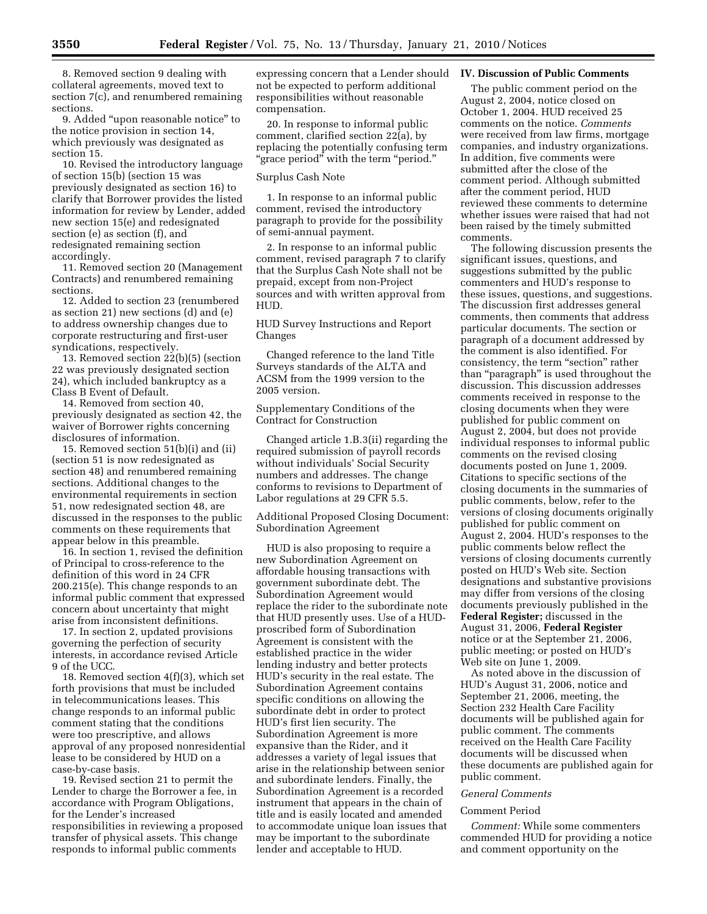8. Removed section 9 dealing with collateral agreements, moved text to section 7(c), and renumbered remaining sections.

9. Added "upon reasonable notice" to the notice provision in section 14, which previously was designated as section 15.

10. Revised the introductory language of section 15(b) (section 15 was previously designated as section 16) to clarify that Borrower provides the listed information for review by Lender, added new section 15(e) and redesignated section (e) as section (f), and redesignated remaining section accordingly.

11. Removed section 20 (Management Contracts) and renumbered remaining sections.

12. Added to section 23 (renumbered as section 21) new sections (d) and (e) to address ownership changes due to corporate restructuring and first-user syndications, respectively.

13. Removed section 22(b)(5) (section 22 was previously designated section 24), which included bankruptcy as a Class B Event of Default.

14. Removed from section 40, previously designated as section 42, the waiver of Borrower rights concerning disclosures of information.

15. Removed section 51(b)(i) and (ii) (section 51 is now redesignated as section 48) and renumbered remaining sections. Additional changes to the environmental requirements in section 51, now redesignated section 48, are discussed in the responses to the public comments on these requirements that appear below in this preamble.

16. In section 1, revised the definition of Principal to cross-reference to the definition of this word in 24 CFR 200.215(e). This change responds to an informal public comment that expressed concern about uncertainty that might arise from inconsistent definitions.

17. In section 2, updated provisions governing the perfection of security interests, in accordance revised Article 9 of the UCC.

18. Removed section 4(f)(3), which set forth provisions that must be included in telecommunications leases. This change responds to an informal public comment stating that the conditions were too prescriptive, and allows approval of any proposed nonresidential lease to be considered by HUD on a case-by-case basis.

19. Revised section 21 to permit the Lender to charge the Borrower a fee, in accordance with Program Obligations, for the Lender's increased responsibilities in reviewing a proposed transfer of physical assets. This change responds to informal public comments expressing concern that a Lender should not be expected to perform additional responsibilities without reasonable compensation.

20. In response to informal public comment, clarified section 22(a), by replacing the potentially confusing term "grace period" with the term "period."

Surplus Cash Note

1. In response to an informal public comment, revised the introductory paragraph to provide for the possibility of semi-annual payment.

2. In response to an informal public comment, revised paragraph 7 to clarify that the Surplus Cash Note shall not be prepaid, except from non-Project sources and with written approval from HUD.

HUD Survey Instructions and Report Changes

Changed reference to the land Title Surveys standards of the ALTA and ACSM from the 1999 version to the 2005 version.

Supplementary Conditions of the Contract for Construction

Changed article 1.B.3(ii) regarding the required submission of payroll records without individuals' Social Security numbers and addresses. The change conforms to revisions to Department of Labor regulations at 29 CFR 5.5.

Additional Proposed Closing Document: Subordination Agreement

HUD is also proposing to require a new Subordination Agreement on affordable housing transactions with government subordinate debt. The Subordination Agreement would replace the rider to the subordinate note that HUD presently uses. Use of a HUD-proscribed form of Subordination Agreement is consistent with the established practice in the wider lending industry and better protects HUD's security in the real estate. The Subordination Agreement contains specific conditions on allowing the subordinate debt in order to protect HUD's first lien security. The Subordination Agreement is more expansive than the Rider, and it addresses a variety of legal issues that arise in the relationship between senior and subordinate lenders. Finally, the Subordination Agreement is a recorded instrument that appears in the chain of title and is easily located and amended to accommodate unique loan issues that may be important to the subordinate lender and acceptable to HUD.

## IV. Discussion of Public Comments

The public comment period on the August 2, 2004, notice closed on October 1, 2004. HUD received 25 comments on the notice. *Comments* were received from law firms, mortgage companies, and industry organizations. In addition, five comments were submitted after the close of the comment period. Although submitted after the comment period, HUD reviewed these comments to determine whether issues were raised that had not been raised by the timely submitted comments.

The following discussion presents the significant issues, questions, and suggestions submitted by the public commenters and HUD's response to these issues, questions, and suggestions. The discussion first addresses general comments, then comments that address particular documents. The section or paragraph of a document addressed by the comment is also identified. For consistency, the term "section" rather than "paragraph" is used throughout the discussion. This discussion addresses comments received in response to the closing documents when they were published for public comment on August 2, 2004, but does not provide individual responses to informal public comments on the revised closing documents posted on June 1, 2009. Citations to specific sections of the closing documents in the summaries of public comments, below, refer to the versions of closing documents originally published for public comment on August 2, 2004. HUD's responses to the public comments below reflect the versions of closing documents currently posted on HUD's Web site. Section designations and substantive provisions may differ from versions of the closing documents previously published in the **Federal Register;** discussed in the August 31, 2006, **Federal Register** notice or at the September 21, 2006, public meeting; or posted on HUD's Web site on June 1, 2009.

As noted above in the discussion of HUD's August 31, 2006, notice and September 21, 2006, meeting, the Section 232 Health Care Facility documents will be published again for public comment. The comments received on the Health Care Facility documents will be discussed when these documents are published again for public comment.

### *General Comments*

Comment Period

*Comment:* While some commenters commended HUD for providing a notice and comment opportunity on the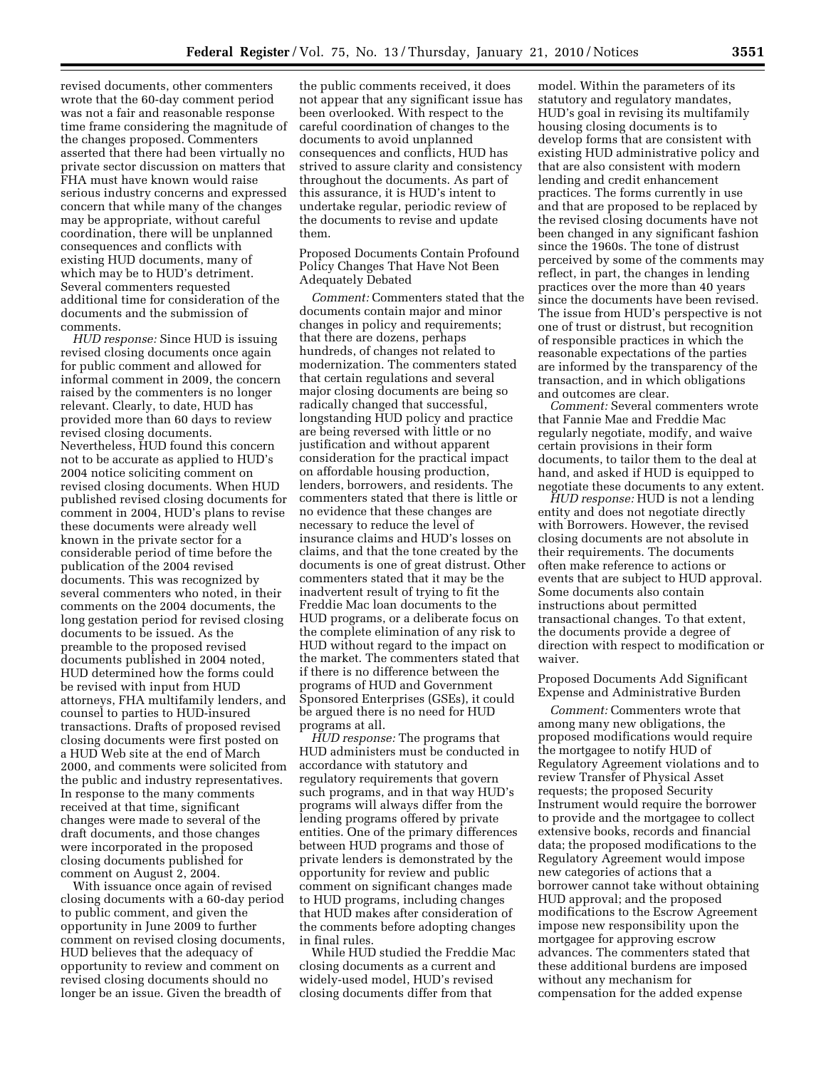revised documents, other commenters wrote that the 60-day comment period was not a fair and reasonable response time frame considering the magnitude of the changes proposed. Commenters asserted that there had been virtually no private sector discussion on matters that FHA must have known would raise serious industry concerns and expressed concern that while many of the changes may be appropriate, without careful coordination, there will be unplanned consequences and conflicts with existing HUD documents, many of which may be to HUD's detriment. Several commenters requested additional time for consideration of the documents and the submission of comments.

*HUD response:* Since HUD is issuing revised closing documents once again for public comment and allowed for informal comment in 2009, the concern raised by the commenters is no longer relevant. Clearly, to date, HUD has provided more than 60 days to review revised closing documents. Nevertheless, HUD found this concern not to be accurate as applied to HUD's 2004 notice soliciting comment on revised closing documents. When HUD published revised closing documents for comment in 2004, HUD's plans to revise these documents were already well known in the private sector for a considerable period of time before the publication of the 2004 revised documents. This was recognized by several commenters who noted, in their comments on the 2004 documents, the long gestation period for revised closing documents to be issued. As the preamble to the proposed revised documents published in 2004 noted, HUD determined how the forms could be revised with input from HUD attorneys, FHA multifamily lenders, and counsel to parties to HUD-insured transactions. Drafts of proposed revised closing documents were first posted on a HUD Web site at the end of March 2000, and comments were solicited from the public and industry representatives. In response to the many comments received at that time, significant changes were made to several of the draft documents, and those changes were incorporated in the proposed closing documents published for comment on August 2, 2004.

With issuance once again of revised closing documents with a 60-day period to public comment, and given the opportunity in June 2009 to further comment on revised closing documents, HUD believes that the adequacy of opportunity to review and comment on revised closing documents should no longer be an issue. Given the breadth of the public comments received, it does not appear that any significant issue has been overlooked. With respect to the careful coordination of changes to the documents to avoid unplanned consequences and conflicts, HUD has strived to assure clarity and consistency throughout the documents. As part of this assurance, it is HUD's intent to undertake regular, periodic review of the documents to revise and update them.

Proposed Documents Contain Profound Policy Changes That Have Not Been Adequately Debated

*Comment:* Commenters stated that the documents contain major and minor changes in policy and requirements; that there are dozens, perhaps hundreds, of changes not related to modernization. The commenters stated that certain regulations and several major closing documents are being so radically changed that successful, longstanding HUD policy and practice are being reversed with little or no justification and without apparent consideration for the practical impact on affordable housing production, lenders, borrowers, and residents. The commenters stated that there is little or no evidence that these changes are necessary to reduce the level of insurance claims and HUD's losses on claims, and that the tone created by the documents is one of great distrust. Other commenters stated that it may be the inadvertent result of trying to fit the Freddie Mac loan documents to the HUD programs, or a deliberate focus on the complete elimination of any risk to HUD without regard to the impact on the market. The commenters stated that if there is no difference between the programs of HUD and Government Sponsored Enterprises (GSEs), it could be argued there is no need for HUD programs at all.

*HUD response:* The programs that HUD administers must be conducted in accordance with statutory and regulatory requirements that govern such programs, and in that way HUD's programs will always differ from the lending programs offered by private entities. One of the primary differences between HUD programs and those of private lenders is demonstrated by the opportunity for review and public comment on significant changes made to HUD programs, including changes that HUD makes after consideration of the comments before adopting changes in final rules.

While HUD studied the Freddie Mac closing documents as a current and widely-used model, HUD's revised closing documents differ from that model. Within the parameters of its statutory and regulatory mandates, HUD's goal in revising its multifamily housing closing documents is to develop forms that are consistent with existing HUD administrative policy and that are also consistent with modern lending and credit enhancement practices. The forms currently in use and that are proposed to be replaced by the revised closing documents have not been changed in any significant fashion since the 1960s. The tone of distrust perceived by some of the comments may reflect, in part, the changes in lending practices over the more than 40 years since the documents have been revised. The issue from HUD's perspective is not one of trust or distrust, but recognition of responsible practices in which the reasonable expectations of the parties are informed by the transparency of the transaction, and in which obligations and outcomes are clear.

*Comment:* Several commenters wrote that Fannie Mae and Freddie Mac regularly negotiate, modify, and waive certain provisions in their form documents, to tailor them to the deal at hand, and asked if HUD is equipped to negotiate these documents to any extent.

*HUD response:* HUD is not a lending entity and does not negotiate directly with Borrowers. However, the revised closing documents are not absolute in their requirements. The documents often make reference to actions or events that are subject to HUD approval. Some documents also contain instructions about permitted transactional changes. To that extent, the documents provide a degree of direction with respect to modification or waiver.

Proposed Documents Add Significant Expense and Administrative Burden

*Comment:* Commenters wrote that among many new obligations, the proposed modifications would require the mortgagee to notify HUD of Regulatory Agreement violations and to review Transfer of Physical Asset requests; the proposed Security Instrument would require the borrower to provide and the mortgagee to collect extensive books, records and financial data; the proposed modifications to the Regulatory Agreement would impose new categories of actions that a borrower cannot take without obtaining HUD approval; and the proposed modifications to the Escrow Agreement impose new responsibility upon the mortgagee for approving escrow advances. The commenters stated that these additional burdens are imposed without any mechanism for compensation for the added expense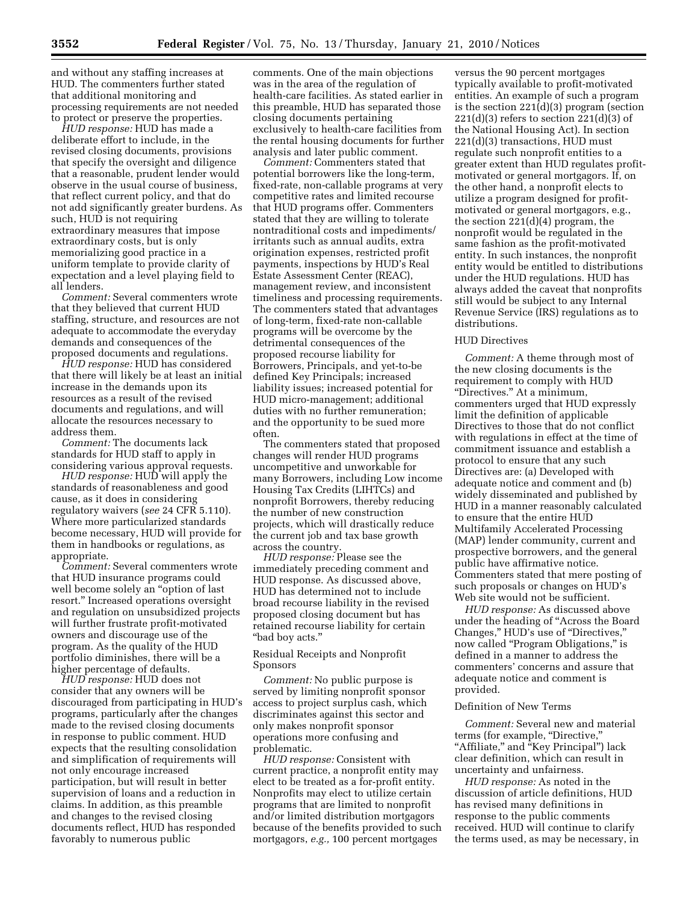and without any staffing increases at HUD. The commenters further stated that additional monitoring and processing requirements are not needed to protect or preserve the properties.

*HUD response:* HUD has made a deliberate effort to include, in the revised closing documents, provisions that specify the oversight and diligence that a reasonable, prudent lender would observe in the usual course of business, that reflect current policy, and that do not add significantly greater burdens. As such, HUD is not requiring extraordinary measures that impose extraordinary costs, but is only memorializing good practice in a uniform template to provide clarity of expectation and a level playing field to all lenders.

*Comment:* Several commenters wrote that they believed that current HUD staffing, structure, and resources are not adequate to accommodate the everyday demands and consequences of the proposed documents and regulations.

*HUD response:* HUD has considered that there will likely be at least an initial increase in the demands upon its resources as a result of the revised documents and regulations, and will allocate the resources necessary to address them.

*Comment:* The documents lack standards for HUD staff to apply in considering various approval requests.

*HUD response:* HUD will apply the standards of reasonableness and good cause, as it does in considering regulatory waivers (*see* 24 CFR 5.110). Where more particularized standards become necessary, HUD will provide for them in handbooks or regulations, as appropriate.

*Comment:* Several commenters wrote that HUD insurance programs could well become solely an "option of last resort." Increased operations oversight and regulation on unsubsidized projects will further frustrate profit-motivated owners and discourage use of the program. As the quality of the HUD portfolio diminishes, there will be a higher percentage of defaults.

*HUD response:* HUD does not consider that any owners will be discouraged from participating in HUD's programs, particularly after the changes made to the revised closing documents in response to public comment. HUD expects that the resulting consolidation and simplification of requirements will not only encourage increased participation, but will result in better supervision of loans and a reduction in claims. In addition, as this preamble and changes to the revised closing documents reflect, HUD has responded favorably to numerous public comments. One of the main objections was in the area of the regulation of health-care facilities. As stated earlier in this preamble, HUD has separated those closing documents pertaining exclusively to health-care facilities from the rental housing documents for further analysis and later public comment.

*Comment:* Commenters stated that potential borrowers like the long-term, fixed-rate, non-callable programs at very competitive rates and limited recourse that HUD programs offer. Commenters stated that they are willing to tolerate nontraditional costs and impediments/irritants such as annual audits, extra origination expenses, restricted profit payments, inspections by HUD's Real Estate Assessment Center (REAC), management review, and inconsistent timeliness and processing requirements. The commenters stated that advantages of long-term, fixed-rate non-callable programs will be overcome by the detrimental consequences of the proposed recourse liability for Borrowers, Principals, and yet-to-be defined Key Principals; increased liability issues; increased potential for HUD micro-management; additional duties with no further remuneration; and the opportunity to be sued more often.

The commenters stated that proposed changes will render HUD programs uncompetitive and unworkable for many Borrowers, including Low income Housing Tax Credits (LIHTCs) and nonprofit Borrowers, thereby reducing the number of new construction projects, which will drastically reduce the current job and tax base growth across the country.

*HUD response:* Please see the immediately preceding comment and HUD response. As discussed above, HUD has determined not to include broad recourse liability in the revised proposed closing document but has retained recourse liability for certain "bad boy acts."

Residual Receipts and Nonprofit Sponsors

*Comment:* No public purpose is served by limiting nonprofit sponsor access to project surplus cash, which discriminates against this sector and only makes nonprofit sponsor operations more confusing and problematic.

*HUD response:* Consistent with current practice, a nonprofit entity may elect to be treated as a for-profit entity. Nonprofits may elect to utilize certain programs that are limited to nonprofit and/or limited distribution mortgagors because of the benefits provided to such mortgagors, *e.g.,* 100 percent mortgages versus the 90 percent mortgages typically available to profit-motivated entities. An example of such a program is the section 221(d)(3) program (section 221(d)(3) refers to section 221(d)(3) of the National Housing Act). In section 221(d)(3) transactions, HUD must regulate such nonprofit entities to a greater extent than HUD regulates profit-motivated or general mortgagors. If, on the other hand, a nonprofit elects to utilize a program designed for profit-motivated or general mortgagors, e.g., the section 221(d)(4) program, the nonprofit would be regulated in the same fashion as the profit-motivated entity. In such instances, the nonprofit entity would be entitled to distributions under the HUD regulations. HUD has always added the caveat that nonprofits still would be subject to any Internal Revenue Service (IRS) regulations as to distributions.

HUD Directives

*Comment:* A theme through most of the new closing documents is the requirement to comply with HUD "Directives." At a minimum, commenters urged that HUD expressly limit the definition of applicable Directives to those that do not conflict with regulations in effect at the time of commitment issuance and establish a protocol to ensure that any such Directives are: (a) Developed with adequate notice and comment and (b) widely disseminated and published by HUD in a manner reasonably calculated to ensure that the entire HUD Multifamily Accelerated Processing (MAP) lender community, current and prospective borrowers, and the general public have affirmative notice. Commenters stated that mere posting of such proposals or changes on HUD's Web site would not be sufficient.

*HUD response:* As discussed above under the heading of "Across the Board Changes," HUD's use of "Directives," now called "Program Obligations," is defined in a manner to address the commenters' concerns and assure that adequate notice and comment is provided.

Definition of New Terms

*Comment:* Several new and material terms (for example, "Directive," "Affiliate," and "Key Principal") lack clear definition, which can result in uncertainty and unfairness.

*HUD response:* As noted in the discussion of article definitions, HUD has revised many definitions in response to the public comments received. HUD will continue to clarify the terms used, as may be necessary, in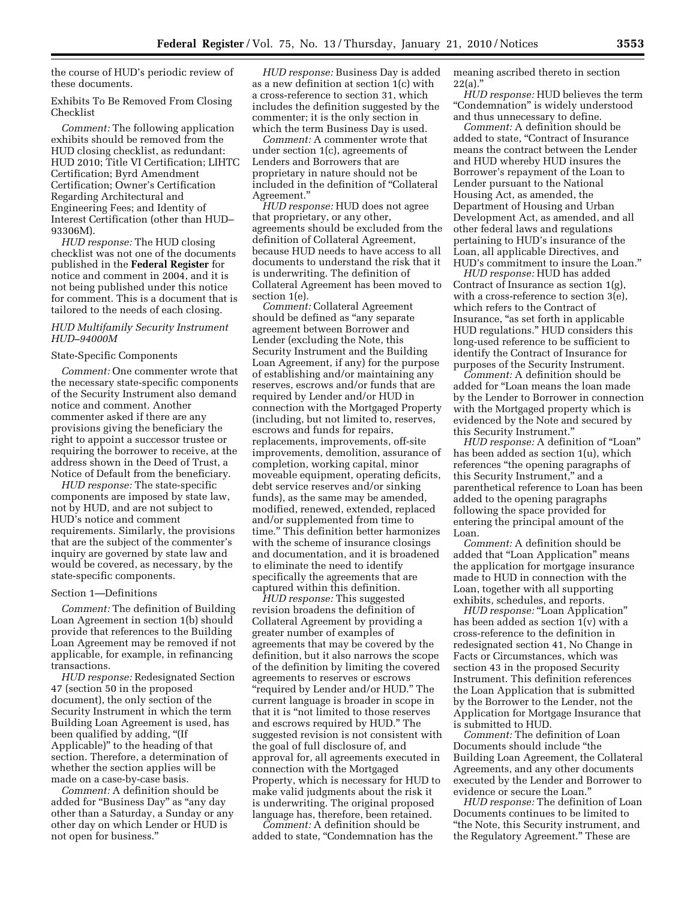the course of HUD's periodic review of these documents.

Exhibits To Be Removed From Closing Checklist

*Comment:* The following application exhibits should be removed from the HUD closing checklist, as redundant: HUD 2010; Title VI Certification; LIHTC Certification; Byrd Amendment Certification; Owner's Certification Regarding Architectural and Engineering Fees; and Identity of Interest Certification (other than HUD–93306M).

*HUD response:* The HUD closing checklist was not one of the documents published in the **Federal Register** for notice and comment in 2004, and it is not being published under this notice for comment. This is a document that is tailored to the needs of each closing.

### *HUD Multifamily Security Instrument HUD–94000M*

State-Specific Components

*Comment:* One commenter wrote that the necessary state-specific components of the Security Instrument also demand notice and comment. Another commenter asked if there are any provisions giving the beneficiary the right to appoint a successor trustee or requiring the borrower to receive, at the address shown in the Deed of Trust, a Notice of Default from the beneficiary.

*HUD response:* The state-specific components are imposed by state law, not by HUD, and are not subject to HUD's notice and comment requirements. Similarly, the provisions that are the subject of the commenter's inquiry are governed by state law and would be covered, as necessary, by the state-specific components.

Section 1—Definitions

*Comment:* The definition of Building Loan Agreement in section 1(b) should provide that references to the Building Loan Agreement may be removed if not applicable, for example, in refinancing transactions.

*HUD response:* Redesignated Section 47 (section 50 in the proposed document), the only section of the Security Instrument in which the term Building Loan Agreement is used, has been qualified by adding, "(If Applicable)" to the heading of that section. Therefore, a determination of whether the section applies will be made on a case-by-case basis.

*Comment:* A definition should be added for "Business Day" as "any day other than a Saturday, a Sunday or any other day on which Lender or HUD is not open for business."

*HUD response:* Business Day is added as a new definition at section 1(c) with a cross-reference to section 31, which includes the definition suggested by the commenter; it is the only section in which the term Business Day is used.

*Comment:* A commenter wrote that under section 1(c), agreements of Lenders and Borrowers that are proprietary in nature should not be included in the definition of "Collateral Agreement."

*HUD response:* HUD does not agree that proprietary, or any other, agreements should be excluded from the definition of Collateral Agreement, because HUD needs to have access to all documents to understand the risk that it is underwriting. The definition of Collateral Agreement has been moved to section 1(e).

*Comment:* Collateral Agreement should be defined as "any separate agreement between Borrower and Lender (excluding the Note, this Security Instrument and the Building Loan Agreement, if any) for the purpose of establishing and/or maintaining any reserves, escrows and/or funds that are required by Lender and/or HUD in connection with the Mortgaged Property (including, but not limited to, reserves, escrows and funds for repairs, replacements, improvements, off-site improvements, demolition, assurance of completion, working capital, minor moveable equipment, operating deficits, debt service reserves and/or sinking funds), as the same may be amended, modified, renewed, extended, replaced and/or supplemented from time to time." This definition better harmonizes with the scheme of insurance closings and documentation, and it is broadened to eliminate the need to identify specifically the agreements that are captured within this definition.

*HUD response:* This suggested revision broadens the definition of Collateral Agreement by providing a greater number of examples of agreements that may be covered by the definition, but it also narrows the scope of the definition by limiting the covered agreements to reserves or escrows "required by Lender and/or HUD." The current language is broader in scope in that it is "not limited to those reserves and escrows required by HUD." The suggested revision is not consistent with the goal of full disclosure of, and approval for, all agreements executed in connection with the Mortgaged Property, which is necessary for HUD to make valid judgments about the risk it is underwriting. The original proposed language has, therefore, been retained.

*Comment:* A definition should be added to state, "Condemnation has the meaning ascribed thereto in section 22(a)."

*HUD response:* HUD believes the term "Condemnation" is widely understood and thus unnecessary to define.

*Comment:* A definition should be added to state, "Contract of Insurance means the contract between the Lender and HUD whereby HUD insures the Borrower's repayment of the Loan to Lender pursuant to the National Housing Act, as amended, the Department of Housing and Urban Development Act, as amended, and all other federal laws and regulations pertaining to HUD's insurance of the Loan, all applicable Directives, and HUD's commitment to insure the Loan."

*HUD response:* HUD has added Contract of Insurance as section 1(g), with a cross-reference to section 3(e), which refers to the Contract of Insurance, "as set forth in applicable HUD regulations." HUD considers this long-used reference to be sufficient to identify the Contract of Insurance for purposes of the Security Instrument.

*Comment:* A definition should be added for "Loan means the loan made by the Lender to Borrower in connection with the Mortgaged property which is evidenced by the Note and secured by this Security Instrument."

*HUD response:* A definition of "Loan" has been added as section 1(u), which references "the opening paragraphs of this Security Instrument," and a parenthetical reference to Loan has been added to the opening paragraphs following the space provided for entering the principal amount of the Loan.

*Comment:* A definition should be added that "Loan Application" means the application for mortgage insurance made to HUD in connection with the Loan, together with all supporting exhibits, schedules, and reports.

*HUD response:* "Loan Application" has been added as section 1(v) with a cross-reference to the definition in redesignated section 41, No Change in Facts or Circumstances, which was section 43 in the proposed Security Instrument. This definition references the Loan Application that is submitted by the Borrower to the Lender, not the Application for Mortgage Insurance that is submitted to HUD.

*Comment:* The definition of Loan Documents should include "the Building Loan Agreement, the Collateral Agreements, and any other documents executed by the Lender and Borrower to evidence or secure the Loan."

*HUD response:* The definition of Loan Documents continues to be limited to "the Note, this Security instrument, and the Regulatory Agreement." These are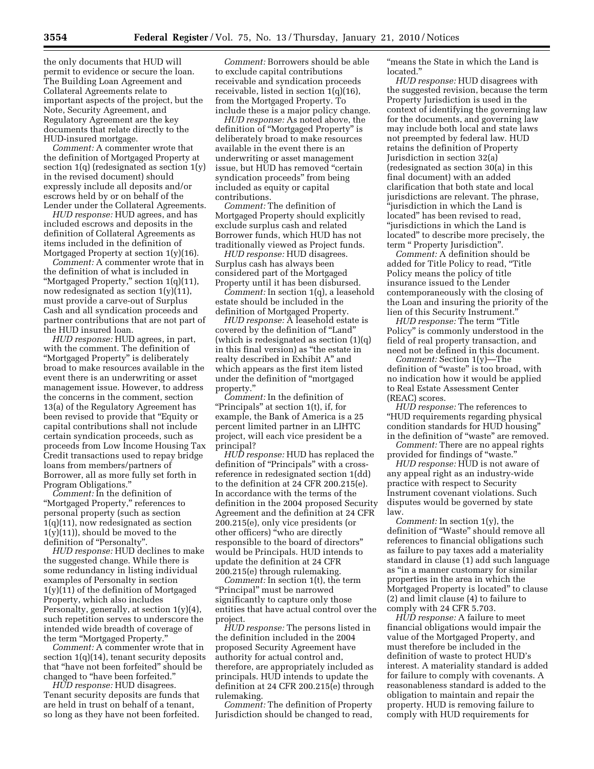the only documents that HUD will permit to evidence or secure the loan. The Building Loan Agreement and Collateral Agreements relate to important aspects of the project, but the Note, Security Agreement, and Regulatory Agreement are the key documents that relate directly to the HUD-insured mortgage.

*Comment:* A commenter wrote that the definition of Mortgaged Property at section 1(q) (redesignated as section 1(y) in the revised document) should expressly include all deposits and/or escrows held by or on behalf of the Lender under the Collateral Agreements.

*HUD response:* HUD agrees, and has included escrows and deposits in the definition of Collateral Agreements as items included in the definition of Mortgaged Property at section 1(y)(16).

*Comment:* A commenter wrote that in the definition of what is included in "Mortgaged Property," section 1(q)(11), now redesignated as section 1(y)(11), must provide a carve-out of Surplus Cash and all syndication proceeds and partner contributions that are not part of the HUD insured loan.

*HUD response:* HUD agrees, in part, with the comment. The definition of "Mortgaged Property" is deliberately broad to make resources available in the event there is an underwriting or asset management issue. However, to address the concerns in the comment, section 13(a) of the Regulatory Agreement has been revised to provide that "Equity or capital contributions shall not include certain syndication proceeds, such as proceeds from Low Income Housing Tax Credit transactions used to repay bridge loans from members/partners of Borrower, all as more fully set forth in Program Obligations."

*Comment:* In the definition of "Mortgaged Property," references to personal property (such as section 1(q)(11), now redesignated as section 1(y)(11)), should be moved to the definition of "Personalty".

*HUD response:* HUD declines to make the suggested change. While there is some redundancy in listing individual examples of Personalty in section 1(y)(11) of the definition of Mortgaged Property, which also includes Personalty, generally, at section 1(y)(4), such repetition serves to underscore the intended wide breadth of coverage of the term "Mortgaged Property."

*Comment:* A commenter wrote that in section 1(q)(14), tenant security deposits that "have not been forfeited" should be changed to "have been forfeited."

*HUD response:* HUD disagrees. Tenant security deposits are funds that are held in trust on behalf of a tenant, so long as they have not been forfeited.

*Comment:* Borrowers should be able to exclude capital contributions receivable and syndication proceeds receivable, listed in section 1(q)(16), from the Mortgaged Property. To include these is a major policy change.

*HUD response:* As noted above, the definition of "Mortgaged Property" is deliberately broad to make resources available in the event there is an underwriting or asset management issue, but HUD has removed "certain syndication proceeds" from being included as equity or capital contributions.

*Comment:* The definition of Mortgaged Property should explicitly exclude surplus cash and related Borrower funds, which HUD has not traditionally viewed as Project funds.

*HUD response:* HUD disagrees. Surplus cash has always been considered part of the Mortgaged Property until it has been disbursed.

*Comment:* In section 1(q), a leasehold estate should be included in the definition of Mortgaged Property.

*HUD response:* A leasehold estate is covered by the definition of "Land" (which is redesignated as section (1)(q) in this final version) as "the estate in realty described in Exhibit A" and which appears as the first item listed under the definition of "mortgaged property."

*Comment:* In the definition of "Principals" at section 1(t), if, for example, the Bank of America is a 25 percent limited partner in an LIHTC project, will each vice president be a principal?

*HUD response:* HUD has replaced the definition of "Principals" with a cross-reference in redesignated section 1(dd) to the definition at 24 CFR 200.215(e). In accordance with the terms of the definition in the 2004 proposed Security Agreement and the definition at 24 CFR 200.215(e), only vice presidents (or other officers) "who are directly responsible to the board of directors" would be Principals. HUD intends to update the definition at 24 CFR 200.215(e) through rulemaking.

*Comment:* In section 1(t), the term "Principal" must be narrowed significantly to capture only those entities that have actual control over the project.

*HUD response:* The persons listed in the definition included in the 2004 proposed Security Agreement have authority for actual control and, therefore, are appropriately included as principals. HUD intends to update the definition at 24 CFR 200.215(e) through rulemaking.

*Comment:* The definition of Property Jurisdiction should be changed to read, "means the State in which the Land is located."

*HUD response:* HUD disagrees with the suggested revision, because the term Property Jurisdiction is used in the context of identifying the governing law for the documents, and governing law may include both local and state laws not preempted by federal law. HUD retains the definition of Property Jurisdiction in section 32(a) (redesignated as section 30(a) in this final document) with an added clarification that both state and local jurisdictions are relevant. The phrase, "jurisdiction in which the Land is located" has been revised to read, "jurisdictions in which the Land is located" to describe more precisely, the term " Property Jurisdiction".

*Comment:* A definition should be added for Title Policy to read, "Title Policy means the policy of title insurance issued to the Lender contemporaneously with the closing of the Loan and insuring the priority of the lien of this Security Instrument."

*HUD response:* The term "Title Policy" is commonly understood in the field of real property transaction, and need not be defined in this document.

*Comment:* Section 1(y)—The definition of "waste" is too broad, with no indication how it would be applied to Real Estate Assessment Center (REAC) scores.

*HUD response:* The references to "HUD requirements regarding physical condition standards for HUD housing" in the definition of "waste" are removed.

*Comment:* There are no appeal rights provided for findings of "waste."

*HUD response:* HUD is not aware of any appeal right as an industry-wide practice with respect to Security Instrument covenant violations. Such disputes would be governed by state law.

*Comment:* In section 1(y), the definition of "Waste" should remove all references to financial obligations such as failure to pay taxes add a materiality standard in clause (1) add such language as "in a manner customary for similar properties in the area in which the Mortgaged Property is located" to clause (2) and limit clause (4) to failure to comply with 24 CFR 5.703.

*HUD response:* A failure to meet financial obligations would impair the value of the Mortgaged Property, and must therefore be included in the definition of waste to protect HUD's interest. A materiality standard is added for failure to comply with covenants. A reasonableness standard is added to the obligation to maintain and repair the property. HUD is removing failure to comply with HUD requirements for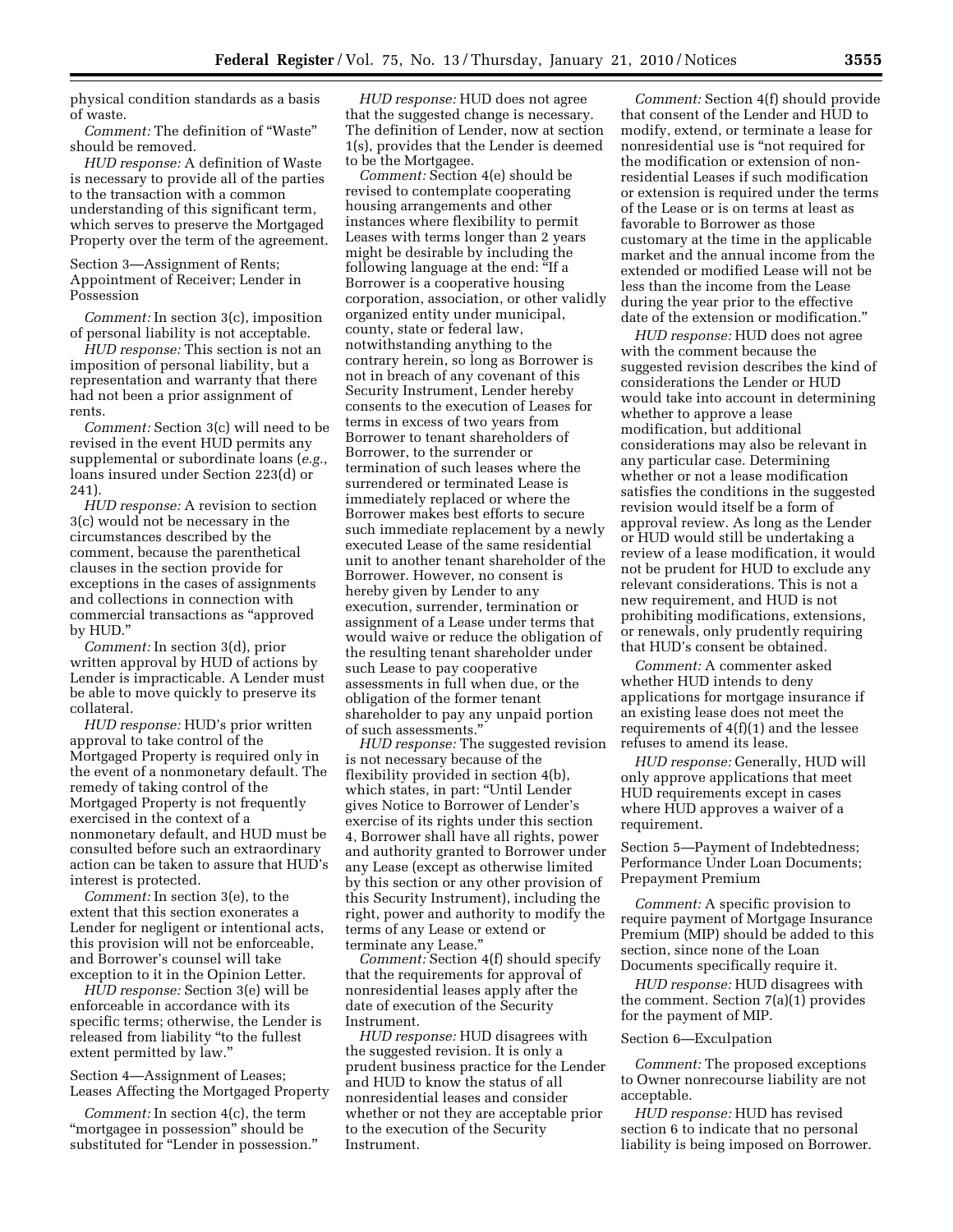physical condition standards as a basis of waste.

*Comment:* The definition of "Waste" should be removed.

*HUD response:* A definition of Waste is necessary to provide all of the parties to the transaction with a common understanding of this significant term, which serves to preserve the Mortgaged Property over the term of the agreement.

Section 3—Assignment of Rents; Appointment of Receiver; Lender in Possession

*Comment:* In section 3(c), imposition of personal liability is not acceptable.

*HUD response:* This section is not an imposition of personal liability, but a representation and warranty that there had not been a prior assignment of rents.

*Comment:* Section 3(c) will need to be revised in the event HUD permits any supplemental or subordinate loans (*e.g.*, loans insured under Section 223(d) or 241).

*HUD response:* A revision to section 3(c) would not be necessary in the circumstances described by the comment, because the parenthetical clauses in the section provide for exceptions in the cases of assignments and collections in connection with commercial transactions as "approved by HUD."

*Comment:* In section 3(d), prior written approval by HUD of actions by Lender is impracticable. A Lender must be able to move quickly to preserve its collateral.

*HUD response:* HUD's prior written approval to take control of the Mortgaged Property is required only in the event of a nonmonetary default. The remedy of taking control of the Mortgaged Property is not frequently exercised in the context of a nonmonetary default, and HUD must be consulted before such an extraordinary action can be taken to assure that HUD's interest is protected.

*Comment:* In section 3(e), to the extent that this section exonerates a Lender for negligent or intentional acts, this provision will not be enforceable, and Borrower's counsel will take exception to it in the Opinion Letter.

*HUD response:* Section 3(e) will be enforceable in accordance with its specific terms; otherwise, the Lender is released from liability "to the fullest extent permitted by law."

Section 4—Assignment of Leases; Leases Affecting the Mortgaged Property

*Comment:* In section 4(c), the term "mortgagee in possession" should be substituted for "Lender in possession."

*HUD response:* HUD does not agree that the suggested change is necessary. The definition of Lender, now at section 1(s), provides that the Lender is deemed to be the Mortgagee.

*Comment:* Section 4(e) should be revised to contemplate cooperating housing arrangements and other instances where flexibility to permit Leases with terms longer than 2 years might be desirable by including the following language at the end: "If a Borrower is a cooperative housing corporation, association, or other validly organized entity under municipal, county, state or federal law, notwithstanding anything to the contrary herein, so long as Borrower is not in breach of any covenant of this Security Instrument, Lender hereby consents to the execution of Leases for terms in excess of two years from Borrower to tenant shareholders of Borrower, to the surrender or termination of such leases where the surrendered or terminated Lease is immediately replaced or where the Borrower makes best efforts to secure such immediate replacement by a newly executed Lease of the same residential unit to another tenant shareholder of the Borrower. However, no consent is hereby given by Lender to any execution, surrender, termination or assignment of a Lease under terms that would waive or reduce the obligation of the resulting tenant shareholder under such Lease to pay cooperative assessments in full when due, or the obligation of the former tenant shareholder to pay any unpaid portion of such assessments."

*HUD response:* The suggested revision is not necessary because of the flexibility provided in section 4(b), which states, in part: "Until Lender gives Notice to Borrower of Lender's exercise of its rights under this section 4, Borrower shall have all rights, power and authority granted to Borrower under any Lease (except as otherwise limited by this section or any other provision of this Security Instrument), including the right, power and authority to modify the terms of any Lease or extend or terminate any Lease."

*Comment:* Section 4(f) should specify that the requirements for approval of nonresidential leases apply after the date of execution of the Security Instrument.

*HUD response:* HUD disagrees with the suggested revision. It is only a prudent business practice for the Lender and HUD to know the status of all nonresidential leases and consider whether or not they are acceptable prior to the execution of the Security Instrument.

*Comment:* Section 4(f) should provide that consent of the Lender and HUD to modify, extend, or terminate a lease for nonresidential use is "not required for the modification or extension of non-residential Leases if such modification or extension is required under the terms of the Lease or is on terms at least as favorable to Borrower as those customary at the time in the applicable market and the annual income from the extended or modified Lease will not be less than the income from the Lease during the year prior to the effective date of the extension or modification."

*HUD response:* HUD does not agree with the comment because the suggested revision describes the kind of considerations the Lender or HUD would take into account in determining whether to approve a lease modification, but additional considerations may also be relevant in any particular case. Determining whether or not a lease modification satisfies the conditions in the suggested revision would itself be a form of approval review. As long as the Lender or HUD would still be undertaking a review of a lease modification, it would not be prudent for HUD to exclude any relevant considerations. This is not a new requirement, and HUD is not prohibiting modifications, extensions, or renewals, only prudently requiring that HUD's consent be obtained.

*Comment:* A commenter asked whether HUD intends to deny applications for mortgage insurance if an existing lease does not meet the requirements of 4(f)(1) and the lessee refuses to amend its lease.

*HUD response:* Generally, HUD will only approve applications that meet HUD requirements except in cases where HUD approves a waiver of a requirement.

Section 5—Payment of Indebtedness; Performance Under Loan Documents; Prepayment Premium

*Comment:* A specific provision to require payment of Mortgage Insurance Premium (MIP) should be added to this section, since none of the Loan Documents specifically require it.

*HUD response:* HUD disagrees with the comment. Section 7(a)(1) provides for the payment of MIP.

Section 6—Exculpation

*Comment:* The proposed exceptions to Owner nonrecourse liability are not acceptable.

*HUD response:* HUD has revised section 6 to indicate that no personal liability is being imposed on Borrower.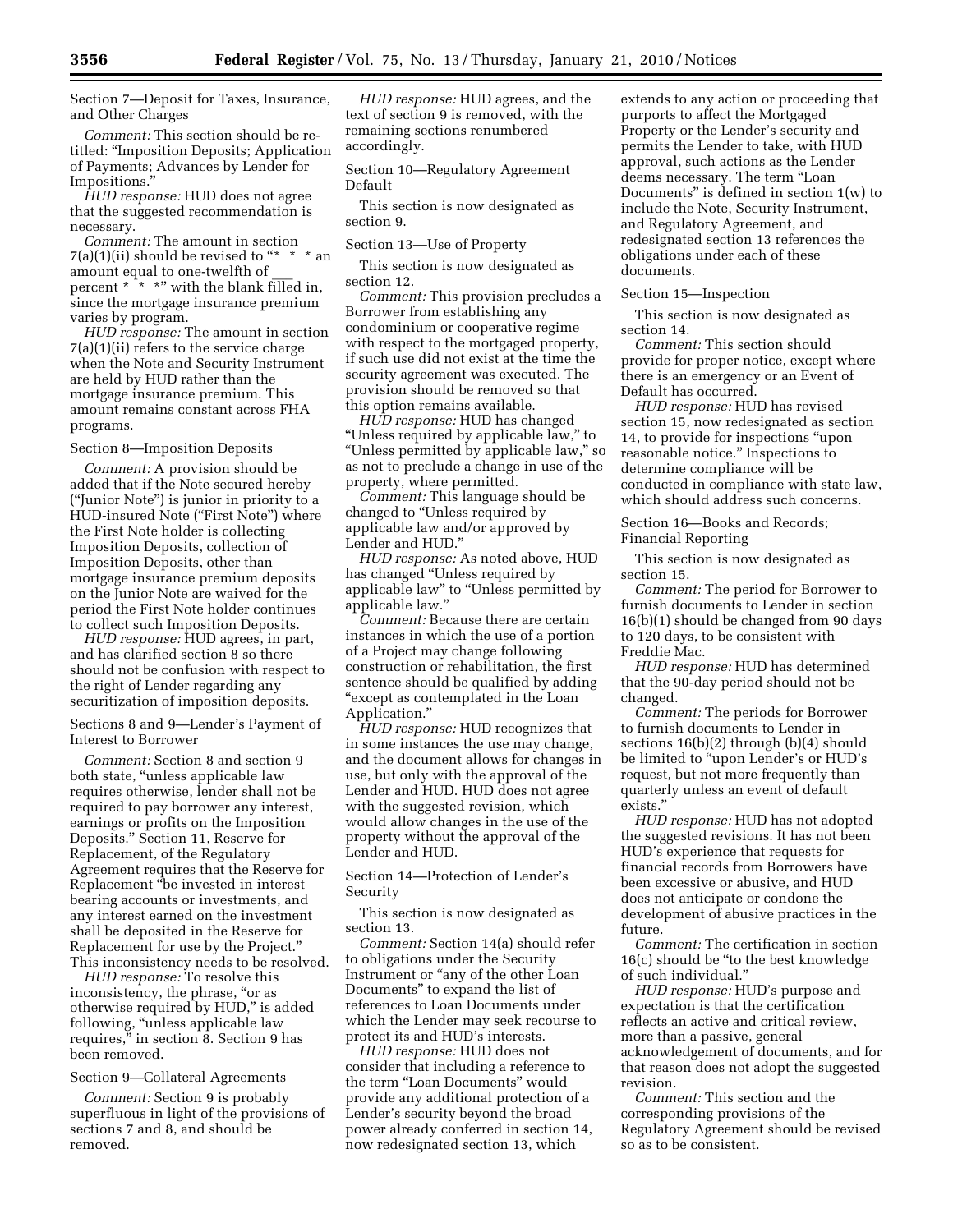Section 7—Deposit for Taxes, Insurance, and Other Charges

*Comment:* This section should be re-titled: "Imposition Deposits; Application of Payments; Advances by Lender for Impositions."

*HUD response:* HUD does not agree that the suggested recommendation is necessary.

*Comment:* The amount in section 7(a)(1)(ii) should be revised to "* * * an amount equal to one-twelfth of ___ percent * * *" with the blank filled in, since the mortgage insurance premium varies by program.

*HUD response:* The amount in section 7(a)(1)(ii) refers to the service charge when the Note and Security Instrument are held by HUD rather than the mortgage insurance premium. This amount remains constant across FHA programs.

Section 8—Imposition Deposits

*Comment:* A provision should be added that if the Note secured hereby ("Junior Note") is junior in priority to a HUD-insured Note ("First Note") where the First Note holder is collecting Imposition Deposits, collection of Imposition Deposits, other than mortgage insurance premium deposits on the Junior Note are waived for the period the First Note holder continues to collect such Imposition Deposits.

*HUD response:* HUD agrees, in part, and has clarified section 8 so there should not be confusion with respect to the right of Lender regarding any securitization of imposition deposits.

Sections 8 and 9—Lender's Payment of Interest to Borrower

*Comment:* Section 8 and section 9 both state, "unless applicable law requires otherwise, lender shall not be required to pay borrower any interest, earnings or profits on the Imposition Deposits." Section 11, Reserve for Replacement, of the Regulatory Agreement requires that the Reserve for Replacement "be invested in interest bearing accounts or investments, and any interest earned on the investment shall be deposited in the Reserve for Replacement for use by the Project." This inconsistency needs to be resolved.

*HUD response:* To resolve this inconsistency, the phrase, "or as otherwise required by HUD," is added following, "unless applicable law requires," in section 8. Section 9 has been removed.

Section 9—Collateral Agreements

*Comment:* Section 9 is probably superfluous in light of the provisions of sections 7 and 8, and should be removed.

*HUD response:* HUD agrees, and the text of section 9 is removed, with the remaining sections renumbered accordingly.

Section 10—Regulatory Agreement Default

This section is now designated as section 9.

Section 13—Use of Property

This section is now designated as section 12.

*Comment:* This provision precludes a Borrower from establishing any condominium or cooperative regime with respect to the mortgaged property, if such use did not exist at the time the security agreement was executed. The provision should be removed so that this option remains available.

*HUD response:* HUD has changed "Unless required by applicable law," to "Unless permitted by applicable law," so as not to preclude a change in use of the property, where permitted.

*Comment:* This language should be changed to "Unless required by applicable law and/or approved by Lender and HUD."

*HUD response:* As noted above, HUD has changed "Unless required by applicable law" to "Unless permitted by applicable law."

*Comment:* Because there are certain instances in which the use of a portion of a Project may change following construction or rehabilitation, the first sentence should be qualified by adding "except as contemplated in the Loan Application."

*HUD response:* HUD recognizes that in some instances the use may change, and the document allows for changes in use, but only with the approval of the Lender and HUD. HUD does not agree with the suggested revision, which would allow changes in the use of the property without the approval of the Lender and HUD.

Section 14—Protection of Lender's Security

This section is now designated as section 13.

*Comment:* Section 14(a) should refer to obligations under the Security Instrument or "any of the other Loan Documents" to expand the list of references to Loan Documents under which the Lender may seek recourse to protect its and HUD's interests.

*HUD response:* HUD does not consider that including a reference to the term "Loan Documents" would provide any additional protection of a Lender's security beyond the broad power already conferred in section 14, now redesignated section 13, which extends to any action or proceeding that purports to affect the Mortgaged Property or the Lender's security and permits the Lender to take, with HUD approval, such actions as the Lender deems necessary. The term "Loan Documents" is defined in section 1(w) to include the Note, Security Instrument, and Regulatory Agreement, and redesignated section 13 references the obligations under each of these documents.

Section 15—Inspection

This section is now designated as section 14.

*Comment:* This section should provide for proper notice, except where there is an emergency or an Event of Default has occurred.

*HUD response:* HUD has revised section 15, now redesignated as section 14, to provide for inspections "upon reasonable notice." Inspections to determine compliance will be conducted in compliance with state law, which should address such concerns.

Section 16—Books and Records; Financial Reporting

This section is now designated as section 15.

*Comment:* The period for Borrower to furnish documents to Lender in section 16(b)(1) should be changed from 90 days to 120 days, to be consistent with Freddie Mac.

*HUD response:* HUD has determined that the 90-day period should not be changed.

*Comment:* The periods for Borrower to furnish documents to Lender in sections 16(b)(2) through (b)(4) should be limited to "upon Lender's or HUD's request, but not more frequently than quarterly unless an event of default exists."

*HUD response:* HUD has not adopted the suggested revisions. It has not been HUD's experience that requests for financial records from Borrowers have been excessive or abusive, and HUD does not anticipate or condone the development of abusive practices in the future.

*Comment:* The certification in section 16(c) should be "to the best knowledge of such individual."

*HUD response:* HUD's purpose and expectation is that the certification reflects an active and critical review, more than a passive, general acknowledgement of documents, and for that reason does not adopt the suggested revision.

*Comment:* This section and the corresponding provisions of the Regulatory Agreement should be revised so as to be consistent.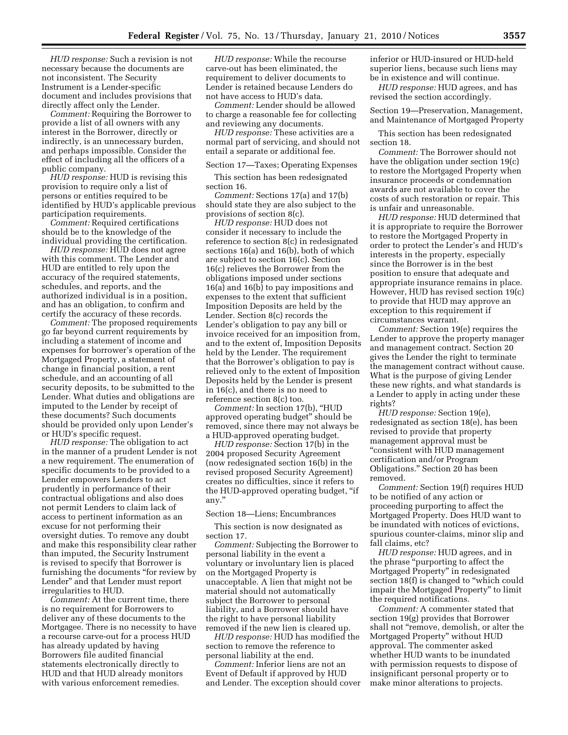*HUD response:* Such a revision is not necessary because the documents are not inconsistent. The Security Instrument is a Lender-specific document and includes provisions that directly affect only the Lender.

*Comment:* Requiring the Borrower to provide a list of all owners with any interest in the Borrower, directly or indirectly, is an unnecessary burden, and perhaps impossible. Consider the effect of including all the officers of a public company.

*HUD response:* HUD is revising this provision to require only a list of persons or entities required to be identified by HUD's applicable previous participation requirements.

*Comment:* Required certifications should be to the knowledge of the individual providing the certification.

*HUD response:* HUD does not agree with this comment. The Lender and HUD are entitled to rely upon the accuracy of the required statements, schedules, and reports, and the authorized individual is in a position, and has an obligation, to confirm and certify the accuracy of these records.

*Comment:* The proposed requirements go far beyond current requirements by including a statement of income and expenses for borrower's operation of the Mortgaged Property, a statement of change in financial position, a rent schedule, and an accounting of all security deposits, to be submitted to the Lender. What duties and obligations are imputed to the Lender by receipt of these documents? Such documents should be provided only upon Lender's or HUD's specific request.

*HUD response:* The obligation to act in the manner of a prudent Lender is not a new requirement. The enumeration of specific documents to be provided to a Lender empowers Lenders to act prudently in performance of their contractual obligations and also does not permit Lenders to claim lack of access to pertinent information as an excuse for not performing their oversight duties. To remove any doubt and make this responsibility clear rather than imputed, the Security Instrument is revised to specify that Borrower is furnishing the documents "for review by Lender" and that Lender must report irregularities to HUD.

*Comment:* At the current time, there is no requirement for Borrowers to deliver any of these documents to the Mortgagee. There is no necessity to have a recourse carve-out for a process HUD has already updated by having Borrowers file audited financial statements electronically directly to HUD and that HUD already monitors with various enforcement remedies.

*HUD response:* While the recourse carve-out has been eliminated, the requirement to deliver documents to Lender is retained because Lenders do not have access to HUD's data.

*Comment:* Lender should be allowed to charge a reasonable fee for collecting and reviewing any documents.

*HUD response:* These activities are a normal part of servicing, and should not entail a separate or additional fee.

Section 17—Taxes; Operating Expenses

This section has been redesignated section 16.

*Comment:* Sections 17(a) and 17(b) should state they are also subject to the provisions of section 8(c).

*HUD response:* HUD does not consider it necessary to include the reference to section 8(c) in redesignated sections 16(a) and 16(b), both of which are subject to section 16(c). Section 16(c) relieves the Borrower from the obligations imposed under sections 16(a) and 16(b) to pay impositions and expenses to the extent that sufficient Imposition Deposits are held by the Lender. Section 8(c) records the Lender's obligation to pay any bill or invoice received for an imposition from, and to the extent of, Imposition Deposits held by the Lender. The requirement that the Borrower's obligation to pay is relieved only to the extent of Imposition Deposits held by the Lender is present in 16(c), and there is no need to reference section 8(c) too.

*Comment:* In section 17(b), "HUD approved operating budget" should be removed, since there may not always be a HUD-approved operating budget.

*HUD response:* Section 17(b) in the 2004 proposed Security Agreement (now redesignated section 16(b) in the revised proposed Security Agreement) creates no difficulties, since it refers to the HUD-approved operating budget, "if any."

Section 18—Liens; Encumbrances

This section is now designated as section 17.

*Comment:* Subjecting the Borrower to personal liability in the event a voluntary or involuntary lien is placed on the Mortgaged Property is unacceptable. A lien that might not be material should not automatically subject the Borrower to personal liability, and a Borrower should have the right to have personal liability removed if the new lien is cleared up.

*HUD response:* HUD has modified the section to remove the reference to personal liability at the end.

*Comment:* Inferior liens are not an Event of Default if approved by HUD and Lender. The exception should cover inferior or HUD-insured or HUD-held superior liens, because such liens may be in existence and will continue.

*HUD response:* HUD agrees, and has revised the section accordingly.

Section 19—Preservation, Management, and Maintenance of Mortgaged Property

This section has been redesignated section 18.

*Comment:* The Borrower should not have the obligation under section 19(c) to restore the Mortgaged Property when insurance proceeds or condemnation awards are not available to cover the costs of such restoration or repair. This is unfair and unreasonable.

*HUD response:* HUD determined that it is appropriate to require the Borrower to restore the Mortgaged Property in order to protect the Lender's and HUD's interests in the property, especially since the Borrower is in the best position to ensure that adequate and appropriate insurance remains in place. However, HUD has revised section 19(c) to provide that HUD may approve an exception to this requirement if circumstances warrant.

*Comment:* Section 19(e) requires the Lender to approve the property manager and management contract. Section 20 gives the Lender the right to terminate the management contract without cause. What is the purpose of giving Lender these new rights, and what standards is a Lender to apply in acting under these rights?

*HUD response:* Section 19(e), redesignated as section 18(e), has been revised to provide that property management approval must be "consistent with HUD management certification and/or Program Obligations." Section 20 has been removed.

*Comment:* Section 19(f) requires HUD to be notified of any action or proceeding purporting to affect the Mortgaged Property. Does HUD want to be inundated with notices of evictions, spurious counter-claims, minor slip and fall claims, etc?

*HUD response:* HUD agrees, and in the phrase "purporting to affect the Mortgaged Property" in redesignated section 18(f) is changed to "which could impair the Mortgaged Property" to limit the required notifications.

*Comment:* A commenter stated that section 19(g) provides that Borrower shall not "remove, demolish, or alter the Mortgaged Property" without HUD approval. The commenter asked whether HUD wants to be inundated with permission requests to dispose of insignificant personal property or to make minor alterations to projects.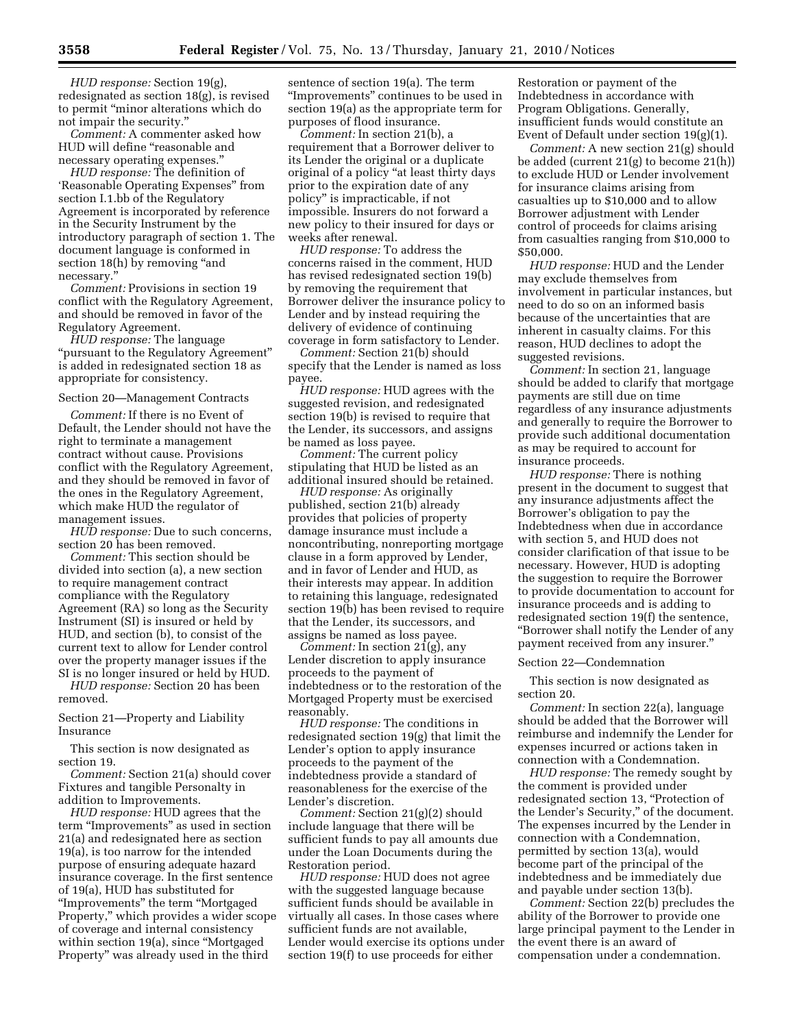*HUD response:* Section 19(g), redesignated as section 18(g), is revised to permit "minor alterations which do not impair the security."

*Comment:* A commenter asked how HUD will define "reasonable and necessary operating expenses."

*HUD response:* The definition of 'Reasonable Operating Expenses" from section I.1.bb of the Regulatory Agreement is incorporated by reference in the Security Instrument by the introductory paragraph of section 1. The document language is conformed in section 18(h) by removing "and necessary."

*Comment:* Provisions in section 19 conflict with the Regulatory Agreement, and should be removed in favor of the Regulatory Agreement.

*HUD response:* The language "pursuant to the Regulatory Agreement" is added in redesignated section 18 as appropriate for consistency.

Section 20—Management Contracts

*Comment:* If there is no Event of Default, the Lender should not have the right to terminate a management contract without cause. Provisions conflict with the Regulatory Agreement, and they should be removed in favor of the ones in the Regulatory Agreement, which make HUD the regulator of management issues.

*HUD response:* Due to such concerns, section 20 has been removed.

*Comment:* This section should be divided into section (a), a new section to require management contract compliance with the Regulatory Agreement (RA) so long as the Security Instrument (SI) is insured or held by HUD, and section (b), to consist of the current text to allow for Lender control over the property manager issues if the SI is no longer insured or held by HUD.

*HUD response:* Section 20 has been removed.

Section 21—Property and Liability Insurance

This section is now designated as section 19.

*Comment:* Section 21(a) should cover Fixtures and tangible Personalty in addition to Improvements.

*HUD response:* HUD agrees that the term "Improvements" as used in section 21(a) and redesignated here as section 19(a), is too narrow for the intended purpose of ensuring adequate hazard insurance coverage. In the first sentence of 19(a), HUD has substituted for "Improvements" the term "Mortgaged Property," which provides a wider scope of coverage and internal consistency within section 19(a), since "Mortgaged Property" was already used in the third sentence of section 19(a). The term "Improvements" continues to be used in section 19(a) as the appropriate term for purposes of flood insurance.

*Comment:* In section 21(b), a requirement that a Borrower deliver to its Lender the original or a duplicate original of a policy "at least thirty days prior to the expiration date of any policy" is impracticable, if not impossible. Insurers do not forward a new policy to their insured for days or weeks after renewal.

*HUD response:* To address the concerns raised in the comment, HUD has revised redesignated section 19(b) by removing the requirement that Borrower deliver the insurance policy to Lender and by instead requiring the delivery of evidence of continuing coverage in form satisfactory to Lender.

*Comment:* Section 21(b) should specify that the Lender is named as loss payee.

*HUD response:* HUD agrees with the suggested revision, and redesignated section 19(b) is revised to require that the Lender, its successors, and assigns be named as loss payee.

*Comment:* The current policy stipulating that HUD be listed as an additional insured should be retained.

*HUD response:* As originally published, section 21(b) already provides that policies of property damage insurance must include a noncontributing, nonreporting mortgage clause in a form approved by Lender, and in favor of Lender and HUD, as their interests may appear. In addition to retaining this language, redesignated section 19(b) has been revised to require that the Lender, its successors, and assigns be named as loss payee.

*Comment:* In section 21(g), any Lender discretion to apply insurance proceeds to the payment of indebtedness or to the restoration of the Mortgaged Property must be exercised reasonably.

*HUD response:* The conditions in redesignated section 19(g) that limit the Lender's option to apply insurance proceeds to the payment of the indebtedness provide a standard of reasonableness for the exercise of the Lender's discretion.

*Comment:* Section 21(g)(2) should include language that there will be sufficient funds to pay all amounts due under the Loan Documents during the Restoration period.

*HUD response:* HUD does not agree with the suggested language because sufficient funds should be available in virtually all cases. In those cases where sufficient funds are not available, Lender would exercise its options under section 19(f) to use proceeds for either Restoration or payment of the Indebtedness in accordance with Program Obligations. Generally, insufficient funds would constitute an Event of Default under section 19(g)(1).

*Comment:* A new section 21(g) should be added (current 21(g) to become 21(h)) to exclude HUD or Lender involvement for insurance claims arising from casualties up to $10,000 and to allow Borrower adjustment with Lender control of proceeds for claims arising from casualties ranging from $10,000 to $50,000.

*HUD response:* HUD and the Lender may exclude themselves from involvement in particular instances, but need to do so on an informed basis because of the uncertainties that are inherent in casualty claims. For this reason, HUD declines to adopt the suggested revisions.

*Comment:* In section 21, language should be added to clarify that mortgage payments are still due on time regardless of any insurance adjustments and generally to require the Borrower to provide such additional documentation as may be required to account for insurance proceeds.

*HUD response:* There is nothing present in the document to suggest that any insurance adjustments affect the Borrower's obligation to pay the Indebtedness when due in accordance with section 5, and HUD does not consider clarification of that issue to be necessary. However, HUD is adopting the suggestion to require the Borrower to provide documentation to account for insurance proceeds and is adding to redesignated section 19(f) the sentence, "Borrower shall notify the Lender of any payment received from any insurer."

Section 22—Condemnation

This section is now designated as section 20.

*Comment:* In section 22(a), language should be added that the Borrower will reimburse and indemnify the Lender for expenses incurred or actions taken in connection with a Condemnation.

*HUD response:* The remedy sought by the comment is provided under redesignated section 13, "Protection of the Lender's Security," of the document. The expenses incurred by the Lender in connection with a Condemnation, permitted by section 13(a), would become part of the principal of the indebtedness and be immediately due and payable under section 13(b).

*Comment:* Section 22(b) precludes the ability of the Borrower to provide one large principal payment to the Lender in the event there is an award of compensation under a condemnation.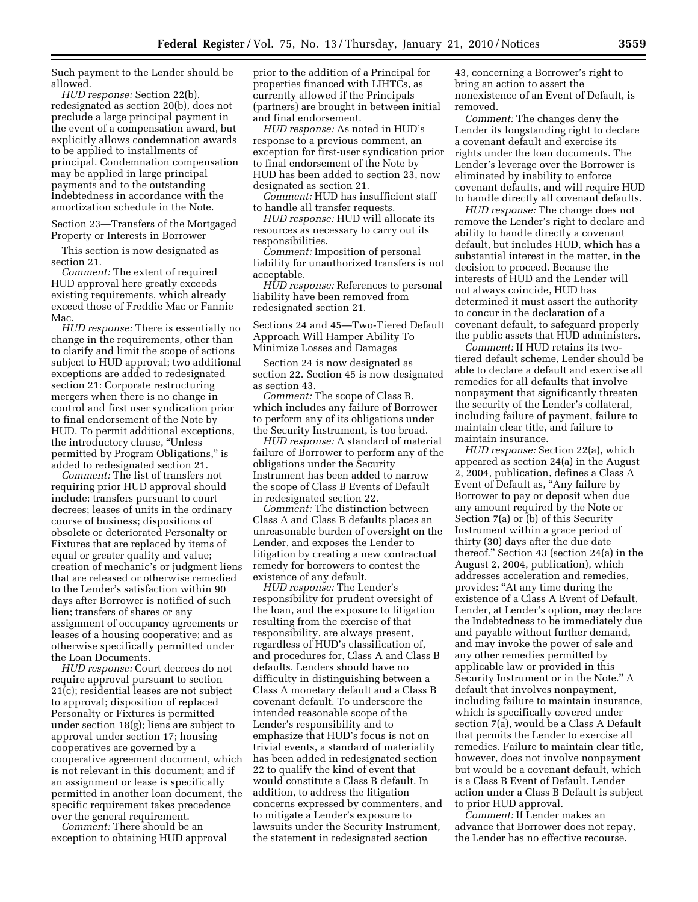Such payment to the Lender should be allowed.

*HUD response:* Section 22(b), redesignated as section 20(b), does not preclude a large principal payment in the event of a compensation award, but explicitly allows condemnation awards to be applied to installments of principal. Condemnation compensation may be applied in large principal payments and to the outstanding Indebtedness in accordance with the amortization schedule in the Note.

Section 23—Transfers of the Mortgaged Property or Interests in Borrower

This section is now designated as section 21.

*Comment:* The extent of required HUD approval here greatly exceeds existing requirements, which already exceed those of Freddie Mac or Fannie Mac.

*HUD response:* There is essentially no change in the requirements, other than to clarify and limit the scope of actions subject to HUD approval; two additional exceptions are added to redesignated section 21: Corporate restructuring mergers when there is no change in control and first user syndication prior to final endorsement of the Note by HUD. To permit additional exceptions, the introductory clause, "Unless permitted by Program Obligations," is added to redesignated section 21.

*Comment:* The list of transfers not requiring prior HUD approval should include: transfers pursuant to court decrees; leases of units in the ordinary course of business; dispositions of obsolete or deteriorated Personalty or Fixtures that are replaced by items of equal or greater quality and value; creation of mechanic's or judgment liens that are released or otherwise remedied to the Lender's satisfaction within 90 days after Borrower is notified of such lien; transfers of shares or any assignment of occupancy agreements or leases of a housing cooperative; and as otherwise specifically permitted under the Loan Documents.

*HUD response:* Court decrees do not require approval pursuant to section 21(c); residential leases are not subject to approval; disposition of replaced Personalty or Fixtures is permitted under section 18(g); liens are subject to approval under section 17; housing cooperatives are governed by a cooperative agreement document, which is not relevant in this document; and if an assignment or lease is specifically permitted in another loan document, the specific requirement takes precedence over the general requirement.

*Comment:* There should be an exception to obtaining HUD approval prior to the addition of a Principal for properties financed with LIHTCs, as currently allowed if the Principals (partners) are brought in between initial and final endorsement.

*HUD response:* As noted in HUD's response to a previous comment, an exception for first-user syndication prior to final endorsement of the Note by HUD has been added to section 23, now designated as section 21.

*Comment:* HUD has insufficient staff to handle all transfer requests.

*HUD response:* HUD will allocate its resources as necessary to carry out its responsibilities.

*Comment:* Imposition of personal liability for unauthorized transfers is not acceptable.

*HUD response:* References to personal liability have been removed from redesignated section 21.

Sections 24 and 45—Two-Tiered Default Approach Will Hamper Ability To Minimize Losses and Damages

Section 24 is now designated as section 22. Section 45 is now designated as section 43.

*Comment:* The scope of Class B, which includes any failure of Borrower to perform any of its obligations under the Security Instrument, is too broad.

*HUD response:* A standard of material failure of Borrower to perform any of the obligations under the Security Instrument has been added to narrow the scope of Class B Events of Default in redesignated section 22.

*Comment:* The distinction between Class A and Class B defaults places an unreasonable burden of oversight on the Lender, and exposes the Lender to litigation by creating a new contractual remedy for borrowers to contest the existence of any default.

*HUD response:* The Lender's responsibility for prudent oversight of the loan, and the exposure to litigation resulting from the exercise of that responsibility, are always present, regardless of HUD's classification of, and procedures for, Class A and Class B defaults. Lenders should have no difficulty in distinguishing between a Class A monetary default and a Class B covenant default. To underscore the intended reasonable scope of the Lender's responsibility and to emphasize that HUD's focus is not on trivial events, a standard of materiality has been added in redesignated section 22 to qualify the kind of event that would constitute a Class B default. In addition, to address the litigation concerns expressed by commenters, and to mitigate a Lender's exposure to lawsuits under the Security Instrument, the statement in redesignated section 43, concerning a Borrower's right to bring an action to assert the nonexistence of an Event of Default, is removed.

*Comment:* The changes deny the Lender its longstanding right to declare a covenant default and exercise its rights under the loan documents. The Lender's leverage over the Borrower is eliminated by inability to enforce covenant defaults, and will require HUD to handle directly all covenant defaults.

*HUD response:* The change does not remove the Lender's right to declare and ability to handle directly a covenant default, but includes HUD, which has a substantial interest in the matter, in the decision to proceed. Because the interests of HUD and the Lender will not always coincide, HUD has determined it must assert the authority to concur in the declaration of a covenant default, to safeguard properly the public assets that HUD administers.

*Comment:* If HUD retains its two-tiered default scheme, Lender should be able to declare a default and exercise all remedies for all defaults that involve nonpayment that significantly threaten the security of the Lender's collateral, including failure of payment, failure to maintain clear title, and failure to maintain insurance.

*HUD response:* Section 22(a), which appeared as section 24(a) in the August 2, 2004, publication, defines a Class A Event of Default as, "Any failure by Borrower to pay or deposit when due any amount required by the Note or Section 7(a) or (b) of this Security Instrument within a grace period of thirty (30) days after the due date thereof." Section 43 (section 24(a) in the August 2, 2004, publication), which addresses acceleration and remedies, provides: "At any time during the existence of a Class A Event of Default, Lender, at Lender's option, may declare the Indebtedness to be immediately due and payable without further demand, and may invoke the power of sale and any other remedies permitted by applicable law or provided in this Security Instrument or in the Note." A default that involves nonpayment, including failure to maintain insurance, which is specifically covered under section 7(a), would be a Class A Default that permits the Lender to exercise all remedies. Failure to maintain clear title, however, does not involve nonpayment but would be a covenant default, which is a Class B Event of Default. Lender action under a Class B Default is subject to prior HUD approval.

*Comment:* If Lender makes an advance that Borrower does not repay, the Lender has no effective recourse.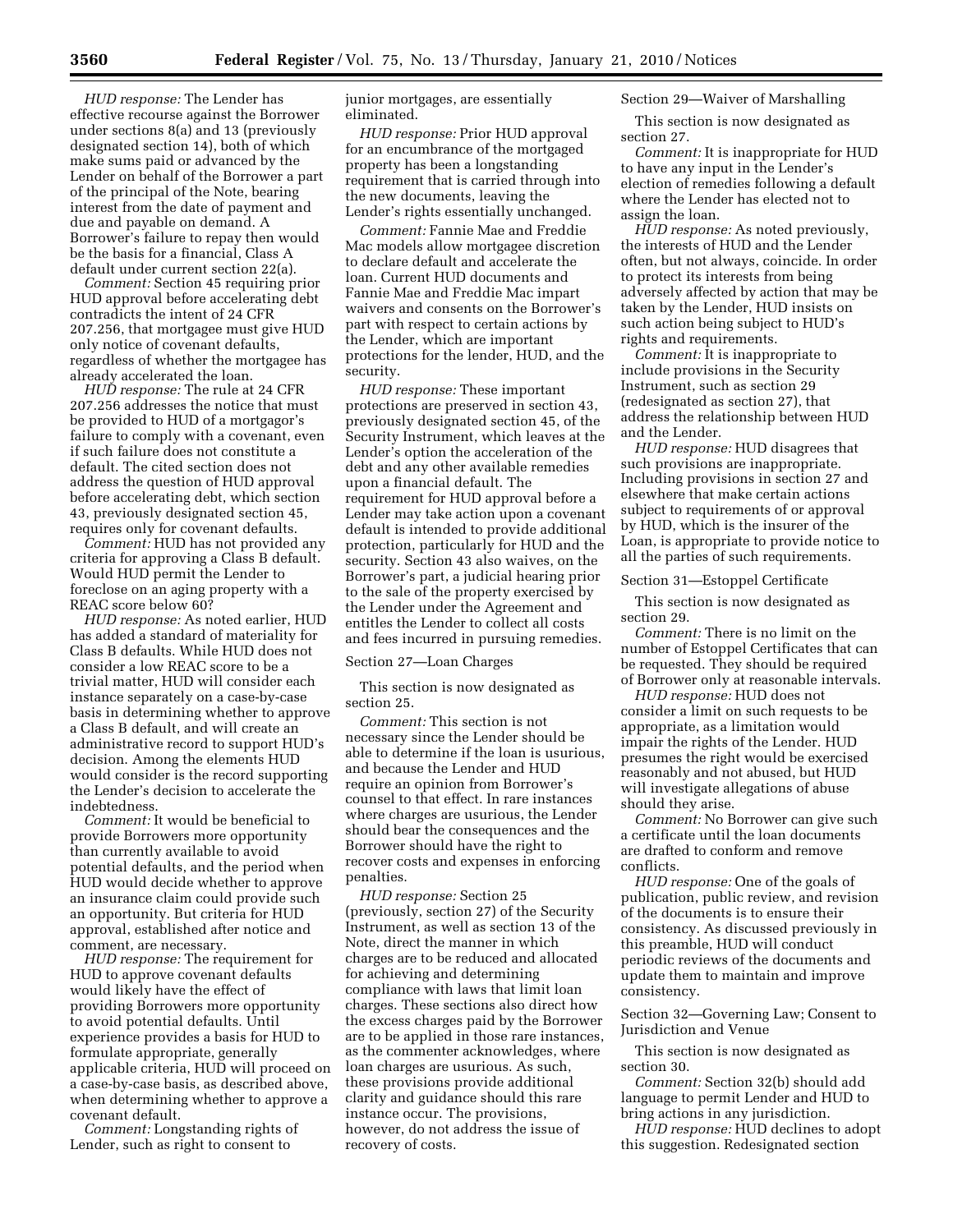*HUD response:* The Lender has effective recourse against the Borrower under sections 8(a) and 13 (previously designated section 14), both of which make sums paid or advanced by the Lender on behalf of the Borrower a part of the principal of the Note, bearing interest from the date of payment and due and payable on demand. A Borrower's failure to repay then would be the basis for a financial, Class A default under current section 22(a).

*Comment:* Section 45 requiring prior HUD approval before accelerating debt contradicts the intent of 24 CFR 207.256, that mortgagee must give HUD only notice of covenant defaults, regardless of whether the mortgagee has already accelerated the loan.

*HUD response:* The rule at 24 CFR 207.256 addresses the notice that must be provided to HUD of a mortgagor's failure to comply with a covenant, even if such failure does not constitute a default. The cited section does not address the question of HUD approval before accelerating debt, which section 43, previously designated section 45, requires only for covenant defaults.

*Comment:* HUD has not provided any criteria for approving a Class B default. Would HUD permit the Lender to foreclose on an aging property with a REAC score below 60?

*HUD response:* As noted earlier, HUD has added a standard of materiality for Class B defaults. While HUD does not consider a low REAC score to be a trivial matter, HUD will consider each instance separately on a case-by-case basis in determining whether to approve a Class B default, and will create an administrative record to support HUD's decision. Among the elements HUD would consider is the record supporting the Lender's decision to accelerate the indebtedness.

*Comment:* It would be beneficial to provide Borrowers more opportunity than currently available to avoid potential defaults, and the period when HUD would decide whether to approve an insurance claim could provide such an opportunity. But criteria for HUD approval, established after notice and comment, are necessary.

*HUD response:* The requirement for HUD to approve covenant defaults would likely have the effect of providing Borrowers more opportunity to avoid potential defaults. Until experience provides a basis for HUD to formulate appropriate, generally applicable criteria, HUD will proceed on a case-by-case basis, as described above, when determining whether to approve a covenant default.

*Comment:* Longstanding rights of Lender, such as right to consent to junior mortgages, are essentially eliminated.

*HUD response:* Prior HUD approval for an encumbrance of the mortgaged property has been a longstanding requirement that is carried through into the new documents, leaving the Lender's rights essentially unchanged.

*Comment:* Fannie Mae and Freddie Mac models allow mortgagee discretion to declare default and accelerate the loan. Current HUD documents and Fannie Mae and Freddie Mac impart waivers and consents on the Borrower's part with respect to certain actions by the Lender, which are important protections for the lender, HUD, and the security.

*HUD response:* These important protections are preserved in section 43, previously designated section 45, of the Security Instrument, which leaves at the Lender's option the acceleration of the debt and any other available remedies upon a financial default. The requirement for HUD approval before a Lender may take action upon a covenant default is intended to provide additional protection, particularly for HUD and the security. Section 43 also waives, on the Borrower's part, a judicial hearing prior to the sale of the property exercised by the Lender under the Agreement and entitles the Lender to collect all costs and fees incurred in pursuing remedies.

Section 27—Loan Charges

This section is now designated as section 25.

*Comment:* This section is not necessary since the Lender should be able to determine if the loan is usurious, and because the Lender and HUD require an opinion from Borrower's counsel to that effect. In rare instances where charges are usurious, the Lender should bear the consequences and the Borrower should have the right to recover costs and expenses in enforcing penalties.

*HUD response:* Section 25 (previously, section 27) of the Security Instrument, as well as section 13 of the Note, direct the manner in which charges are to be reduced and allocated for achieving and determining compliance with laws that limit loan charges. These sections also direct how the excess charges paid by the Borrower are to be applied in those rare instances, as the commenter acknowledges, where loan charges are usurious. As such, these provisions provide additional clarity and guidance should this rare instance occur. The provisions, however, do not address the issue of recovery of costs.

Section 29—Waiver of Marshalling

This section is now designated as section 27.

*Comment:* It is inappropriate for HUD to have any input in the Lender's election of remedies following a default where the Lender has elected not to assign the loan.

*HUD response:* As noted previously, the interests of HUD and the Lender often, but not always, coincide. In order to protect its interests from being adversely affected by action that may be taken by the Lender, HUD insists on such action being subject to HUD's rights and requirements.

*Comment:* It is inappropriate to include provisions in the Security Instrument, such as section 29 (redesignated as section 27), that address the relationship between HUD and the Lender.

*HUD response:* HUD disagrees that such provisions are inappropriate. Including provisions in section 27 and elsewhere that make certain actions subject to requirements of or approval by HUD, which is the insurer of the Loan, is appropriate to provide notice to all the parties of such requirements.

Section 31—Estoppel Certificate

This section is now designated as section 29.

*Comment:* There is no limit on the number of Estoppel Certificates that can be requested. They should be required of Borrower only at reasonable intervals.

*HUD response:* HUD does not consider a limit on such requests to be appropriate, as a limitation would impair the rights of the Lender. HUD presumes the right would be exercised reasonably and not abused, but HUD will investigate allegations of abuse should they arise.

*Comment:* No Borrower can give such a certificate until the loan documents are drafted to conform and remove conflicts.

*HUD response:* One of the goals of publication, public review, and revision of the documents is to ensure their consistency. As discussed previously in this preamble, HUD will conduct periodic reviews of the documents and update them to maintain and improve consistency.

Section 32—Governing Law; Consent to Jurisdiction and Venue

This section is now designated as section 30.

*Comment:* Section 32(b) should add language to permit Lender and HUD to bring actions in any jurisdiction.

*HUD response:* HUD declines to adopt this suggestion. Redesignated section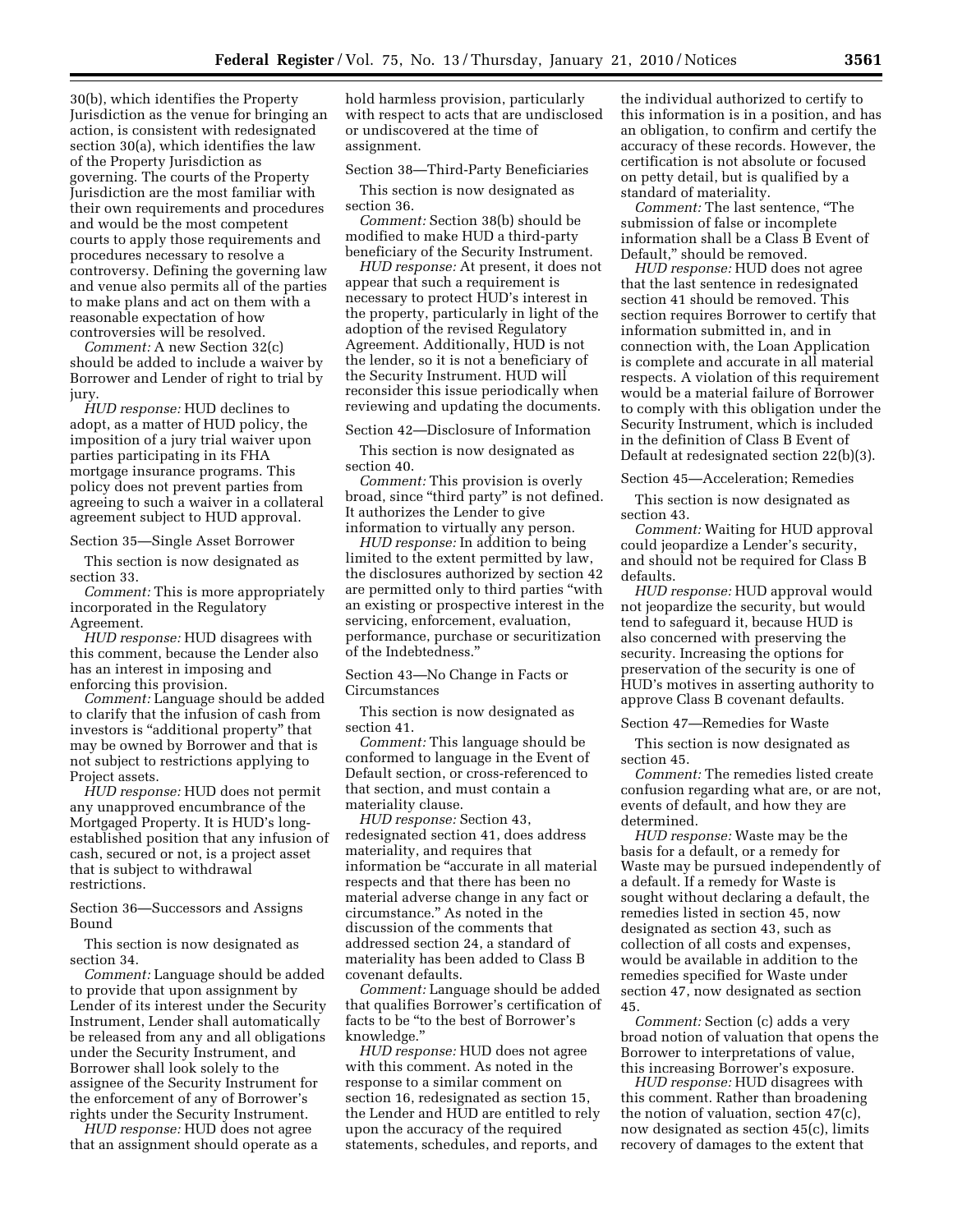30(b), which identifies the Property Jurisdiction as the venue for bringing an action, is consistent with redesignated section 30(a), which identifies the law of the Property Jurisdiction as governing. The courts of the Property Jurisdiction are the most familiar with their own requirements and procedures and would be the most competent courts to apply those requirements and procedures necessary to resolve a controversy. Defining the governing law and venue also permits all of the parties to make plans and act on them with a reasonable expectation of how controversies will be resolved.

*Comment:* A new Section 32(c) should be added to include a waiver by Borrower and Lender of right to trial by jury.

*HUD response:* HUD declines to adopt, as a matter of HUD policy, the imposition of a jury trial waiver upon parties participating in its FHA mortgage insurance programs. This policy does not prevent parties from agreeing to such a waiver in a collateral agreement subject to HUD approval.

Section 35—Single Asset Borrower

This section is now designated as section 33.

*Comment:* This is more appropriately incorporated in the Regulatory Agreement.

*HUD response:* HUD disagrees with this comment, because the Lender also has an interest in imposing and enforcing this provision.

*Comment:* Language should be added to clarify that the infusion of cash from investors is "additional property" that may be owned by Borrower and that is not subject to restrictions applying to Project assets.

*HUD response:* HUD does not permit any unapproved encumbrance of the Mortgaged Property. It is HUD's long-established position that any infusion of cash, secured or not, is a project asset that is subject to withdrawal restrictions.

Section 36—Successors and Assigns Bound

This section is now designated as section 34.

*Comment:* Language should be added to provide that upon assignment by Lender of its interest under the Security Instrument, Lender shall automatically be released from any and all obligations under the Security Instrument, and Borrower shall look solely to the assignee of the Security Instrument for the enforcement of any of Borrower's rights under the Security Instrument.

*HUD response:* HUD does not agree that an assignment should operate as a hold harmless provision, particularly with respect to acts that are undisclosed or undiscovered at the time of assignment.

Section 38—Third-Party Beneficiaries

This section is now designated as section 36.

*Comment:* Section 38(b) should be modified to make HUD a third-party beneficiary of the Security Instrument.

*HUD response:* At present, it does not appear that such a requirement is necessary to protect HUD's interest in the property, particularly in light of the adoption of the revised Regulatory Agreement. Additionally, HUD is not the lender, so it is not a beneficiary of the Security Instrument. HUD will reconsider this issue periodically when reviewing and updating the documents.

Section 42—Disclosure of Information

This section is now designated as section 40.

*Comment:* This provision is overly broad, since "third party" is not defined. It authorizes the Lender to give information to virtually any person.

*HUD response:* In addition to being limited to the extent permitted by law, the disclosures authorized by section 42 are permitted only to third parties "with an existing or prospective interest in the servicing, enforcement, evaluation, performance, purchase or securitization of the Indebtedness."

Section 43—No Change in Facts or Circumstances

This section is now designated as section 41.

*Comment:* This language should be conformed to language in the Event of Default section, or cross-referenced to that section, and must contain a materiality clause.

*HUD response:* Section 43, redesignated section 41, does address materiality, and requires that information be "accurate in all material respects and that there has been no material adverse change in any fact or circumstance." As noted in the discussion of the comments that addressed section 24, a standard of materiality has been added to Class B covenant defaults.

*Comment:* Language should be added that qualifies Borrower's certification of facts to be "to the best of Borrower's knowledge."

*HUD response:* HUD does not agree with this comment. As noted in the response to a similar comment on section 16, redesignated as section 15, the Lender and HUD are entitled to rely upon the accuracy of the required statements, schedules, and reports, and the individual authorized to certify to this information is in a position, and has an obligation, to confirm and certify the accuracy of these records. However, the certification is not absolute or focused on petty detail, but is qualified by a standard of materiality.

*Comment:* The last sentence, "The submission of false or incomplete information shall be a Class B Event of Default," should be removed.

*HUD response:* HUD does not agree that the last sentence in redesignated section 41 should be removed. This section requires Borrower to certify that information submitted in, and in connection with, the Loan Application is complete and accurate in all material respects. A violation of this requirement would be a material failure of Borrower to comply with this obligation under the Security Instrument, which is included in the definition of Class B Event of Default at redesignated section 22(b)(3).

Section 45—Acceleration; Remedies

This section is now designated as section 43.

*Comment:* Waiting for HUD approval could jeopardize a Lender's security, and should not be required for Class B defaults.

*HUD response:* HUD approval would not jeopardize the security, but would tend to safeguard it, because HUD is also concerned with preserving the security. Increasing the options for preservation of the security is one of HUD's motives in asserting authority to approve Class B covenant defaults.

Section 47—Remedies for Waste

This section is now designated as section 45.

*Comment:* The remedies listed create confusion regarding what are, or are not, events of default, and how they are determined.

*HUD response:* Waste may be the basis for a default, or a remedy for Waste may be pursued independently of a default. If a remedy for Waste is sought without declaring a default, the remedies listed in section 45, now designated as section 43, such as collection of all costs and expenses, would be available in addition to the remedies specified for Waste under section 47, now designated as section 45.

*Comment:* Section (c) adds a very broad notion of valuation that opens the Borrower to interpretations of value, this increasing Borrower's exposure.

*HUD response:* HUD disagrees with this comment. Rather than broadening the notion of valuation, section 47(c), now designated as section 45(c), limits recovery of damages to the extent that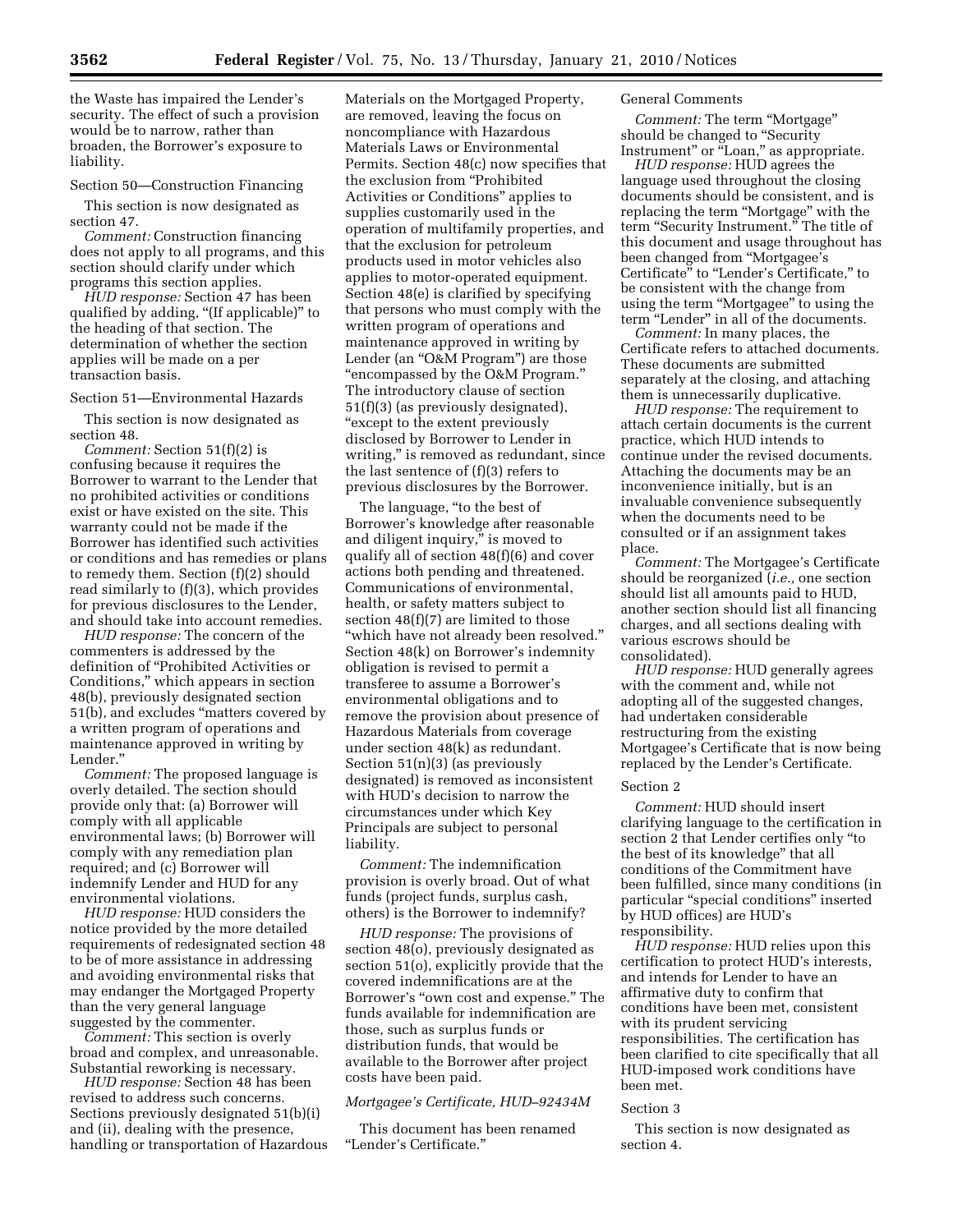the Waste has impaired the Lender's security. The effect of such a provision would be to narrow, rather than broaden, the Borrower's exposure to liability.

Section 50—Construction Financing

This section is now designated as section 47.

*Comment:* Construction financing does not apply to all programs, and this section should clarify under which programs this section applies.

*HUD response:* Section 47 has been qualified by adding, "(If applicable)" to the heading of that section. The determination of whether the section applies will be made on a per transaction basis.

Section 51—Environmental Hazards

This section is now designated as section 48.

*Comment:* Section 51(f)(2) is confusing because it requires the Borrower to warrant to the Lender that no prohibited activities or conditions exist or have existed on the site. This warranty could not be made if the Borrower has identified such activities or conditions and has remedies or plans to remedy them. Section (f)(2) should read similarly to (f)(3), which provides for previous disclosures to the Lender, and should take into account remedies.

*HUD response:* The concern of the commenters is addressed by the definition of "Prohibited Activities or Conditions," which appears in section 48(b), previously designated section 51(b), and excludes "matters covered by a written program of operations and maintenance approved in writing by Lender."

*Comment:* The proposed language is overly detailed. The section should provide only that: (a) Borrower will comply with all applicable environmental laws; (b) Borrower will comply with any remediation plan required; and (c) Borrower will indemnify Lender and HUD for any environmental violations.

*HUD response:* HUD considers the notice provided by the more detailed requirements of redesignated section 48 to be of more assistance in addressing and avoiding environmental risks that may endanger the Mortgaged Property than the very general language suggested by the commenter.

*Comment:* This section is overly broad and complex, and unreasonable. Substantial reworking is necessary.

*HUD response:* Section 48 has been revised to address such concerns. Sections previously designated 51(b)(i) and (ii), dealing with the presence, handling or transportation of Hazardous Materials on the Mortgaged Property, are removed, leaving the focus on noncompliance with Hazardous Materials Laws or Environmental Permits. Section 48(c) now specifies that the exclusion from "Prohibited Activities or Conditions" applies to supplies customarily used in the operation of multifamily properties, and that the exclusion for petroleum products used in motor vehicles also applies to motor-operated equipment. Section 48(e) is clarified by specifying that persons who must comply with the written program of operations and maintenance approved in writing by Lender (an "O&M Program") are those "encompassed by the O&M Program." The introductory clause of section 51(f)(3) (as previously designated), "except to the extent previously disclosed by Borrower to Lender in writing," is removed as redundant, since the last sentence of (f)(3) refers to previous disclosures by the Borrower.

The language, "to the best of Borrower's knowledge after reasonable and diligent inquiry," is moved to qualify all of section 48(f)(6) and cover actions both pending and threatened. Communications of environmental, health, or safety matters subject to section 48(f)(7) are limited to those "which have not already been resolved." Section 48(k) on Borrower's indemnity obligation is revised to permit a transferee to assume a Borrower's environmental obligations and to remove the provision about presence of Hazardous Materials from coverage under section 48(k) as redundant. Section 51(n)(3) (as previously designated) is removed as inconsistent with HUD's decision to narrow the circumstances under which Key Principals are subject to personal liability.

*Comment:* The indemnification provision is overly broad. Out of what funds (project funds, surplus cash, others) is the Borrower to indemnify?

*HUD response:* The provisions of section 48(o), previously designated as section 51(o), explicitly provide that the covered indemnifications are at the Borrower's "own cost and expense." The funds available for indemnification are those, such as surplus funds or distribution funds, that would be available to the Borrower after project costs have been paid.

*Mortgagee's Certificate, HUD–92434M*

This document has been renamed "Lender's Certificate."

General Comments

*Comment:* The term "Mortgage" should be changed to "Security Instrument" or "Loan," as appropriate.

*HUD response:* HUD agrees the language used throughout the closing documents should be consistent, and is replacing the term "Mortgage" with the term "Security Instrument." The title of this document and usage throughout has been changed from "Mortgagee's Certificate" to "Lender's Certificate," to be consistent with the change from using the term "Mortgagee" to using the term "Lender" in all of the documents.

*Comment:* In many places, the Certificate refers to attached documents. These documents are submitted separately at the closing, and attaching them is unnecessarily duplicative.

*HUD response:* The requirement to attach certain documents is the current practice, which HUD intends to continue under the revised documents. Attaching the documents may be an inconvenience initially, but is an invaluable convenience subsequently when the documents need to be consulted or if an assignment takes place.

*Comment:* The Mortgagee's Certificate should be reorganized (*i.e.,* one section should list all amounts paid to HUD, another section should list all financing charges, and all sections dealing with various escrows should be consolidated).

*HUD response:* HUD generally agrees with the comment and, while not adopting all of the suggested changes, had undertaken considerable restructuring from the existing Mortgagee's Certificate that is now being replaced by the Lender's Certificate.

Section 2

*Comment:* HUD should insert clarifying language to the certification in section 2 that Lender certifies only "to the best of its knowledge" that all conditions of the Commitment have been fulfilled, since many conditions (in particular "special conditions" inserted by HUD offices) are HUD's responsibility.

*HUD response:* HUD relies upon this certification to protect HUD's interests, and intends for Lender to have an affirmative duty to confirm that conditions have been met, consistent with its prudent servicing responsibilities. The certification has been clarified to cite specifically that all HUD-imposed work conditions have been met.

Section 3

This section is now designated as section 4.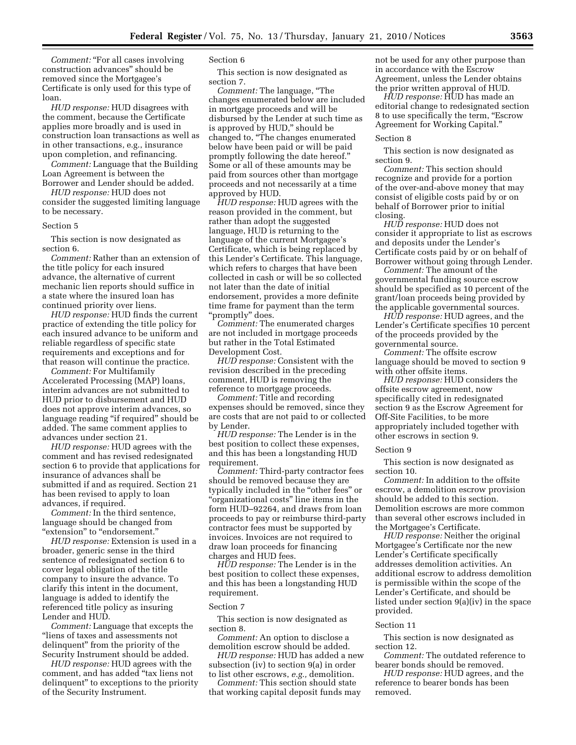*Comment:* "For all cases involving construction advances" should be removed since the Mortgagee's Certificate is only used for this type of loan.

*HUD response:* HUD disagrees with the comment, because the Certificate applies more broadly and is used in construction loan transactions as well as in other transactions, e.g., insurance upon completion, and refinancing.

*Comment:* Language that the Building Loan Agreement is between the Borrower and Lender should be added.

*HUD response:* HUD does not consider the suggested limiting language to be necessary.

Section 5

This section is now designated as section 6.

*Comment:* Rather than an extension of the title policy for each insured advance, the alternative of current mechanic lien reports should suffice in a state where the insured loan has continued priority over liens.

*HUD response:* HUD finds the current practice of extending the title policy for each insured advance to be uniform and reliable regardless of specific state requirements and exceptions and for that reason will continue the practice.

*Comment:* For Multifamily Accelerated Processing (MAP) loans, interim advances are not submitted to HUD prior to disbursement and HUD does not approve interim advances, so language reading "if required" should be added. The same comment applies to advances under section 21.

*HUD response:* HUD agrees with the comment and has revised redesignated section 6 to provide that applications for insurance of advances shall be submitted if and as required. Section 21 has been revised to apply to loan advances, if required.

*Comment:* In the third sentence, language should be changed from "extension" to "endorsement."

*HUD response:* Extension is used in a broader, generic sense in the third sentence of redesignated section 6 to cover legal obligation of the title company to insure the advance. To clarify this intent in the document, language is added to identify the referenced title policy as insuring Lender and HUD.

*Comment:* Language that excepts the "liens of taxes and assessments not delinquent" from the priority of the Security Instrument should be added.

*HUD response:* HUD agrees with the comment, and has added "tax liens not delinquent" to exceptions to the priority of the Security Instrument.

Section 6

This section is now designated as section 7.

*Comment:* The language, "The changes enumerated below are included in mortgage proceeds and will be disbursed by the Lender at such time as is approved by HUD," should be changed to, "The changes enumerated below have been paid or will be paid promptly following the date hereof." Some or all of these amounts may be paid from sources other than mortgage proceeds and not necessarily at a time approved by HUD.

*HUD response:* HUD agrees with the reason provided in the comment, but rather than adopt the suggested language, HUD is returning to the language of the current Mortgagee's Certificate, which is being replaced by this Lender's Certificate. This language, which refers to charges that have been collected in cash or will be so collected not later than the date of initial endorsement, provides a more definite time frame for payment than the term "promptly" does.

*Comment:* The enumerated charges are not included in mortgage proceeds but rather in the Total Estimated Development Cost.

*HUD response:* Consistent with the revision described in the preceding comment, HUD is removing the reference to mortgage proceeds.

*Comment:* Title and recording expenses should be removed, since they are costs that are not paid to or collected by Lender.

*HUD response:* The Lender is in the best position to collect these expenses, and this has been a longstanding HUD requirement.

*Comment:* Third-party contractor fees should be removed because they are typically included in the "other fees" or "organizational costs" line items in the form HUD–92264, and draws from loan proceeds to pay or reimburse third-party contractor fees must be supported by invoices. Invoices are not required to draw loan proceeds for financing charges and HUD fees.

*HUD response:* The Lender is in the best position to collect these expenses, and this has been a longstanding HUD requirement.

Section 7

This section is now designated as section 8.

*Comment:* An option to disclose a demolition escrow should be added.

*HUD response:* HUD has added a new subsection (iv) to section 9(a) in order to list other escrows, *e.g.,* demolition.

*Comment:* This section should state that working capital deposit funds may not be used for any other purpose than in accordance with the Escrow Agreement, unless the Lender obtains the prior written approval of HUD.

*HUD response:* HUD has made an editorial change to redesignated section 8 to use specifically the term, "Escrow Agreement for Working Capital."

Section 8

This section is now designated as section 9.

*Comment:* This section should recognize and provide for a portion of the over-and-above money that may consist of eligible costs paid by or on behalf of Borrower prior to initial closing.

*HUD response:* HUD does not consider it appropriate to list as escrows and deposits under the Lender's Certificate costs paid by or on behalf of Borrower without going through Lender.

*Comment:* The amount of the governmental funding source escrow should be specified as 10 percent of the grant/loan proceeds being provided by the applicable governmental sources.

*HUD response:* HUD agrees, and the Lender's Certificate specifies 10 percent of the proceeds provided by the governmental source.

*Comment:* The offsite escrow language should be moved to section 9 with other offsite items.

*HUD response:* HUD considers the offsite escrow agreement, now specifically cited in redesignated section 9 as the Escrow Agreement for Off-Site Facilities, to be more appropriately included together with other escrows in section 9.

Section 9

This section is now designated as section 10.

*Comment:* In addition to the offsite escrow, a demolition escrow provision should be added to this section. Demolition escrows are more common than several other escrows included in the Mortgagee's Certificate.

*HUD response:* Neither the original Mortgagee's Certificate nor the new Lender's Certificate specifically addresses demolition activities. An additional escrow to address demolition is permissible within the scope of the Lender's Certificate, and should be listed under section 9(a)(iv) in the space provided.

Section 11

This section is now designated as section 12.

*Comment:* The outdated reference to bearer bonds should be removed.

*HUD response:* HUD agrees, and the reference to bearer bonds has been removed.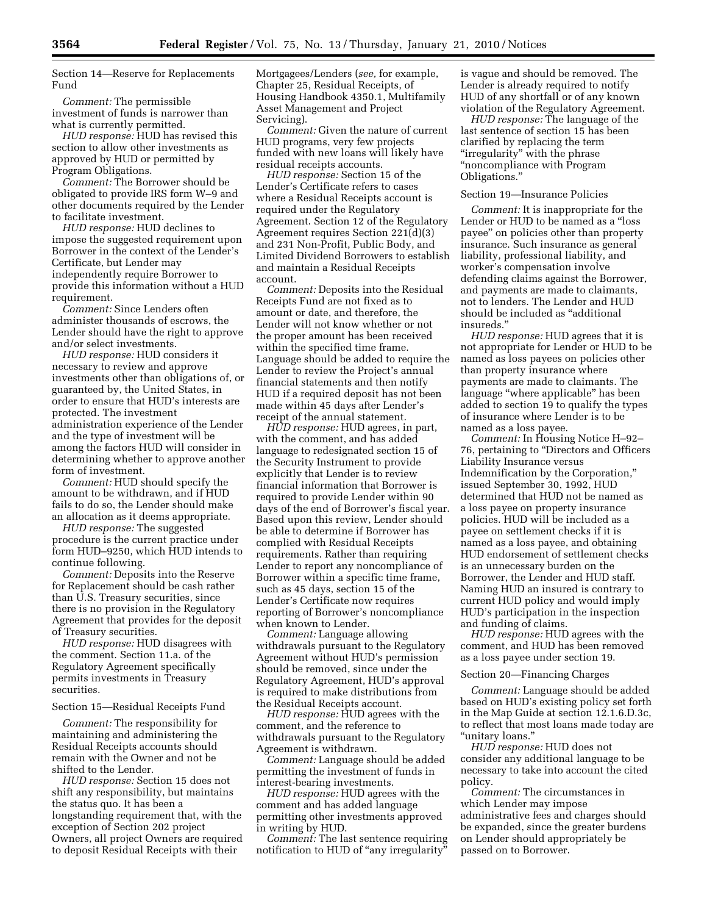Section 14—Reserve for Replacements Fund

*Comment:* The permissible investment of funds is narrower than what is currently permitted.

*HUD response:* HUD has revised this section to allow other investments as approved by HUD or permitted by Program Obligations.

*Comment:* The Borrower should be obligated to provide IRS form W–9 and other documents required by the Lender to facilitate investment.

*HUD response:* HUD declines to impose the suggested requirement upon Borrower in the context of the Lender's Certificate, but Lender may independently require Borrower to provide this information without a HUD requirement.

*Comment:* Since Lenders often administer thousands of escrows, the Lender should have the right to approve and/or select investments.

*HUD response:* HUD considers it necessary to review and approve investments other than obligations of, or guaranteed by, the United States, in order to ensure that HUD's interests are protected. The investment administration experience of the Lender and the type of investment will be among the factors HUD will consider in determining whether to approve another form of investment.

*Comment:* HUD should specify the amount to be withdrawn, and if HUD fails to do so, the Lender should make an allocation as it deems appropriate.

*HUD response:* The suggested procedure is the current practice under form HUD–9250, which HUD intends to continue following.

*Comment:* Deposits into the Reserve for Replacement should be cash rather than U.S. Treasury securities, since there is no provision in the Regulatory Agreement that provides for the deposit of Treasury securities.

*HUD response:* HUD disagrees with the comment. Section 11.a. of the Regulatory Agreement specifically permits investments in Treasury securities.

Section 15—Residual Receipts Fund

*Comment:* The responsibility for maintaining and administering the Residual Receipts accounts should remain with the Owner and not be shifted to the Lender.

*HUD response:* Section 15 does not shift any responsibility, but maintains the status quo. It has been a longstanding requirement that, with the exception of Section 202 project Owners, all project Owners are required to deposit Residual Receipts with their Mortgagees/Lenders (*see,* for example, Chapter 25, Residual Receipts, of Housing Handbook 4350.1, Multifamily Asset Management and Project Servicing).

*Comment:* Given the nature of current HUD programs, very few projects funded with new loans will likely have residual receipts accounts.

*HUD response:* Section 15 of the Lender's Certificate refers to cases where a Residual Receipts account is required under the Regulatory Agreement. Section 12 of the Regulatory Agreement requires Section 221(d)(3) and 231 Non-Profit, Public Body, and Limited Dividend Borrowers to establish and maintain a Residual Receipts account.

*Comment:* Deposits into the Residual Receipts Fund are not fixed as to amount or date, and therefore, the Lender will not know whether or not the proper amount has been received within the specified time frame. Language should be added to require the Lender to review the Project's annual financial statements and then notify HUD if a required deposit has not been made within 45 days after Lender's receipt of the annual statement.

*HUD response:* HUD agrees, in part, with the comment, and has added language to redesignated section 15 of the Security Instrument to provide explicitly that Lender is to review financial information that Borrower is required to provide Lender within 90 days of the end of Borrower's fiscal year. Based upon this review, Lender should be able to determine if Borrower has complied with Residual Receipts requirements. Rather than requiring Lender to report any noncompliance of Borrower within a specific time frame, such as 45 days, section 15 of the Lender's Certificate now requires reporting of Borrower's noncompliance when known to Lender.

*Comment:* Language allowing withdrawals pursuant to the Regulatory Agreement without HUD's permission should be removed, since under the Regulatory Agreement, HUD's approval is required to make distributions from the Residual Receipts account.

*HUD response:* HUD agrees with the comment, and the reference to withdrawals pursuant to the Regulatory Agreement is withdrawn.

*Comment:* Language should be added permitting the investment of funds in interest-bearing investments.

*HUD response:* HUD agrees with the comment and has added language permitting other investments approved in writing by HUD.

*Comment:* The last sentence requiring notification to HUD of "any irregularity" is vague and should be removed. The Lender is already required to notify HUD of any shortfall or of any known violation of the Regulatory Agreement.

*HUD response:* The language of the last sentence of section 15 has been clarified by replacing the term "irregularity" with the phrase "noncompliance with Program Obligations."

Section 19—Insurance Policies

*Comment:* It is inappropriate for the Lender or HUD to be named as a "loss payee" on policies other than property insurance. Such insurance as general liability, professional liability, and worker's compensation involve defending claims against the Borrower, and payments are made to claimants, not to lenders. The Lender and HUD should be included as "additional insureds."

*HUD response:* HUD agrees that it is not appropriate for Lender or HUD to be named as loss payees on policies other than property insurance where payments are made to claimants. The language "where applicable" has been added to section 19 to qualify the types of insurance where Lender is to be named as a loss payee.

*Comment:* In Housing Notice H–92–76, pertaining to "Directors and Officers Liability Insurance versus Indemnification by the Corporation," issued September 30, 1992, HUD determined that HUD not be named as a loss payee on property insurance policies. HUD will be included as a payee on settlement checks if it is named as a loss payee, and obtaining HUD endorsement of settlement checks is an unnecessary burden on the Borrower, the Lender and HUD staff. Naming HUD an insured is contrary to current HUD policy and would imply HUD's participation in the inspection and funding of claims.

*HUD response:* HUD agrees with the comment, and HUD has been removed as a loss payee under section 19.

Section 20—Financing Charges

*Comment:* Language should be added based on HUD's existing policy set forth in the Map Guide at section 12.1.6.D.3c, to reflect that most loans made today are "unitary loans."

*HUD response:* HUD does not consider any additional language to be necessary to take into account the cited policy.

*Comment:* The circumstances in which Lender may impose administrative fees and charges should be expanded, since the greater burdens on Lender should appropriately be passed on to Borrower.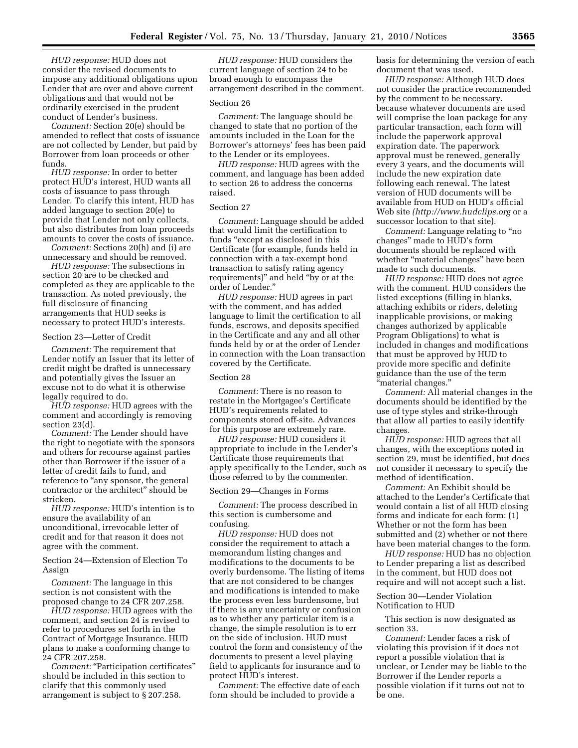*HUD response:* HUD does not consider the revised documents to impose any additional obligations upon Lender that are over and above current obligations and that would not be ordinarily exercised in the prudent conduct of Lender's business.

*Comment:* Section 20(e) should be amended to reflect that costs of issuance are not collected by Lender, but paid by Borrower from loan proceeds or other funds.

*HUD response:* In order to better protect HUD's interest, HUD wants all costs of issuance to pass through Lender. To clarify this intent, HUD has added language to section 20(e) to provide that Lender not only collects, but also distributes from loan proceeds amounts to cover the costs of issuance.

*Comment:* Sections 20(h) and (i) are unnecessary and should be removed.

*HUD response:* The subsections in section 20 are to be checked and completed as they are applicable to the transaction. As noted previously, the full disclosure of financing arrangements that HUD seeks is necessary to protect HUD's interests.

Section 23—Letter of Credit

*Comment:* The requirement that Lender notify an Issuer that its letter of credit might be drafted is unnecessary and potentially gives the Issuer an excuse not to do what it is otherwise legally required to do.

*HUD response:* HUD agrees with the comment and accordingly is removing section 23(d).

*Comment:* The Lender should have the right to negotiate with the sponsors and others for recourse against parties other than Borrower if the issuer of a letter of credit fails to fund, and reference to "any sponsor, the general contractor or the architect" should be stricken.

*HUD response:* HUD's intention is to ensure the availability of an unconditional, irrevocable letter of credit and for that reason it does not agree with the comment.

Section 24—Extension of Election To Assign

*Comment:* The language in this section is not consistent with the proposed change to 24 CFR 207.258.

*HUD response:* HUD agrees with the comment, and section 24 is revised to refer to procedures set forth in the Contract of Mortgage Insurance. HUD plans to make a conforming change to 24 CFR 207.258.

*Comment:* "Participation certificates" should be included in this section to clarify that this commonly used arrangement is subject to § 207.258.

*HUD response:* HUD considers the current language of section 24 to be broad enough to encompass the arrangement described in the comment.

Section 26

*Comment:* The language should be changed to state that no portion of the amounts included in the Loan for the Borrower's attorneys' fees has been paid to the Lender or its employees.

*HUD response:* HUD agrees with the comment, and language has been added to section 26 to address the concerns raised.

Section 27

*Comment:* Language should be added that would limit the certification to funds "except as disclosed in this Certificate (for example, funds held in connection with a tax-exempt bond transaction to satisfy rating agency requirements)" and held "by or at the order of Lender."

*HUD response:* HUD agrees in part with the comment, and has added language to limit the certification to all funds, escrows, and deposits specified in the Certificate and any and all other funds held by or at the order of Lender in connection with the Loan transaction covered by the Certificate.

Section 28

*Comment:* There is no reason to restate in the Mortgagee's Certificate HUD's requirements related to components stored off-site. Advances for this purpose are extremely rare.

*HUD response:* HUD considers it appropriate to include in the Lender's Certificate those requirements that apply specifically to the Lender, such as those referred to by the commenter.

Section 29—Changes in Forms

*Comment:* The process described in this section is cumbersome and confusing.

*HUD response:* HUD does not consider the requirement to attach a memorandum listing changes and modifications to the documents to be overly burdensome. The listing of items that are not considered to be changes and modifications is intended to make the process even less burdensome, but if there is any uncertainty or confusion as to whether any particular item is a change, the simple resolution is to err on the side of inclusion. HUD must control the form and consistency of the documents to present a level playing field to applicants for insurance and to protect HUD's interest.

*Comment:* The effective date of each form should be included to provide a basis for determining the version of each document that was used.

*HUD response:* Although HUD does not consider the practice recommended by the comment to be necessary, because whatever documents are used will comprise the loan package for any particular transaction, each form will include the paperwork approval expiration date. The paperwork approval must be renewed, generally every 3 years, and the documents will include the new expiration date following each renewal. The latest version of HUD documents will be available from HUD on HUD's official Web site *(http://www.hudclips.org* or a successor location to that site).

*Comment:* Language relating to "no changes" made to HUD's form documents should be replaced with whether "material changes" have been made to such documents.

*HUD response:* HUD does not agree with the comment. HUD considers the listed exceptions (filling in blanks, attaching exhibits or riders, deleting inapplicable provisions, or making changes authorized by applicable Program Obligations) to what is included in changes and modifications that must be approved by HUD to provide more specific and definite guidance than the use of the term "material changes."

*Comment:* All material changes in the documents should be identified by the use of type styles and strike-through that allow all parties to easily identify changes.

*HUD response:* HUD agrees that all changes, with the exceptions noted in section 29, must be identified, but does not consider it necessary to specify the method of identification.

*Comment:* An Exhibit should be attached to the Lender's Certificate that would contain a list of all HUD closing forms and indicate for each form: (1) Whether or not the form has been submitted and (2) whether or not there have been material changes to the form.

*HUD response:* HUD has no objection to Lender preparing a list as described in the comment, but HUD does not require and will not accept such a list.

Section 30—Lender Violation Notification to HUD

This section is now designated as section 33.

*Comment:* Lender faces a risk of violating this provision if it does not report a possible violation that is unclear, or Lender may be liable to the Borrower if the Lender reports a possible violation if it turns out not to be one.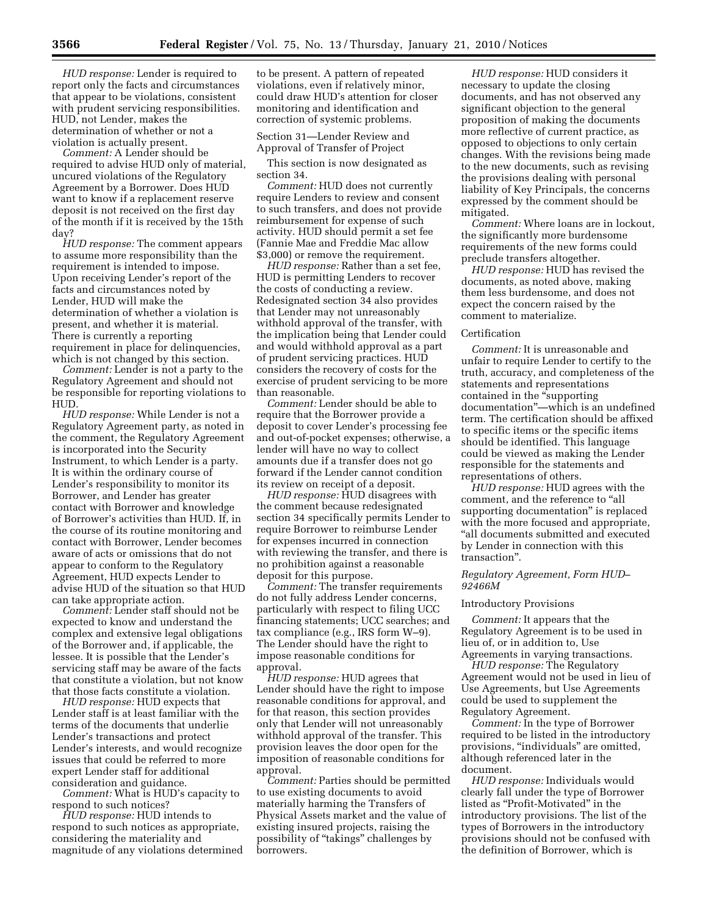*HUD response:* Lender is required to report only the facts and circumstances that appear to be violations, consistent with prudent servicing responsibilities. HUD, not Lender, makes the determination of whether or not a violation is actually present.

*Comment:* A Lender should be required to advise HUD only of material, uncured violations of the Regulatory Agreement by a Borrower. Does HUD want to know if a replacement reserve deposit is not received on the first day of the month if it is received by the 15th day?

*HUD response:* The comment appears to assume more responsibility than the requirement is intended to impose. Upon receiving Lender's report of the facts and circumstances noted by Lender, HUD will make the determination of whether a violation is present, and whether it is material. There is currently a reporting requirement in place for delinquencies, which is not changed by this section.

*Comment:* Lender is not a party to the Regulatory Agreement and should not be responsible for reporting violations to HUD.

*HUD response:* While Lender is not a Regulatory Agreement party, as noted in the comment, the Regulatory Agreement is incorporated into the Security Instrument, to which Lender is a party. It is within the ordinary course of Lender's responsibility to monitor its Borrower, and Lender has greater contact with Borrower and knowledge of Borrower's activities than HUD. If, in the course of its routine monitoring and contact with Borrower, Lender becomes aware of acts or omissions that do not appear to conform to the Regulatory Agreement, HUD expects Lender to advise HUD of the situation so that HUD can take appropriate action.

*Comment:* Lender staff should not be expected to know and understand the complex and extensive legal obligations of the Borrower and, if applicable, the lessee. It is possible that the Lender's servicing staff may be aware of the facts that constitute a violation, but not know that those facts constitute a violation.

*HUD response:* HUD expects that Lender staff is at least familiar with the terms of the documents that underlie Lender's transactions and protect Lender's interests, and would recognize issues that could be referred to more expert Lender staff for additional consideration and guidance.

*Comment:* What is HUD's capacity to respond to such notices?

*HUD response:* HUD intends to respond to such notices as appropriate, considering the materiality and magnitude of any violations determined to be present. A pattern of repeated violations, even if relatively minor, could draw HUD's attention for closer monitoring and identification and correction of systemic problems.

Section 31—Lender Review and Approval of Transfer of Project

This section is now designated as section 34.

*Comment:* HUD does not currently require Lenders to review and consent to such transfers, and does not provide reimbursement for expense of such activity. HUD should permit a set fee (Fannie Mae and Freddie Mac allow $3,000) or remove the requirement.

*HUD response:* Rather than a set fee, HUD is permitting Lenders to recover the costs of conducting a review. Redesignated section 34 also provides that Lender may not unreasonably withhold approval of the transfer, with the implication being that Lender could and would withhold approval as a part of prudent servicing practices. HUD considers the recovery of costs for the exercise of prudent servicing to be more than reasonable.

*Comment:* Lender should be able to require that the Borrower provide a deposit to cover Lender's processing fee and out-of-pocket expenses; otherwise, a lender will have no way to collect amounts due if a transfer does not go forward if the Lender cannot condition its review on receipt of a deposit.

*HUD response:* HUD disagrees with the comment because redesignated section 34 specifically permits Lender to require Borrower to reimburse Lender for expenses incurred in connection with reviewing the transfer, and there is no prohibition against a reasonable deposit for this purpose.

*Comment:* The transfer requirements do not fully address Lender concerns, particularly with respect to filing UCC financing statements; UCC searches; and tax compliance (e.g., IRS form W–9). The Lender should have the right to impose reasonable conditions for approval.

*HUD response:* HUD agrees that Lender should have the right to impose reasonable conditions for approval, and for that reason, this section provides only that Lender will not unreasonably withhold approval of the transfer. This provision leaves the door open for the imposition of reasonable conditions for approval.

*Comment:* Parties should be permitted to use existing documents to avoid materially harming the Transfers of Physical Assets market and the value of existing insured projects, raising the possibility of "takings" challenges by borrowers.

*HUD response:* HUD considers it necessary to update the closing documents, and has not observed any significant objection to the general proposition of making the documents more reflective of current practice, as opposed to objections to only certain changes. With the revisions being made to the new documents, such as revising the provisions dealing with personal liability of Key Principals, the concerns expressed by the comment should be mitigated.

*Comment:* Where loans are in lockout, the significantly more burdensome requirements of the new forms could preclude transfers altogether.

*HUD response:* HUD has revised the documents, as noted above, making them less burdensome, and does not expect the concern raised by the comment to materialize.

Certification

*Comment:* It is unreasonable and unfair to require Lender to certify to the truth, accuracy, and completeness of the statements and representations contained in the "supporting documentation"—which is an undefined term. The certification should be affixed to specific items or the specific items should be identified. This language could be viewed as making the Lender responsible for the statements and representations of others.

*HUD response:* HUD agrees with the comment, and the reference to "all supporting documentation" is replaced with the more focused and appropriate, "all documents submitted and executed by Lender in connection with this transaction".

### *Regulatory Agreement, Form HUD–92466M*

Introductory Provisions

*Comment:* It appears that the Regulatory Agreement is to be used in lieu of, or in addition to, Use Agreements in varying transactions.

*HUD response:* The Regulatory Agreement would not be used in lieu of Use Agreements, but Use Agreements could be used to supplement the Regulatory Agreement.

*Comment:* In the type of Borrower required to be listed in the introductory provisions, "individuals" are omitted, although referenced later in the document.

*HUD response:* Individuals would clearly fall under the type of Borrower listed as "Profit-Motivated" in the introductory provisions. The list of the types of Borrowers in the introductory provisions should not be confused with the definition of Borrower, which is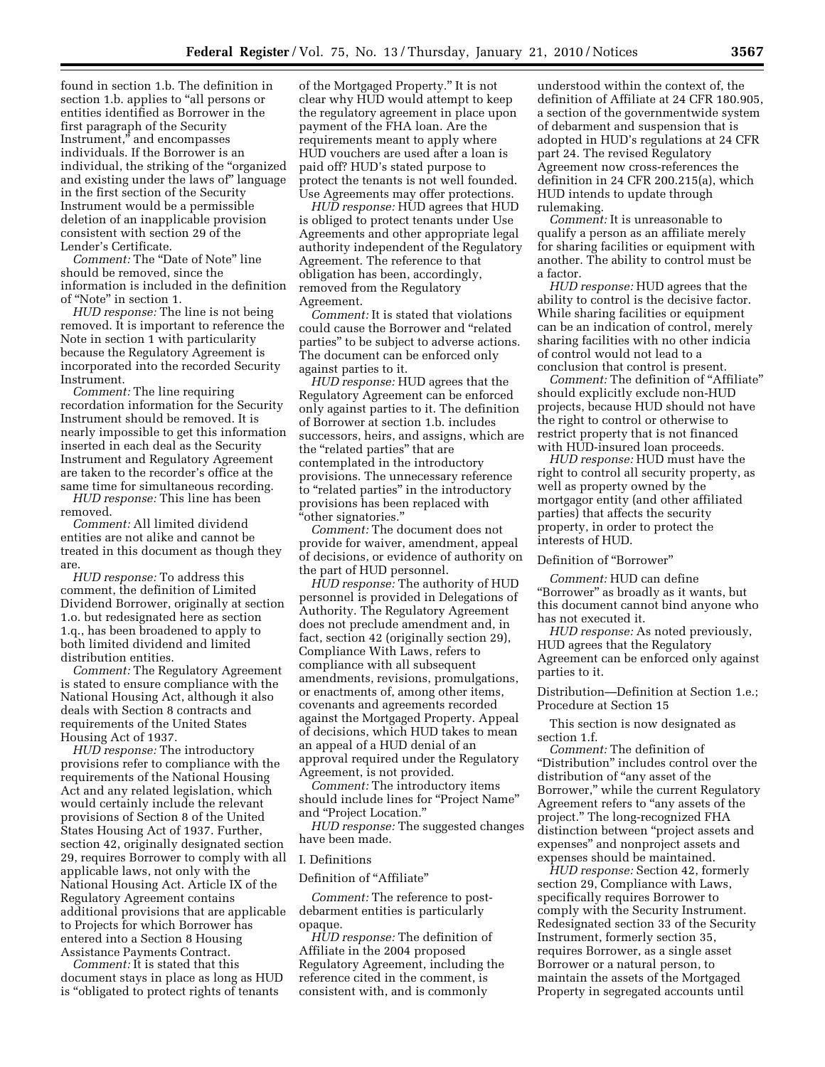found in section 1.b. The definition in section 1.b. applies to "all persons or entities identified as Borrower in the first paragraph of the Security Instrument," and encompasses individuals. If the Borrower is an individual, the striking of the "organized and existing under the laws of" language in the first section of the Security Instrument would be a permissible deletion of an inapplicable provision consistent with section 29 of the Lender's Certificate.

*Comment:* The "Date of Note" line should be removed, since the information is included in the definition of "Note" in section 1.

*HUD response:* The line is not being removed. It is important to reference the Note in section 1 with particularity because the Regulatory Agreement is incorporated into the recorded Security Instrument.

*Comment:* The line requiring recordation information for the Security Instrument should be removed. It is nearly impossible to get this information inserted in each deal as the Security Instrument and Regulatory Agreement are taken to the recorder's office at the same time for simultaneous recording.

*HUD response:* This line has been removed.

*Comment:* All limited dividend entities are not alike and cannot be treated in this document as though they are.

*HUD response:* To address this comment, the definition of Limited Dividend Borrower, originally at section 1.o. but redesignated here as section 1.q., has been broadened to apply to both limited dividend and limited distribution entities.

*Comment:* The Regulatory Agreement is stated to ensure compliance with the National Housing Act, although it also deals with Section 8 contracts and requirements of the United States Housing Act of 1937.

*HUD response:* The introductory provisions refer to compliance with the requirements of the National Housing Act and any related legislation, which would certainly include the relevant provisions of Section 8 of the United States Housing Act of 1937. Further, section 42, originally designated section 29, requires Borrower to comply with all applicable laws, not only with the National Housing Act. Article IX of the Regulatory Agreement contains additional provisions that are applicable to Projects for which Borrower has entered into a Section 8 Housing Assistance Payments Contract.

*Comment:* It is stated that this document stays in place as long as HUD is "obligated to protect rights of tenants of the Mortgaged Property." It is not clear why HUD would attempt to keep the regulatory agreement in place upon payment of the FHA loan. Are the requirements meant to apply where HUD vouchers are used after a loan is paid off? HUD's stated purpose to protect the tenants is not well founded. Use Agreements may offer protections.

*HUD response:* HUD agrees that HUD is obliged to protect tenants under Use Agreements and other appropriate legal authority independent of the Regulatory Agreement. The reference to that obligation has been, accordingly, removed from the Regulatory Agreement.

*Comment:* It is stated that violations could cause the Borrower and "related parties" to be subject to adverse actions. The document can be enforced only against parties to it.

*HUD response:* HUD agrees that the Regulatory Agreement can be enforced only against parties to it. The definition of Borrower at section 1.b. includes successors, heirs, and assigns, which are the "related parties" that are contemplated in the introductory provisions. The unnecessary reference to "related parties" in the introductory provisions has been replaced with "other signatories."

*Comment:* The document does not provide for waiver, amendment, appeal of decisions, or evidence of authority on the part of HUD personnel.

*HUD response:* The authority of HUD personnel is provided in Delegations of Authority. The Regulatory Agreement does not preclude amendment and, in fact, section 42 (originally section 29), Compliance With Laws, refers to compliance with all subsequent amendments, revisions, promulgations, or enactments of, among other items, covenants and agreements recorded against the Mortgaged Property. Appeal of decisions, which HUD takes to mean an appeal of a HUD denial of an approval required under the Regulatory Agreement, is not provided.

*Comment:* The introductory items should include lines for "Project Name" and "Project Location."

*HUD response:* The suggested changes have been made.

I. Definitions

Definition of "Affiliate"

*Comment:* The reference to post-debarment entities is particularly opaque.

*HUD response:* The definition of Affiliate in the 2004 proposed Regulatory Agreement, including the reference cited in the comment, is consistent with, and is commonly understood within the context of, the definition of Affiliate at 24 CFR 180.905, a section of the governmentwide system of debarment and suspension that is adopted in HUD's regulations at 24 CFR part 24. The revised Regulatory Agreement now cross-references the definition in 24 CFR 200.215(a), which HUD intends to update through rulemaking.

*Comment:* It is unreasonable to qualify a person as an affiliate merely for sharing facilities or equipment with another. The ability to control must be a factor.

*HUD response:* HUD agrees that the ability to control is the decisive factor. While sharing facilities or equipment can be an indication of control, merely sharing facilities with no other indicia of control would not lead to a conclusion that control is present.

*Comment:* The definition of "Affiliate" should explicitly exclude non-HUD projects, because HUD should not have the right to control or otherwise to restrict property that is not financed with HUD-insured loan proceeds.

*HUD response:* HUD must have the right to control all security property, as well as property owned by the mortgagor entity (and other affiliated parties) that affects the security property, in order to protect the interests of HUD.

Definition of "Borrower"

*Comment:* HUD can define "Borrower" as broadly as it wants, but this document cannot bind anyone who has not executed it.

*HUD response:* As noted previously, HUD agrees that the Regulatory Agreement can be enforced only against parties to it.

Distribution—Definition at Section 1.e.; Procedure at Section 15

This section is now designated as section 1.f.

*Comment:* The definition of "Distribution" includes control over the distribution of "any asset of the Borrower," while the current Regulatory Agreement refers to "any assets of the project." The long-recognized FHA distinction between "project assets and expenses" and nonproject assets and expenses should be maintained.

*HUD response:* Section 42, formerly section 29, Compliance with Laws, specifically requires Borrower to comply with the Security Instrument. Redesignated section 33 of the Security Instrument, formerly section 35, requires Borrower, as a single asset Borrower or a natural person, to maintain the assets of the Mortgaged Property in segregated accounts until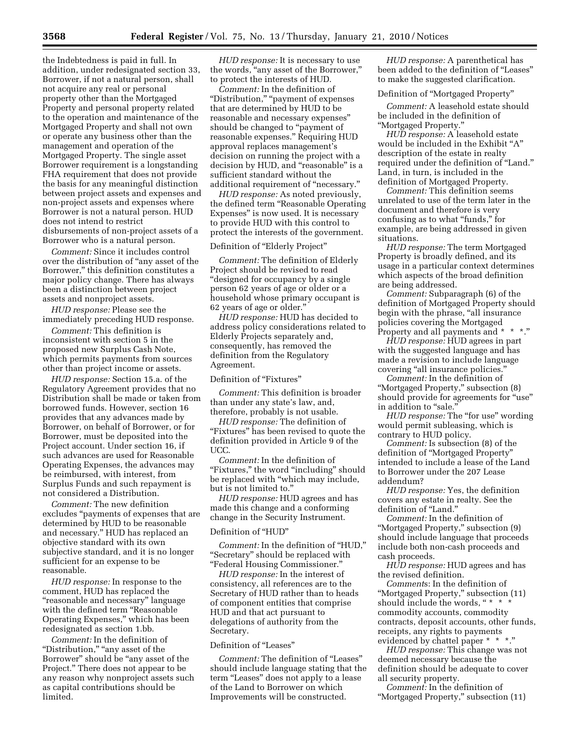the Indebtedness is paid in full. In addition, under redesignated section 33, Borrower, if not a natural person, shall not acquire any real or personal property other than the Mortgaged Property and personal property related to the operation and maintenance of the Mortgaged Property and shall not own or operate any business other than the management and operation of the Mortgaged Property. The single asset Borrower requirement is a longstanding FHA requirement that does not provide the basis for any meaningful distinction between project assets and expenses and non-project assets and expenses where Borrower is not a natural person. HUD does not intend to restrict disbursements of non-project assets of a Borrower who is a natural person.

*Comment:* Since it includes control over the distribution of "any asset of the Borrower," this definition constitutes a major policy change. There has always been a distinction between project assets and nonproject assets.

*HUD response:* Please see the immediately preceding HUD response.

*Comment:* This definition is inconsistent with section 5 in the proposed new Surplus Cash Note, which permits payments from sources other than project income or assets.

*HUD response:* Section 15.a. of the Regulatory Agreement provides that no Distribution shall be made or taken from borrowed funds. However, section 16 provides that any advances made by Borrower, on behalf of Borrower, or for Borrower, must be deposited into the Project account. Under section 16, if such advances are used for Reasonable Operating Expenses, the advances may be reimbursed, with interest, from Surplus Funds and such repayment is not considered a Distribution.

*Comment:* The new definition excludes "payments of expenses that are determined by HUD to be reasonable and necessary." HUD has replaced an objective standard with its own subjective standard, and it is no longer sufficient for an expense to be reasonable.

*HUD response:* In response to the comment, HUD has replaced the "reasonable and necessary" language with the defined term "Reasonable Operating Expenses," which has been redesignated as section 1.bb.

*Comment:* In the definition of "Distribution," "any asset of the Borrower" should be "any asset of the Project." There does not appear to be any reason why nonproject assets such as capital contributions should be limited.

*HUD response:* It is necessary to use the words, "any asset of the Borrower," to protect the interests of HUD.

*Comment:* In the definition of "Distribution," "payment of expenses that are determined by HUD to be reasonable and necessary expenses" should be changed to "payment of reasonable expenses." Requiring HUD approval replaces management's decision on running the project with a decision by HUD, and "reasonable" is a sufficient standard without the additional requirement of "necessary."

*HUD response:* As noted previously, the defined term "Reasonable Operating Expenses" is now used. It is necessary to provide HUD with this control to protect the interests of the government.

Definition of "Elderly Project"

*Comment:* The definition of Elderly Project should be revised to read "designed for occupancy by a single person 62 years of age or older or a household whose primary occupant is 62 years of age or older."

*HUD response:* HUD has decided to address policy considerations related to Elderly Projects separately and, consequently, has removed the definition from the Regulatory Agreement.

Definition of "Fixtures"

*Comment:* This definition is broader than under any state's law, and, therefore, probably is not usable.

*HUD response:* The definition of "Fixtures" has been revised to quote the definition provided in Article 9 of the UCC.

*Comment:* In the definition of "Fixtures," the word "including" should be replaced with "which may include, but is not limited to."

*HUD response:* HUD agrees and has made this change and a conforming change in the Security Instrument.

Definition of "HUD"

*Comment:* In the definition of "HUD," "Secretary" should be replaced with "Federal Housing Commissioner."

*HUD response:* In the interest of consistency, all references are to the Secretary of HUD rather than to heads of component entities that comprise HUD and that act pursuant to delegations of authority from the Secretary.

Definition of "Leases"

*Comment:* The definition of "Leases" should include language stating that the term "Leases" does not apply to a lease of the Land to Borrower on which Improvements will be constructed.

*HUD response:* A parenthetical has been added to the definition of "Leases" to make the suggested clarification.

Definition of "Mortgaged Property"

*Comment:* A leasehold estate should be included in the definition of "Mortgaged Property."

*HUD response:* A leasehold estate would be included in the Exhibit "A" description of the estate in realty required under the definition of "Land." Land, in turn, is included in the definition of Mortgaged Property.

*Comment:* This definition seems unrelated to use of the term later in the document and therefore is very confusing as to what "funds," for example, are being addressed in given situations.

*HUD response:* The term Mortgaged Property is broadly defined, and its usage in a particular context determines which aspects of the broad definition are being addressed.

*Comment:* Subparagraph (6) of the definition of Mortgaged Property should begin with the phrase, "all insurance policies covering the Mortgaged Property and all payments and * * *."

*HUD response:* HUD agrees in part with the suggested language and has made a revision to include language covering "all insurance policies."

*Comment:* In the definition of "Mortgaged Property," subsection (8) should provide for agreements for "use" in addition to "sale."

*HUD response:* The "for use" wording would permit subleasing, which is contrary to HUD policy.

*Comment:* Is subsection (8) of the definition of "Mortgaged Property" intended to include a lease of the Land to Borrower under the 207 Lease addendum?

*HUD response:* Yes, the definition covers any estate in realty. See the definition of "Land."

*Comment:* In the definition of "Mortgaged Property," subsection (9) should include language that proceeds include both non-cash proceeds and cash proceeds.

*HUD response:* HUD agrees and has the revised definition.

*Comments*: In the definition of "Mortgaged Property," subsection (11) should include the words, "* * * commodity accounts, commodity contracts, deposit accounts, other funds, receipts, any rights to payments evidenced by chattel paper * * *."

*HUD response:* This change was not deemed necessary because the definition should be adequate to cover all security property.

*Comment:* In the definition of "Mortgaged Property," subsection (11)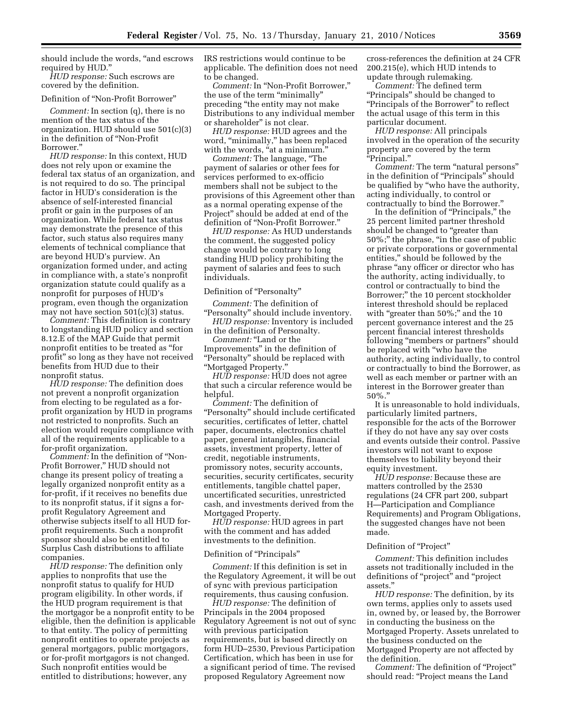should include the words, "and escrows required by HUD."

*HUD response:* Such escrows are covered by the definition.

Definition of "Non-Profit Borrower"

*Comment:* In section (q), there is no mention of the tax status of the organization. HUD should use 501(c)(3) in the definition of "Non-Profit Borrower."

*HUD response:* In this context, HUD does not rely upon or examine the federal tax status of an organization, and is not required to do so. The principal factor in HUD's consideration is the absence of self-interested financial profit or gain in the purposes of an organization. While federal tax status may demonstrate the presence of this factor, such status also requires many elements of technical compliance that are beyond HUD's purview. An organization formed under, and acting in compliance with, a state's nonprofit organization statute could qualify as a nonprofit for purposes of HUD's program, even though the organization may not have section 501(c)(3) status.

*Comment:* This definition is contrary to longstanding HUD policy and section 8.12.E of the MAP Guide that permit nonprofit entities to be treated as "for profit" so long as they have not received benefits from HUD due to their nonprofit status.

*HUD response:* The definition does not prevent a nonprofit organization from electing to be regulated as a for-profit organization by HUD in programs not restricted to nonprofits. Such an election would require compliance with all of the requirements applicable to a for-profit organization.

*Comment:* In the definition of "Non-Profit Borrower," HUD should not change its present policy of treating a legally organized nonprofit entity as a for-profit, if it receives no benefits due to its nonprofit status, if it signs a for-profit Regulatory Agreement and otherwise subjects itself to all HUD for-profit requirements. Such a nonprofit sponsor should also be entitled to Surplus Cash distributions to affiliate companies.

*HUD response:* The definition only applies to nonprofits that use the nonprofit status to qualify for HUD program eligibility. In other words, if the HUD program requirement is that the mortgagor be a nonprofit entity to be eligible, then the definition is applicable to that entity. The policy of permitting nonprofit entities to operate projects as general mortgagors, public mortgagors, or for-profit mortgagors is not changed. Such nonprofit entities would be entitled to distributions; however, any IRS restrictions would continue to be applicable. The definition does not need to be changed.

*Comment:* In "Non-Profit Borrower," the use of the term "minimally" preceding "the entity may not make Distributions to any individual member or shareholder" is not clear.

*HUD response:* HUD agrees and the word, "minimally," has been replaced with the words, "at a minimum."

*Comment:* The language, "The payment of salaries or other fees for services performed to ex-officio members shall not be subject to the provisions of this Agreement other than as a normal operating expense of the Project" should be added at end of the definition of "Non-Profit Borrower."

*HUD response:* As HUD understands the comment, the suggested policy change would be contrary to long standing HUD policy prohibiting the payment of salaries and fees to such individuals.

Definition of "Personalty"

*Comment:* The definition of "Personalty" should include inventory.

*HUD response:* Inventory is included in the definition of Personalty.

*Comment:* "Land or the Improvements" in the definition of "Personalty" should be replaced with "Mortgaged Property."

*HUD response:* HUD does not agree that such a circular reference would be helpful.

*Comment:* The definition of "Personalty" should include certificated securities, certificates of letter, chattel paper, documents, electronics chattel paper, general intangibles, financial assets, investment property, letter of credit, negotiable instruments, promissory notes, security accounts, securities, security certificates, security entitlements, tangible chattel paper, uncertificated securities, unrestricted cash, and investments derived from the Mortgaged Property.

*HUD response:* HUD agrees in part with the comment and has added investments to the definition.

Definition of "Principals"

*Comment:* If this definition is set in the Regulatory Agreement, it will be out of sync with previous participation requirements, thus causing confusion.

*HUD response:* The definition of Principals in the 2004 proposed Regulatory Agreement is not out of sync with previous participation requirements, but is based directly on form HUD–2530, Previous Participation Certification, which has been in use for a significant period of time. The revised proposed Regulatory Agreement now cross-references the definition at 24 CFR 200.215(e), which HUD intends to update through rulemaking.

*Comment:* The defined term "Principals" should be changed to "Principals of the Borrower" to reflect the actual usage of this term in this particular document.

*HUD response:* All principals involved in the operation of the security property are covered by the term "Principal."

*Comment:* The term "natural persons" in the definition of "Principals" should be qualified by "who have the authority, acting individually, to control or contractually to bind the Borrower."

In the definition of "Principals," the 25 percent limited partner threshold should be changed to "greater than 50%;" the phrase, "in the case of public or private corporations or governmental entities," should be followed by the phrase "any officer or director who has the authority, acting individually, to control or contractually to bind the Borrower;" the 10 percent stockholder interest threshold should be replaced with "greater than 50%;" and the 10 percent governance interest and the 25 percent financial interest thresholds following "members or partners" should be replaced with "who have the authority, acting individually, to control or contractually to bind the Borrower, as well as each member or partner with an interest in the Borrower greater than 50%."

It is unreasonable to hold individuals, particularly limited partners, responsible for the acts of the Borrower if they do not have any say over costs and events outside their control. Passive investors will not want to expose themselves to liability beyond their equity investment.

*HUD response:* Because these are matters controlled by the 2530 regulations (24 CFR part 200, subpart H—Participation and Compliance Requirements) and Program Obligations, the suggested changes have not been made.

Definition of "Project"

*Comment:* This definition includes assets not traditionally included in the definitions of "project" and "project assets."

*HUD response:* The definition, by its own terms, applies only to assets used in, owned by, or leased by, the Borrower in conducting the business on the Mortgaged Property. Assets unrelated to the business conducted on the Mortgaged Property are not affected by the definition.

*Comment:* The definition of "Project" should read: "Project means the Land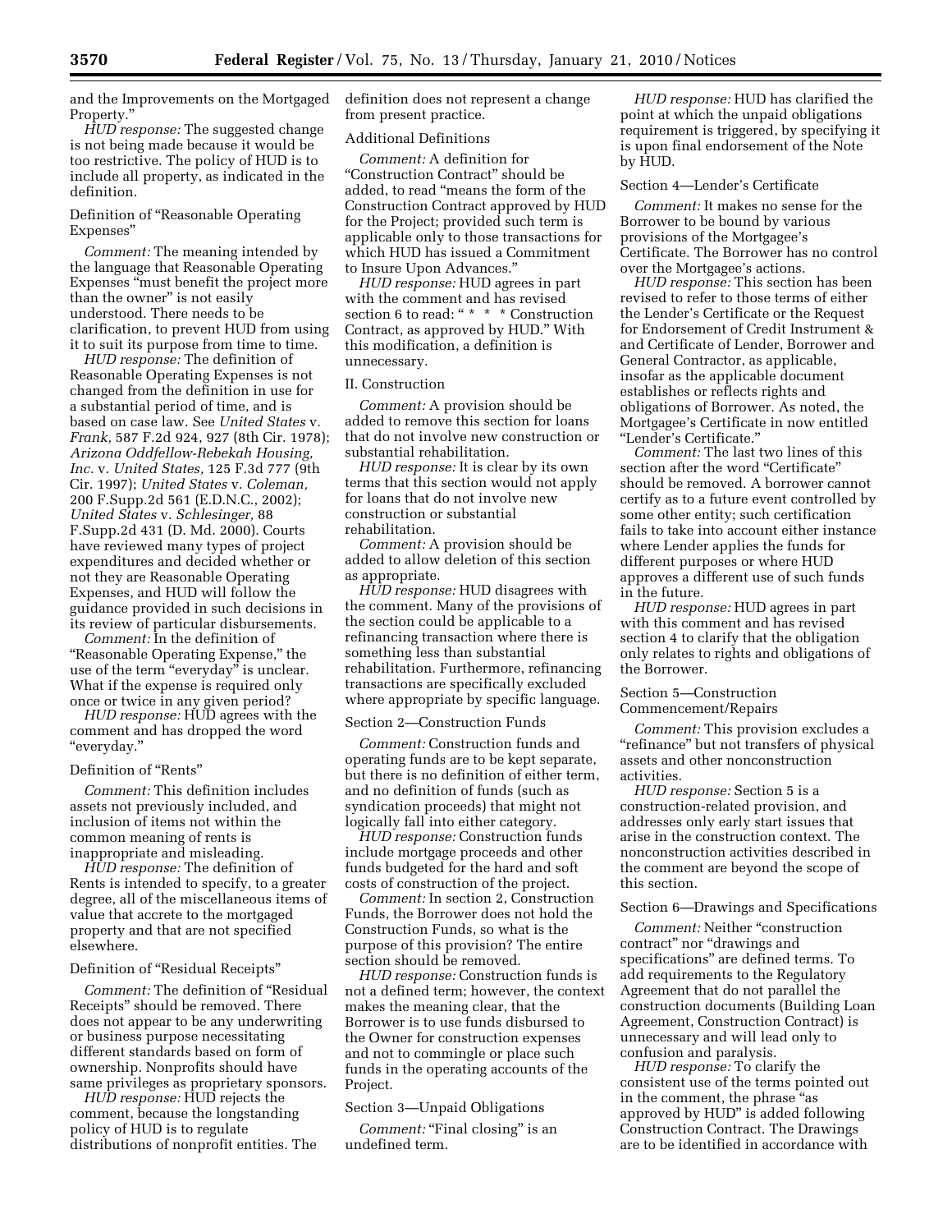and the Improvements on the Mortgaged Property."

*HUD response:* The suggested change is not being made because it would be too restrictive. The policy of HUD is to include all property, as indicated in the definition.

Definition of "Reasonable Operating Expenses"

*Comment:* The meaning intended by the language that Reasonable Operating Expenses "must benefit the project more than the owner" is not easily understood. There needs to be clarification, to prevent HUD from using it to suit its purpose from time to time.

*HUD response:* The definition of Reasonable Operating Expenses is not changed from the definition in use for a substantial period of time, and is based on case law. See *United States* v. *Frank,* 587 F.2d 924, 927 (8th Cir. 1978); *Arizona Oddfellow-Rebekah Housing, Inc.* v. *United States,* 125 F.3d 777 (9th Cir. 1997); *United States* v. *Coleman,* 200 F.Supp.2d 561 (E.D.N.C., 2002); *United States* v. *Schlesinger,* 88 F.Supp.2d 431 (D. Md. 2000). Courts have reviewed many types of project expenditures and decided whether or not they are Reasonable Operating Expenses, and HUD will follow the guidance provided in such decisions in its review of particular disbursements.

*Comment:* In the definition of "Reasonable Operating Expense," the use of the term "everyday" is unclear. What if the expense is required only once or twice in any given period?

*HUD response:* HUD agrees with the comment and has dropped the word "everyday."

Definition of "Rents"

*Comment:* This definition includes assets not previously included, and inclusion of items not within the common meaning of rents is inappropriate and misleading.

*HUD response:* The definition of Rents is intended to specify, to a greater degree, all of the miscellaneous items of value that accrete to the mortgaged property and that are not specified elsewhere.

Definition of "Residual Receipts"

*Comment:* The definition of "Residual Receipts" should be removed. There does not appear to be any underwriting or business purpose necessitating different standards based on form of ownership. Nonprofits should have same privileges as proprietary sponsors.

*HUD response:* HUD rejects the comment, because the longstanding policy of HUD is to regulate distributions of nonprofit entities. The definition does not represent a change from present practice.

Additional Definitions

*Comment:* A definition for "Construction Contract" should be added, to read "means the form of the Construction Contract approved by HUD for the Project; provided such term is applicable only to those transactions for which HUD has issued a Commitment to Insure Upon Advances."

*HUD response:* HUD agrees in part with the comment and has revised section 6 to read: " * * * Construction Contract, as approved by HUD." With this modification, a definition is unnecessary.

II. Construction

*Comment:* A provision should be added to remove this section for loans that do not involve new construction or substantial rehabilitation.

*HUD response:* It is clear by its own terms that this section would not apply for loans that do not involve new construction or substantial rehabilitation.

*Comment:* A provision should be added to allow deletion of this section as appropriate.

*HUD response:* HUD disagrees with the comment. Many of the provisions of the section could be applicable to a refinancing transaction where there is something less than substantial rehabilitation. Furthermore, refinancing transactions are specifically excluded where appropriate by specific language.

Section 2—Construction Funds

*Comment:* Construction funds and operating funds are to be kept separate, but there is no definition of either term, and no definition of funds (such as syndication proceeds) that might not logically fall into either category.

*HUD response:* Construction funds include mortgage proceeds and other funds budgeted for the hard and soft costs of construction of the project.

*Comment:* In section 2, Construction Funds, the Borrower does not hold the Construction Funds, so what is the purpose of this provision? The entire section should be removed.

*HUD response:* Construction funds is not a defined term; however, the context makes the meaning clear, that the Borrower is to use funds disbursed to the Owner for construction expenses and not to commingle or place such funds in the operating accounts of the Project.

Section 3—Unpaid Obligations

*Comment:* "Final closing" is an undefined term.

*HUD response:* HUD has clarified the point at which the unpaid obligations requirement is triggered, by specifying it is upon final endorsement of the Note by HUD.

Section 4—Lender's Certificate

*Comment:* It makes no sense for the Borrower to be bound by various provisions of the Mortgagee's Certificate. The Borrower has no control over the Mortgagee's actions.

*HUD response:* This section has been revised to refer to those terms of either the Lender's Certificate or the Request for Endorsement of Credit Instrument & and Certificate of Lender, Borrower and General Contractor, as applicable, insofar as the applicable document establishes or reflects rights and obligations of Borrower. As noted, the Mortgagee's Certificate in now entitled "Lender's Certificate."

*Comment:* The last two lines of this section after the word "Certificate" should be removed. A borrower cannot certify as to a future event controlled by some other entity; such certification fails to take into account either instance where Lender applies the funds for different purposes or where HUD approves a different use of such funds in the future.

*HUD response:* HUD agrees in part with this comment and has revised section 4 to clarify that the obligation only relates to rights and obligations of the Borrower.

Section 5—Construction Commencement/Repairs

*Comment:* This provision excludes a "refinance" but not transfers of physical assets and other nonconstruction activities.

*HUD response:* Section 5 is a construction-related provision, and addresses only early start issues that arise in the construction context. The nonconstruction activities described in the comment are beyond the scope of this section.

Section 6—Drawings and Specifications

*Comment:* Neither "construction contract" nor "drawings and specifications" are defined terms. To add requirements to the Regulatory Agreement that do not parallel the construction documents (Building Loan Agreement, Construction Contract) is unnecessary and will lead only to confusion and paralysis.

*HUD response:* To clarify the consistent use of the terms pointed out in the comment, the phrase "as approved by HUD" is added following Construction Contract. The Drawings are to be identified in accordance with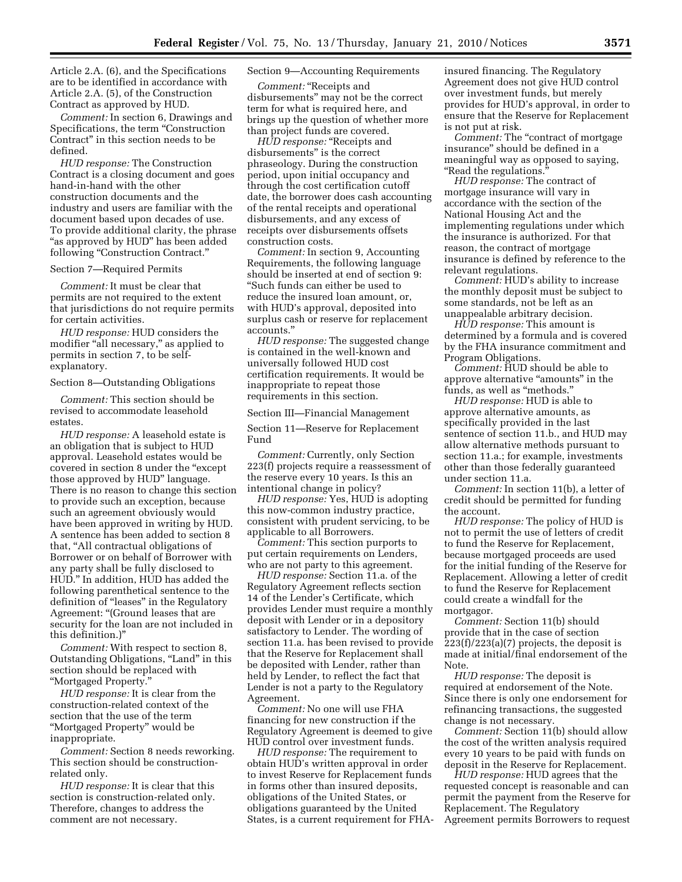Article 2.A. (6), and the Specifications are to be identified in accordance with Article 2.A. (5), of the Construction Contract as approved by HUD.

*Comment:* In section 6, Drawings and Specifications, the term "Construction Contract" in this section needs to be defined.

*HUD response:* The Construction Contract is a closing document and goes hand-in-hand with the other construction documents and the industry and users are familiar with the document based upon decades of use. To provide additional clarity, the phrase "as approved by HUD" has been added following "Construction Contract."

Section 7—Required Permits

*Comment:* It must be clear that permits are not required to the extent that jurisdictions do not require permits for certain activities.

*HUD response:* HUD considers the modifier "all necessary," as applied to permits in section 7, to be self-explanatory.

Section 8—Outstanding Obligations

*Comment:* This section should be revised to accommodate leasehold estates.

*HUD response:* A leasehold estate is an obligation that is subject to HUD approval. Leasehold estates would be covered in section 8 under the "except those approved by HUD" language. There is no reason to change this section to provide such an exception, because such an agreement obviously would have been approved in writing by HUD. A sentence has been added to section 8 that, "All contractual obligations of Borrower or on behalf of Borrower with any party shall be fully disclosed to HUD." In addition, HUD has added the following parenthetical sentence to the definition of "leases" in the Regulatory Agreement: "(Ground leases that are security for the loan are not included in this definition.)"

*Comment:* With respect to section 8, Outstanding Obligations, "Land" in this section should be replaced with "Mortgaged Property."

*HUD response:* It is clear from the construction-related context of the section that the use of the term "Mortgaged Property" would be inappropriate.

*Comment:* Section 8 needs reworking. This section should be construction-related only.

*HUD response:* It is clear that this section is construction-related only. Therefore, changes to address the comment are not necessary.

Section 9—Accounting Requirements

*Comment:* "Receipts and disbursements" may not be the correct term for what is required here, and brings up the question of whether more than project funds are covered.

*HUD response:* "Receipts and disbursements" is the correct phraseology. During the construction period, upon initial occupancy and through the cost certification cutoff date, the borrower does cash accounting of the rental receipts and operational disbursements, and any excess of receipts over disbursements offsets construction costs.

*Comment:* In section 9, Accounting Requirements, the following language should be inserted at end of section 9: "Such funds can either be used to reduce the insured loan amount, or, with HUD's approval, deposited into surplus cash or reserve for replacement accounts."

*HUD response:* The suggested change is contained in the well-known and universally followed HUD cost certification requirements. It would be inappropriate to repeat those requirements in this section.

Section III—Financial Management

Section 11—Reserve for Replacement Fund

*Comment:* Currently, only Section 223(f) projects require a reassessment of the reserve every 10 years. Is this an intentional change in policy?

*HUD response:* Yes, HUD is adopting this now-common industry practice, consistent with prudent servicing, to be applicable to all Borrowers.

*Comment:* This section purports to put certain requirements on Lenders, who are not party to this agreement.

*HUD response:* Section 11.a. of the Regulatory Agreement reflects section 14 of the Lender's Certificate, which provides Lender must require a monthly deposit with Lender or in a depository satisfactory to Lender. The wording of section 11.a. has been revised to provide that the Reserve for Replacement shall be deposited with Lender, rather than held by Lender, to reflect the fact that Lender is not a party to the Regulatory Agreement.

*Comment:* No one will use FHA financing for new construction if the Regulatory Agreement is deemed to give HUD control over investment funds.

*HUD response:* The requirement to obtain HUD's written approval in order to invest Reserve for Replacement funds in forms other than insured deposits, obligations of the United States, or obligations guaranteed by the United States, is a current requirement for FHA-insured financing. The Regulatory Agreement does not give HUD control over investment funds, but merely provides for HUD's approval, in order to ensure that the Reserve for Replacement is not put at risk.

*Comment:* The "contract of mortgage insurance" should be defined in a meaningful way as opposed to saying, "Read the regulations."

*HUD response:* The contract of mortgage insurance will vary in accordance with the section of the National Housing Act and the implementing regulations under which the insurance is authorized. For that reason, the contract of mortgage insurance is defined by reference to the relevant regulations.

*Comment:* HUD's ability to increase the monthly deposit must be subject to some standards, not be left as an unappealable arbitrary decision.

*HUD response:* This amount is determined by a formula and is covered by the FHA insurance commitment and Program Obligations.

*Comment:* HUD should be able to approve alternative "amounts" in the funds, as well as "methods."

*HUD response:* HUD is able to approve alternative amounts, as specifically provided in the last sentence of section 11.b., and HUD may allow alternative methods pursuant to section 11.a.; for example, investments other than those federally guaranteed under section 11.a.

*Comment:* In section 11(b), a letter of credit should be permitted for funding the account.

*HUD response:* The policy of HUD is not to permit the use of letters of credit to fund the Reserve for Replacement, because mortgaged proceeds are used for the initial funding of the Reserve for Replacement. Allowing a letter of credit to fund the Reserve for Replacement could create a windfall for the mortgagor.

*Comment:* Section 11(b) should provide that in the case of section 223(f)/223(a)(7) projects, the deposit is made at initial/final endorsement of the Note.

*HUD response:* The deposit is required at endorsement of the Note. Since there is only one endorsement for refinancing transactions, the suggested change is not necessary.

*Comment:* Section 11(b) should allow the cost of the written analysis required every 10 years to be paid with funds on deposit in the Reserve for Replacement.

*HUD response:* HUD agrees that the requested concept is reasonable and can permit the payment from the Reserve for Replacement. The Regulatory Agreement permits Borrowers to request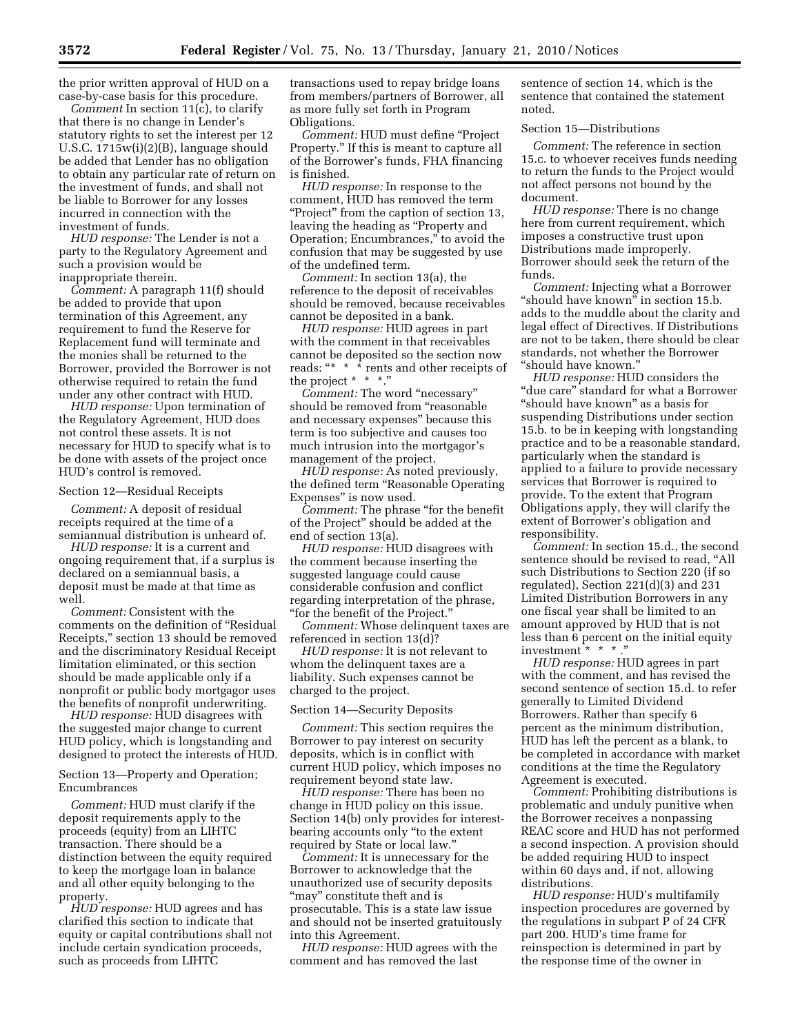the prior written approval of HUD on a case-by-case basis for this procedure.

*Comment* In section 11(c), to clarify that there is no change in Lender's statutory rights to set the interest per 12 U.S.C. 1715w(i)(2)(B), language should be added that Lender has no obligation to obtain any particular rate of return on the investment of funds, and shall not be liable to Borrower for any losses incurred in connection with the investment of funds.

*HUD response:* The Lender is not a party to the Regulatory Agreement and such a provision would be inappropriate therein.

*Comment:* A paragraph 11(f) should be added to provide that upon termination of this Agreement, any requirement to fund the Reserve for Replacement fund will terminate and the monies shall be returned to the Borrower, provided the Borrower is not otherwise required to retain the fund under any other contract with HUD.

*HUD response:* Upon termination of the Regulatory Agreement, HUD does not control these assets. It is not necessary for HUD to specify what is to be done with assets of the project once HUD's control is removed.

Section 12—Residual Receipts

*Comment:* A deposit of residual receipts required at the time of a semiannual distribution is unheard of.

*HUD response:* It is a current and ongoing requirement that, if a surplus is declared on a semiannual basis, a deposit must be made at that time as well.

*Comment:* Consistent with the comments on the definition of "Residual Receipts," section 13 should be removed and the discriminatory Residual Receipt limitation eliminated, or this section should be made applicable only if a nonprofit or public body mortgagor uses the benefits of nonprofit underwriting.

*HUD response:* HUD disagrees with the suggested major change to current HUD policy, which is longstanding and designed to protect the interests of HUD.

Section 13—Property and Operation; Encumbrances

*Comment:* HUD must clarify if the deposit requirements apply to the proceeds (equity) from an LIHTC transaction. There should be a distinction between the equity required to keep the mortgage loan in balance and all other equity belonging to the property.

*HUD response:* HUD agrees and has clarified this section to indicate that equity or capital contributions shall not include certain syndication proceeds, such as proceeds from LIHTC transactions used to repay bridge loans from members/partners of Borrower, all as more fully set forth in Program Obligations.

*Comment:* HUD must define "Project Property." If this is meant to capture all of the Borrower's funds, FHA financing is finished.

*HUD response:* In response to the comment, HUD has removed the term "Project" from the caption of section 13, leaving the heading as "Property and Operation; Encumbrances," to avoid the confusion that may be suggested by use of the undefined term.

*Comment:* In section 13(a), the reference to the deposit of receivables should be removed, because receivables cannot be deposited in a bank.

*HUD response:* HUD agrees in part with the comment in that receivables cannot be deposited so the section now reads: "* * * rents and other receipts of the project * * *."

*Comment:* The word "necessary" should be removed from "reasonable and necessary expenses" because this term is too subjective and causes too much intrusion into the mortgagor's management of the project.

*HUD response:* As noted previously, the defined term "Reasonable Operating Expenses" is now used.

*Comment:* The phrase "for the benefit of the Project" should be added at the end of section 13(a).

*HUD response:* HUD disagrees with the comment because inserting the suggested language could cause considerable confusion and conflict regarding interpretation of the phrase, "for the benefit of the Project."

*Comment:* Whose delinquent taxes are referenced in section 13(d)?

*HUD response:* It is not relevant to whom the delinquent taxes are a liability. Such expenses cannot be charged to the project.

Section 14—Security Deposits

*Comment:* This section requires the Borrower to pay interest on security deposits, which is in conflict with current HUD policy, which imposes no requirement beyond state law.

*HUD response:* There has been no change in HUD policy on this issue. Section 14(b) only provides for interest-bearing accounts only "to the extent required by State or local law."

*Comment:* It is unnecessary for the Borrower to acknowledge that the unauthorized use of security deposits "may" constitute theft and is prosecutable. This is a state law issue and should not be inserted gratuitously into this Agreement.

*HUD response:* HUD agrees with the comment and has removed the last sentence of section 14, which is the sentence that contained the statement noted.

Section 15—Distributions

*Comment:* The reference in section 15.c. to whoever receives funds needing to return the funds to the Project would not affect persons not bound by the document.

*HUD response:* There is no change here from current requirement, which imposes a constructive trust upon Distributions made improperly. Borrower should seek the return of the funds.

*Comment:* Injecting what a Borrower "should have known" in section 15.b. adds to the muddle about the clarity and legal effect of Directives. If Distributions are not to be taken, there should be clear standards, not whether the Borrower "should have known."

*HUD response:* HUD considers the "due care" standard for what a Borrower "should have known" as a basis for suspending Distributions under section 15.b. to be in keeping with longstanding practice and to be a reasonable standard, particularly when the standard is applied to a failure to provide necessary services that Borrower is required to provide. To the extent that Program Obligations apply, they will clarify the extent of Borrower's obligation and responsibility.

*Comment:* In section 15.d., the second sentence should be revised to read, "All such Distributions to Section 220 (if so regulated), Section 221(d)(3) and 231 Limited Distribution Borrowers in any one fiscal year shall be limited to an amount approved by HUD that is not less than 6 percent on the initial equity investment * * *."

*HUD response:* HUD agrees in part with the comment, and has revised the second sentence of section 15.d. to refer generally to Limited Dividend Borrowers. Rather than specify 6 percent as the minimum distribution, HUD has left the percent as a blank, to be completed in accordance with market conditions at the time the Regulatory Agreement is executed.

*Comment:* Prohibiting distributions is problematic and unduly punitive when the Borrower receives a nonpassing REAC score and HUD has not performed a second inspection. A provision should be added requiring HUD to inspect within 60 days and, if not, allowing distributions.

*HUD response:* HUD's multifamily inspection procedures are governed by the regulations in subpart P of 24 CFR part 200. HUD's time frame for reinspection is determined in part by the response time of the owner in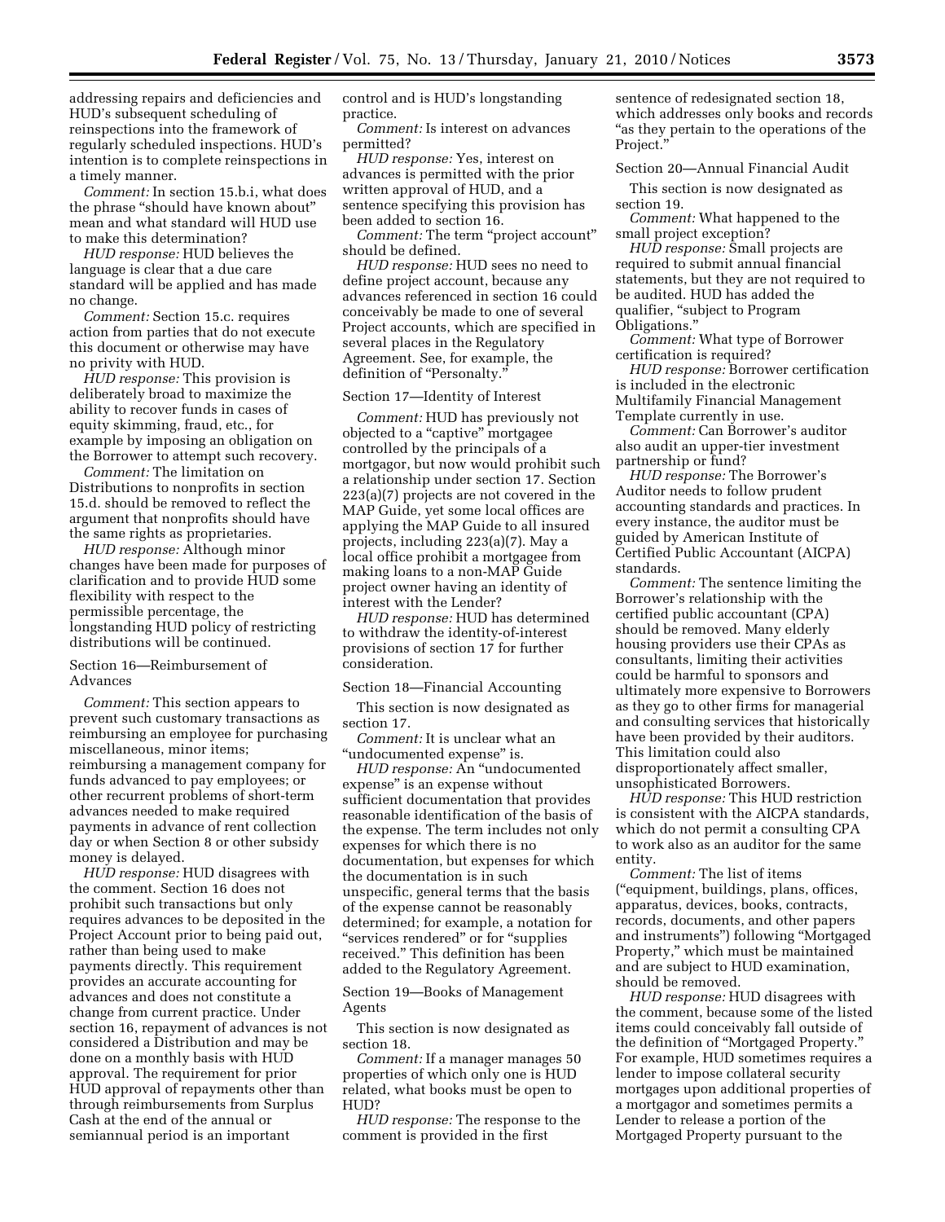addressing repairs and deficiencies and HUD's subsequent scheduling of reinspections into the framework of regularly scheduled inspections. HUD's intention is to complete reinspections in a timely manner.

*Comment:* In section 15.b.i, what does the phrase "should have known about" mean and what standard will HUD use to make this determination?

*HUD response:* HUD believes the language is clear that a due care standard will be applied and has made no change.

*Comment:* Section 15.c. requires action from parties that do not execute this document or otherwise may have no privity with HUD.

*HUD response:* This provision is deliberately broad to maximize the ability to recover funds in cases of equity skimming, fraud, etc., for example by imposing an obligation on the Borrower to attempt such recovery.

*Comment:* The limitation on Distributions to nonprofits in section 15.d. should be removed to reflect the argument that nonprofits should have the same rights as proprietaries.

*HUD response:* Although minor changes have been made for purposes of clarification and to provide HUD some flexibility with respect to the permissible percentage, the longstanding HUD policy of restricting distributions will be continued.

Section 16—Reimbursement of Advances

*Comment:* This section appears to prevent such customary transactions as reimbursing an employee for purchasing miscellaneous, minor items; reimbursing a management company for funds advanced to pay employees; or other recurrent problems of short-term advances needed to make required payments in advance of rent collection day or when Section 8 or other subsidy money is delayed.

*HUD response:* HUD disagrees with the comment. Section 16 does not prohibit such transactions but only requires advances to be deposited in the Project Account prior to being paid out, rather than being used to make payments directly. This requirement provides an accurate accounting for advances and does not constitute a change from current practice. Under section 16, repayment of advances is not considered a Distribution and may be done on a monthly basis with HUD approval. The requirement for prior HUD approval of repayments other than through reimbursements from Surplus Cash at the end of the annual or semiannual period is an important control and is HUD's longstanding practice.

*Comment:* Is interest on advances permitted?

*HUD response:* Yes, interest on advances is permitted with the prior written approval of HUD, and a sentence specifying this provision has been added to section 16.

*Comment:* The term "project account" should be defined.

*HUD response:* HUD sees no need to define project account, because any advances referenced in section 16 could conceivably be made to one of several Project accounts, which are specified in several places in the Regulatory Agreement. See, for example, the definition of "Personalty."

Section 17—Identity of Interest

*Comment:* HUD has previously not objected to a "captive" mortgagee controlled by the principals of a mortgagor, but now would prohibit such a relationship under section 17. Section 223(a)(7) projects are not covered in the MAP Guide, yet some local offices are applying the MAP Guide to all insured projects, including 223(a)(7). May a local office prohibit a mortgagee from making loans to a non-MAP Guide project owner having an identity of interest with the Lender?

*HUD response:* HUD has determined to withdraw the identity-of-interest provisions of section 17 for further consideration.

Section 18—Financial Accounting

This section is now designated as section 17.

*Comment:* It is unclear what an "undocumented expense" is.

*HUD response:* An "undocumented expense" is an expense without sufficient documentation that provides reasonable identification of the basis of the expense. The term includes not only expenses for which there is no documentation, but expenses for which the documentation is in such unspecific, general terms that the basis of the expense cannot be reasonably determined; for example, a notation for "services rendered" or for "supplies received." This definition has been added to the Regulatory Agreement.

Section 19—Books of Management Agents

This section is now designated as section 18.

*Comment:* If a manager manages 50 properties of which only one is HUD related, what books must be open to HUD?

*HUD response:* The response to the comment is provided in the first sentence of redesignated section 18, which addresses only books and records "as they pertain to the operations of the Project."

Section 20—Annual Financial Audit

This section is now designated as section 19.

*Comment:* What happened to the small project exception?

*HUD response:* Small projects are required to submit annual financial statements, but they are not required to be audited. HUD has added the qualifier, "subject to Program Obligations."

*Comment:* What type of Borrower certification is required?

*HUD response:* Borrower certification is included in the electronic Multifamily Financial Management Template currently in use.

*Comment:* Can Borrower's auditor also audit an upper-tier investment partnership or fund?

*HUD response:* The Borrower's Auditor needs to follow prudent accounting standards and practices. In every instance, the auditor must be guided by American Institute of Certified Public Accountant (AICPA) standards.

*Comment:* The sentence limiting the Borrower's relationship with the certified public accountant (CPA) should be removed. Many elderly housing providers use their CPAs as consultants, limiting their activities could be harmful to sponsors and ultimately more expensive to Borrowers as they go to other firms for managerial and consulting services that historically have been provided by their auditors. This limitation could also disproportionately affect smaller, unsophisticated Borrowers.

*HUD response:* This HUD restriction is consistent with the AICPA standards, which do not permit a consulting CPA to work also as an auditor for the same entity.

*Comment:* The list of items ("equipment, buildings, plans, offices, apparatus, devices, books, contracts, records, documents, and other papers and instruments") following "Mortgaged Property," which must be maintained and are subject to HUD examination, should be removed.

*HUD response:* HUD disagrees with the comment, because some of the listed items could conceivably fall outside of the definition of "Mortgaged Property." For example, HUD sometimes requires a lender to impose collateral security mortgages upon additional properties of a mortgagor and sometimes permits a Lender to release a portion of the Mortgaged Property pursuant to the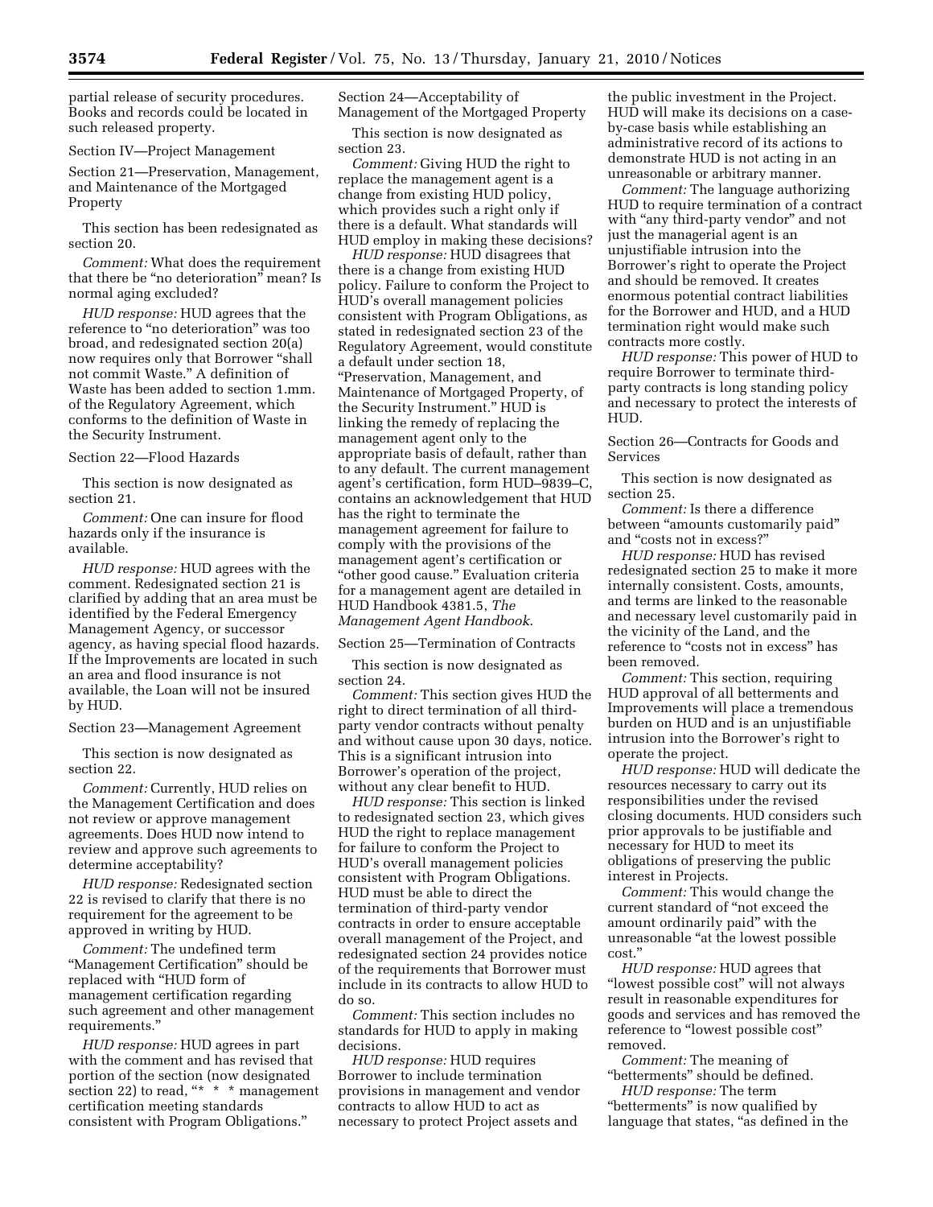partial release of security procedures. Books and records could be located in such released property.

Section IV—Project Management

Section 21—Preservation, Management, and Maintenance of the Mortgaged Property

This section has been redesignated as section 20.

*Comment:* What does the requirement that there be "no deterioration" mean? Is normal aging excluded?

*HUD response:* HUD agrees that the reference to "no deterioration" was too broad, and redesignated section 20(a) now requires only that Borrower "shall not commit Waste." A definition of Waste has been added to section 1.mm. of the Regulatory Agreement, which conforms to the definition of Waste in the Security Instrument.

Section 22—Flood Hazards

This section is now designated as section 21.

*Comment:* One can insure for flood hazards only if the insurance is available.

*HUD response:* HUD agrees with the comment. Redesignated section 21 is clarified by adding that an area must be identified by the Federal Emergency Management Agency, or successor agency, as having special flood hazards. If the Improvements are located in such an area and flood insurance is not available, the Loan will not be insured by HUD.

Section 23—Management Agreement

This section is now designated as section 22.

*Comment:* Currently, HUD relies on the Management Certification and does not review or approve management agreements. Does HUD now intend to review and approve such agreements to determine acceptability?

*HUD response:* Redesignated section 22 is revised to clarify that there is no requirement for the agreement to be approved in writing by HUD.

*Comment:* The undefined term "Management Certification" should be replaced with "HUD form of management certification regarding such agreement and other management requirements."

*HUD response:* HUD agrees in part with the comment and has revised that portion of the section (now designated section 22) to read, "* * * management certification meeting standards consistent with Program Obligations."

Section 24—Acceptability of Management of the Mortgaged Property

This section is now designated as section 23.

*Comment:* Giving HUD the right to replace the management agent is a change from existing HUD policy, which provides such a right only if there is a default. What standards will HUD employ in making these decisions?

*HUD response:* HUD disagrees that there is a change from existing HUD policy. Failure to conform the Project to HUD's overall management policies consistent with Program Obligations, as stated in redesignated section 23 of the Regulatory Agreement, would constitute a default under section 18, "Preservation, Management, and Maintenance of Mortgaged Property, of the Security Instrument." HUD is linking the remedy of replacing the management agent only to the appropriate basis of default, rather than to any default. The current management agent's certification, form HUD–9839–C, contains an acknowledgement that HUD has the right to terminate the management agreement for failure to comply with the provisions of the management agent's certification or "other good cause." Evaluation criteria for a management agent are detailed in HUD Handbook 4381.5, *The Management Agent Handbook*.

Section 25—Termination of Contracts

This section is now designated as section 24.

*Comment:* This section gives HUD the right to direct termination of all third-party vendor contracts without penalty and without cause upon 30 days, notice. This is a significant intrusion into Borrower's operation of the project, without any clear benefit to HUD.

*HUD response:* This section is linked to redesignated section 23, which gives HUD the right to replace management for failure to conform the Project to HUD's overall management policies consistent with Program Obligations. HUD must be able to direct the termination of third-party vendor contracts in order to ensure acceptable overall management of the Project, and redesignated section 24 provides notice of the requirements that Borrower must include in its contracts to allow HUD to do so.

*Comment:* This section includes no standards for HUD to apply in making decisions.

*HUD response:* HUD requires Borrower to include termination provisions in management and vendor contracts to allow HUD to act as necessary to protect Project assets and the public investment in the Project. HUD will make its decisions on a case-by-case basis while establishing an administrative record of its actions to demonstrate HUD is not acting in an unreasonable or arbitrary manner.

*Comment:* The language authorizing HUD to require termination of a contract with "any third-party vendor" and not just the managerial agent is an unjustifiable intrusion into the Borrower's right to operate the Project and should be removed. It creates enormous potential contract liabilities for the Borrower and HUD, and a HUD termination right would make such contracts more costly.

*HUD response:* This power of HUD to require Borrower to terminate third-party contracts is long standing policy and necessary to protect the interests of HUD.

Section 26—Contracts for Goods and Services

This section is now designated as section 25.

*Comment:* Is there a difference between "amounts customarily paid" and "costs not in excess?"

*HUD response:* HUD has revised redesignated section 25 to make it more internally consistent. Costs, amounts, and terms are linked to the reasonable and necessary level customarily paid in the vicinity of the Land, and the reference to "costs not in excess" has been removed.

*Comment:* This section, requiring HUD approval of all betterments and Improvements will place a tremendous burden on HUD and is an unjustifiable intrusion into the Borrower's right to operate the project.

*HUD response:* HUD will dedicate the resources necessary to carry out its responsibilities under the revised closing documents. HUD considers such prior approvals to be justifiable and necessary for HUD to meet its obligations of preserving the public interest in Projects.

*Comment:* This would change the current standard of "not exceed the amount ordinarily paid" with the unreasonable "at the lowest possible cost."

*HUD response:* HUD agrees that "lowest possible cost" will not always result in reasonable expenditures for goods and services and has removed the reference to "lowest possible cost" removed.

*Comment:* The meaning of "betterments" should be defined.

*HUD response:* The term "betterments" is now qualified by language that states, "as defined in the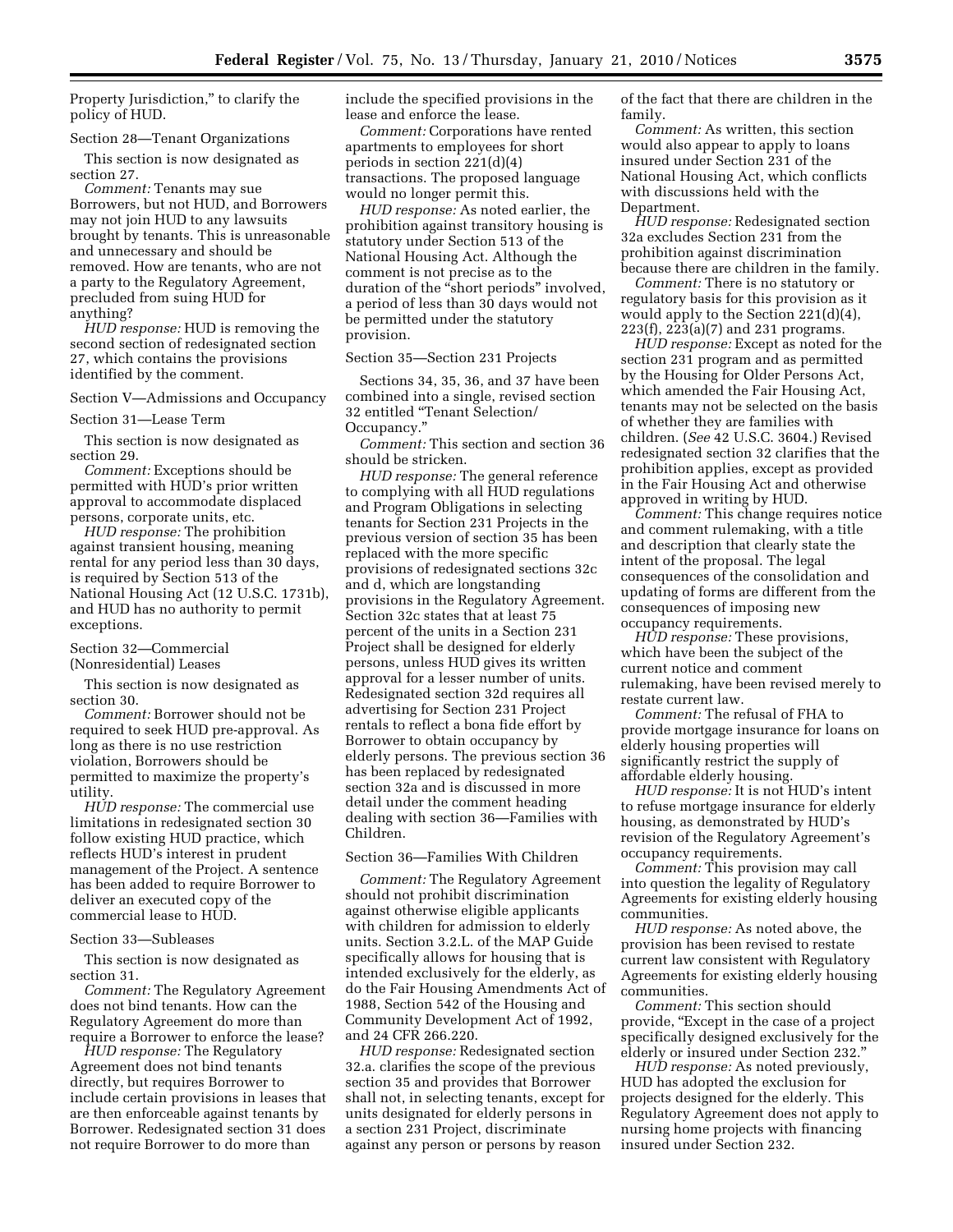Property Jurisdiction," to clarify the policy of HUD.

Section 28—Tenant Organizations

This section is now designated as section 27.

*Comment:* Tenants may sue Borrowers, but not HUD, and Borrowers may not join HUD to any lawsuits brought by tenants. This is unreasonable and unnecessary and should be removed. How are tenants, who are not a party to the Regulatory Agreement, precluded from suing HUD for anything?

*HUD response:* HUD is removing the second section of redesignated section 27, which contains the provisions identified by the comment.

Section V—Admissions and Occupancy

Section 31—Lease Term

This section is now designated as section 29.

*Comment:* Exceptions should be permitted with HUD's prior written approval to accommodate displaced persons, corporate units, etc.

*HUD response:* The prohibition against transient housing, meaning rental for any period less than 30 days, is required by Section 513 of the National Housing Act (12 U.S.C. 1731b), and HUD has no authority to permit exceptions.

Section 32—Commercial (Nonresidential) Leases

This section is now designated as section 30.

*Comment:* Borrower should not be required to seek HUD pre-approval. As long as there is no use restriction violation, Borrowers should be permitted to maximize the property's utility.

*HUD response:* The commercial use limitations in redesignated section 30 follow existing HUD practice, which reflects HUD's interest in prudent management of the Project. A sentence has been added to require Borrower to deliver an executed copy of the commercial lease to HUD.

Section 33—Subleases

This section is now designated as section 31.

*Comment:* The Regulatory Agreement does not bind tenants. How can the Regulatory Agreement do more than require a Borrower to enforce the lease?

*HUD response:* The Regulatory Agreement does not bind tenants directly, but requires Borrower to include certain provisions in leases that are then enforceable against tenants by Borrower. Redesignated section 31 does not require Borrower to do more than include the specified provisions in the lease and enforce the lease.

*Comment:* Corporations have rented apartments to employees for short periods in section 221(d)(4) transactions. The proposed language would no longer permit this.

*HUD response:* As noted earlier, the prohibition against transitory housing is statutory under Section 513 of the National Housing Act. Although the comment is not precise as to the duration of the "short periods" involved, a period of less than 30 days would not be permitted under the statutory provision.

Section 35—Section 231 Projects

Sections 34, 35, 36, and 37 have been combined into a single, revised section 32 entitled "Tenant Selection/Occupancy."

*Comment:* This section and section 36 should be stricken.

*HUD response:* The general reference to complying with all HUD regulations and Program Obligations in selecting tenants for Section 231 Projects in the previous version of section 35 has been replaced with the more specific provisions of redesignated sections 32c and d, which are longstanding provisions in the Regulatory Agreement. Section 32c states that at least 75 percent of the units in a Section 231 Project shall be designed for elderly persons, unless HUD gives its written approval for a lesser number of units. Redesignated section 32d requires all advertising for Section 231 Project rentals to reflect a bona fide effort by Borrower to obtain occupancy by elderly persons. The previous section 36 has been replaced by redesignated section 32a and is discussed in more detail under the comment heading dealing with section 36—Families with Children.

Section 36—Families With Children

*Comment:* The Regulatory Agreement should not prohibit discrimination against otherwise eligible applicants with children for admission to elderly units. Section 3.2.L. of the MAP Guide specifically allows for housing that is intended exclusively for the elderly, as do the Fair Housing Amendments Act of 1988, Section 542 of the Housing and Community Development Act of 1992, and 24 CFR 266.220.

*HUD response:* Redesignated section 32.a. clarifies the scope of the previous section 35 and provides that Borrower shall not, in selecting tenants, except for units designated for elderly persons in a section 231 Project, discriminate against any person or persons by reason of the fact that there are children in the family.

*Comment:* As written, this section would also appear to apply to loans insured under Section 231 of the National Housing Act, which conflicts with discussions held with the Department.

*HUD response:* Redesignated section 32a excludes Section 231 from the prohibition against discrimination because there are children in the family.

*Comment:* There is no statutory or regulatory basis for this provision as it would apply to the Section 221(d)(4), 223(f), 223(a)(7) and 231 programs.

*HUD response:* Except as noted for the section 231 program and as permitted by the Housing for Older Persons Act, which amended the Fair Housing Act, tenants may not be selected on the basis of whether they are families with children. (*See* 42 U.S.C. 3604.) Revised redesignated section 32 clarifies that the prohibition applies, except as provided in the Fair Housing Act and otherwise approved in writing by HUD.

*Comment:* This change requires notice and comment rulemaking, with a title and description that clearly state the intent of the proposal. The legal consequences of the consolidation and updating of forms are different from the consequences of imposing new occupancy requirements.

*HUD response:* These provisions, which have been the subject of the current notice and comment rulemaking, have been revised merely to restate current law.

*Comment:* The refusal of FHA to provide mortgage insurance for loans on elderly housing properties will significantly restrict the supply of affordable elderly housing.

*HUD response:* It is not HUD's intent to refuse mortgage insurance for elderly housing, as demonstrated by HUD's revision of the Regulatory Agreement's occupancy requirements.

*Comment:* This provision may call into question the legality of Regulatory Agreements for existing elderly housing communities.

*HUD response:* As noted above, the provision has been revised to restate current law consistent with Regulatory Agreements for existing elderly housing communities.

*Comment:* This section should provide, "Except in the case of a project specifically designed exclusively for the elderly or insured under Section 232."

*HUD response:* As noted previously, HUD has adopted the exclusion for projects designed for the elderly. This Regulatory Agreement does not apply to nursing home projects with financing insured under Section 232.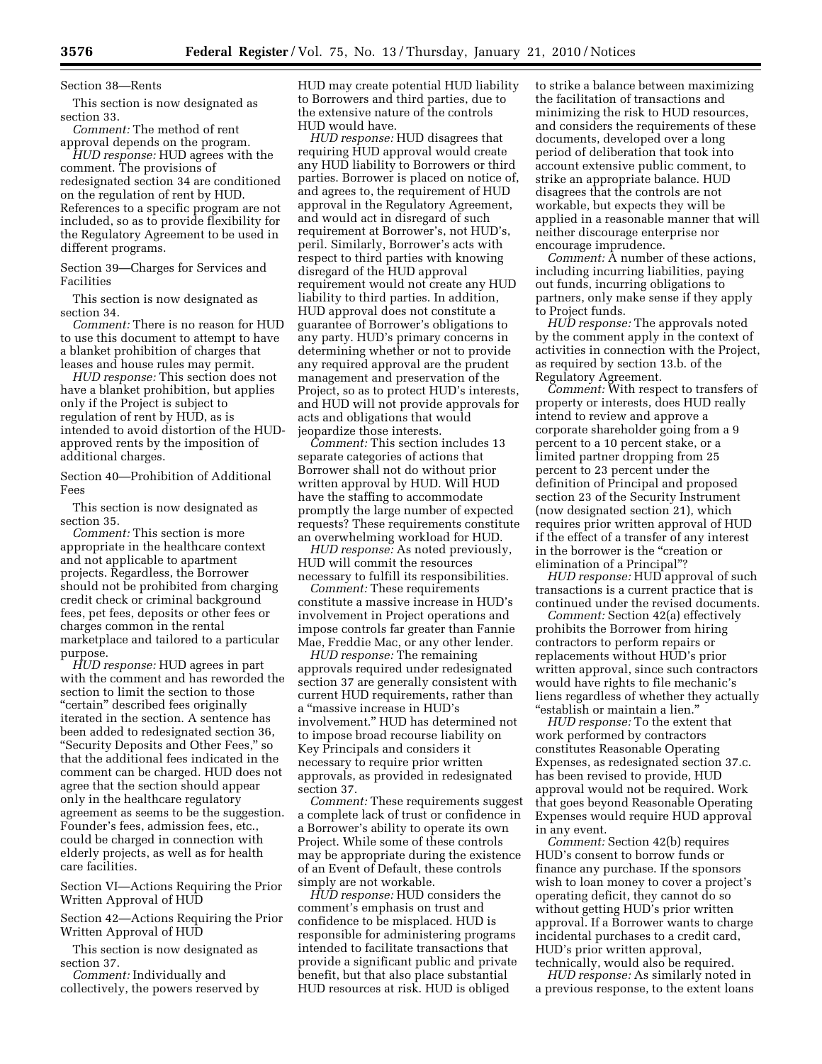Section 38—Rents

This section is now designated as section 33.

*Comment:* The method of rent approval depends on the program.

*HUD response:* HUD agrees with the comment. The provisions of redesignated section 34 are conditioned on the regulation of rent by HUD. References to a specific program are not included, so as to provide flexibility for the Regulatory Agreement to be used in different programs.

Section 39—Charges for Services and Facilities

This section is now designated as section 34.

*Comment:* There is no reason for HUD to use this document to attempt to have a blanket prohibition of charges that leases and house rules may permit.

*HUD response:* This section does not have a blanket prohibition, but applies only if the Project is subject to regulation of rent by HUD, as is intended to avoid distortion of the HUD-approved rents by the imposition of additional charges.

Section 40—Prohibition of Additional Fees

This section is now designated as section 35.

*Comment:* This section is more appropriate in the healthcare context and not applicable to apartment projects. Regardless, the Borrower should not be prohibited from charging credit check or criminal background fees, pet fees, deposits or other fees or charges common in the rental marketplace and tailored to a particular purpose.

*HUD response:* HUD agrees in part with the comment and has reworded the section to limit the section to those "certain" described fees originally iterated in the section. A sentence has been added to redesignated section 36, "Security Deposits and Other Fees," so that the additional fees indicated in the comment can be charged. HUD does not agree that the section should appear only in the healthcare regulatory agreement as seems to be the suggestion. Founder's fees, admission fees, etc., could be charged in connection with elderly projects, as well as for health care facilities.

Section VI—Actions Requiring the Prior Written Approval of HUD

Section 42—Actions Requiring the Prior Written Approval of HUD

This section is now designated as section 37.

*Comment:* Individually and collectively, the powers reserved by HUD may create potential HUD liability to Borrowers and third parties, due to the extensive nature of the controls HUD would have.

*HUD response:* HUD disagrees that requiring HUD approval would create any HUD liability to Borrowers or third parties. Borrower is placed on notice of, and agrees to, the requirement of HUD approval in the Regulatory Agreement, and would act in disregard of such requirement at Borrower's, not HUD's, peril. Similarly, Borrower's acts with respect to third parties with knowing disregard of the HUD approval requirement would not create any HUD liability to third parties. In addition, HUD approval does not constitute a guarantee of Borrower's obligations to any party. HUD's primary concerns in determining whether or not to provide any required approval are the prudent management and preservation of the Project, so as to protect HUD's interests, and HUD will not provide approvals for acts and obligations that would jeopardize those interests.

*Comment:* This section includes 13 separate categories of actions that Borrower shall not do without prior written approval by HUD. Will HUD have the staffing to accommodate promptly the large number of expected requests? These requirements constitute an overwhelming workload for HUD.

*HUD response:* As noted previously, HUD will commit the resources necessary to fulfill its responsibilities.

*Comment:* These requirements constitute a massive increase in HUD's involvement in Project operations and impose controls far greater than Fannie Mae, Freddie Mac, or any other lender.

*HUD response:* The remaining approvals required under redesignated section 37 are generally consistent with current HUD requirements, rather than a "massive increase in HUD's involvement." HUD has determined not to impose broad recourse liability on Key Principals and considers it necessary to require prior written approvals, as provided in redesignated section 37.

*Comment:* These requirements suggest a complete lack of trust or confidence in a Borrower's ability to operate its own Project. While some of these controls may be appropriate during the existence of an Event of Default, these controls simply are not workable.

*HUD response:* HUD considers the comment's emphasis on trust and confidence to be misplaced. HUD is responsible for administering programs intended to facilitate transactions that provide a significant public and private benefit, but that also place substantial HUD resources at risk. HUD is obliged to strike a balance between maximizing the facilitation of transactions and minimizing the risk to HUD resources, and considers the requirements of these documents, developed over a long period of deliberation that took into account extensive public comment, to strike an appropriate balance. HUD disagrees that the controls are not workable, but expects they will be applied in a reasonable manner that will neither discourage enterprise nor encourage imprudence.

*Comment:* A number of these actions, including incurring liabilities, paying out funds, incurring obligations to partners, only make sense if they apply to Project funds.

*HUD response:* The approvals noted by the comment apply in the context of activities in connection with the Project, as required by section 13.b. of the Regulatory Agreement.

*Comment:* With respect to transfers of property or interests, does HUD really intend to review and approve a corporate shareholder going from a 9 percent to a 10 percent stake, or a limited partner dropping from 25 percent to 23 percent under the definition of Principal and proposed section 23 of the Security Instrument (now designated section 21), which requires prior written approval of HUD if the effect of a transfer of any interest in the borrower is the "creation or elimination of a Principal"?

*HUD response:* HUD approval of such transactions is a current practice that is continued under the revised documents.

*Comment:* Section 42(a) effectively prohibits the Borrower from hiring contractors to perform repairs or replacements without HUD's prior written approval, since such contractors would have rights to file mechanic's liens regardless of whether they actually "establish or maintain a lien."

*HUD response:* To the extent that work performed by contractors constitutes Reasonable Operating Expenses, as redesignated section 37.c. has been revised to provide, HUD approval would not be required. Work that goes beyond Reasonable Operating Expenses would require HUD approval in any event.

*Comment:* Section 42(b) requires HUD's consent to borrow funds or finance any purchase. If the sponsors wish to loan money to cover a project's operating deficit, they cannot do so without getting HUD's prior written approval. If a Borrower wants to charge incidental purchases to a credit card, HUD's prior written approval, technically, would also be required.

*HUD response:* As similarly noted in a previous response, to the extent loans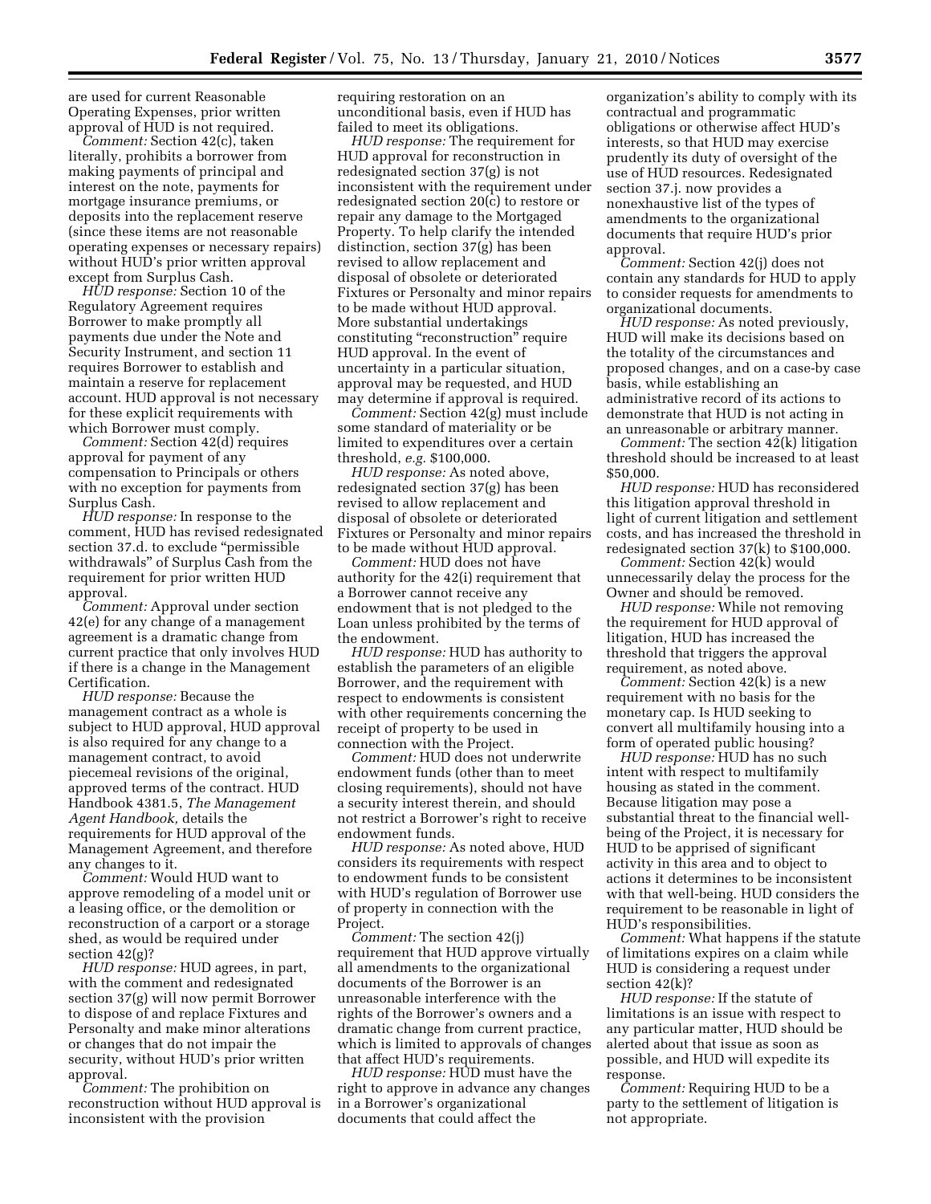are used for current Reasonable Operating Expenses, prior written approval of HUD is not required.

*Comment:* Section 42(c), taken literally, prohibits a borrower from making payments of principal and interest on the note, payments for mortgage insurance premiums, or deposits into the replacement reserve (since these items are not reasonable operating expenses or necessary repairs) without HUD's prior written approval except from Surplus Cash.

*HUD response:* Section 10 of the Regulatory Agreement requires Borrower to make promptly all payments due under the Note and Security Instrument, and section 11 requires Borrower to establish and maintain a reserve for replacement account. HUD approval is not necessary for these explicit requirements with which Borrower must comply.

*Comment:* Section 42(d) requires approval for payment of any compensation to Principals or others with no exception for payments from Surplus Cash.

*HUD response:* In response to the comment, HUD has revised redesignated section 37.d. to exclude "permissible withdrawals" of Surplus Cash from the requirement for prior written HUD approval.

*Comment:* Approval under section 42(e) for any change of a management agreement is a dramatic change from current practice that only involves HUD if there is a change in the Management Certification.

*HUD response:* Because the management contract as a whole is subject to HUD approval, HUD approval is also required for any change to a management contract, to avoid piecemeal revisions of the original, approved terms of the contract. HUD Handbook 4381.5, *The Management Agent Handbook,* details the requirements for HUD approval of the Management Agreement, and therefore any changes to it.

*Comment:* Would HUD want to approve remodeling of a model unit or a leasing office, or the demolition or reconstruction of a carport or a storage shed, as would be required under section 42(g)?

*HUD response:* HUD agrees, in part, with the comment and redesignated section 37(g) will now permit Borrower to dispose of and replace Fixtures and Personalty and make minor alterations or changes that do not impair the security, without HUD's prior written approval.

*Comment:* The prohibition on reconstruction without HUD approval is inconsistent with the provision requiring restoration on an unconditional basis, even if HUD has failed to meet its obligations.

*HUD response:* The requirement for HUD approval for reconstruction in redesignated section 37(g) is not inconsistent with the requirement under redesignated section 20(c) to restore or repair any damage to the Mortgaged Property. To help clarify the intended distinction, section 37(g) has been revised to allow replacement and disposal of obsolete or deteriorated Fixtures or Personalty and minor repairs to be made without HUD approval. More substantial undertakings constituting "reconstruction" require HUD approval. In the event of uncertainty in a particular situation, approval may be requested, and HUD may determine if approval is required.

*Comment:* Section 42(g) must include some standard of materiality or be limited to expenditures over a certain threshold, *e.g.* $100,000.

*HUD response:* As noted above, redesignated section 37(g) has been revised to allow replacement and disposal of obsolete or deteriorated Fixtures or Personalty and minor repairs to be made without HUD approval.

*Comment:* HUD does not have authority for the 42(i) requirement that a Borrower cannot receive any endowment that is not pledged to the Loan unless prohibited by the terms of the endowment.

*HUD response:* HUD has authority to establish the parameters of an eligible Borrower, and the requirement with respect to endowments is consistent with other requirements concerning the receipt of property to be used in connection with the Project.

*Comment:* HUD does not underwrite endowment funds (other than to meet closing requirements), should not have a security interest therein, and should not restrict a Borrower's right to receive endowment funds.

*HUD response:* As noted above, HUD considers its requirements with respect to endowment funds to be consistent with HUD's regulation of Borrower use of property in connection with the Project.

*Comment:* The section 42(j) requirement that HUD approve virtually all amendments to the organizational documents of the Borrower is an unreasonable interference with the rights of the Borrower's owners and a dramatic change from current practice, which is limited to approvals of changes that affect HUD's requirements.

*HUD response:* HUD must have the right to approve in advance any changes in a Borrower's organizational documents that could affect the organization's ability to comply with its contractual and programmatic obligations or otherwise affect HUD's interests, so that HUD may exercise prudently its duty of oversight of the use of HUD resources. Redesignated section 37.j. now provides a nonexhaustive list of the types of amendments to the organizational documents that require HUD's prior approval.

*Comment:* Section 42(j) does not contain any standards for HUD to apply to consider requests for amendments to organizational documents.

*HUD response:* As noted previously, HUD will make its decisions based on the totality of the circumstances and proposed changes, and on a case-by case basis, while establishing an administrative record of its actions to demonstrate that HUD is not acting in an unreasonable or arbitrary manner.

*Comment:* The section 42(k) litigation threshold should be increased to at least $50,000.

*HUD response:* HUD has reconsidered this litigation approval threshold in light of current litigation and settlement costs, and has increased the threshold in redesignated section 37(k) to $100,000.

*Comment:* Section 42(k) would unnecessarily delay the process for the Owner and should be removed.

*HUD response:* While not removing the requirement for HUD approval of litigation, HUD has increased the threshold that triggers the approval requirement, as noted above.

*Comment:* Section 42(k) is a new requirement with no basis for the monetary cap. Is HUD seeking to convert all multifamily housing into a form of operated public housing?

*HUD response:* HUD has no such intent with respect to multifamily housing as stated in the comment. Because litigation may pose a substantial threat to the financial well-being of the Project, it is necessary for HUD to be apprised of significant activity in this area and to object to actions it determines to be inconsistent with that well-being. HUD considers the requirement to be reasonable in light of HUD's responsibilities.

*Comment:* What happens if the statute of limitations expires on a claim while HUD is considering a request under section 42(k)?

*HUD response:* If the statute of limitations is an issue with respect to any particular matter, HUD should be alerted about that issue as soon as possible, and HUD will expedite its response.

*Comment:* Requiring HUD to be a party to the settlement of litigation is not appropriate.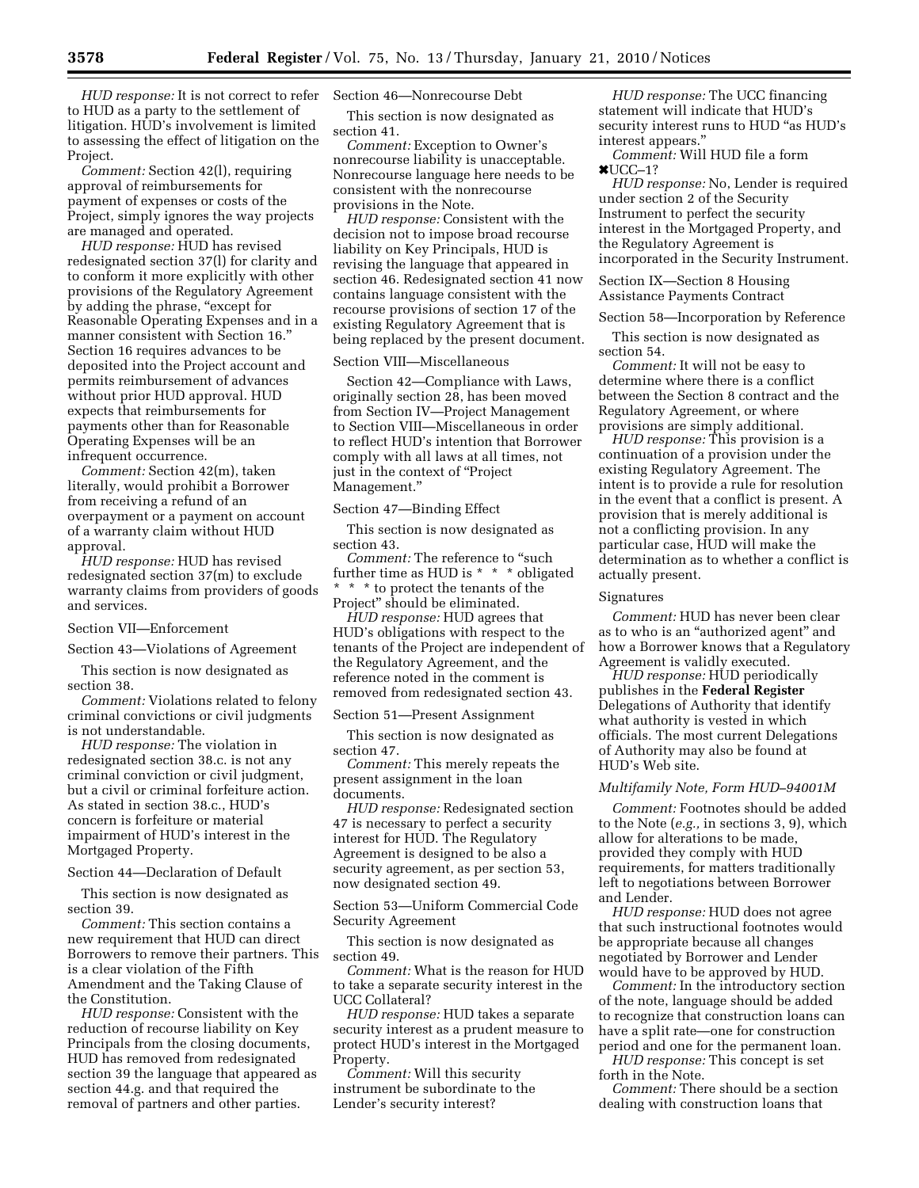*HUD response:* It is not correct to refer to HUD as a party to the settlement of litigation. HUD's involvement is limited to assessing the effect of litigation on the Project.

*Comment:* Section 42(l), requiring approval of reimbursements for payment of expenses or costs of the Project, simply ignores the way projects are managed and operated.

*HUD response:* HUD has revised redesignated section 37(l) for clarity and to conform it more explicitly with other provisions of the Regulatory Agreement by adding the phrase, "except for Reasonable Operating Expenses and in a manner consistent with Section 16." Section 16 requires advances to be deposited into the Project account and permits reimbursement of advances without prior HUD approval. HUD expects that reimbursements for payments other than for Reasonable Operating Expenses will be an infrequent occurrence.

*Comment:* Section 42(m), taken literally, would prohibit a Borrower from receiving a refund of an overpayment or a payment on account of a warranty claim without HUD approval.

*HUD response:* HUD has revised redesignated section 37(m) to exclude warranty claims from providers of goods and services.

Section VII—Enforcement

Section 43—Violations of Agreement

This section is now designated as section 38.

*Comment:* Violations related to felony criminal convictions or civil judgments is not understandable.

*HUD response:* The violation in redesignated section 38.c. is not any criminal conviction or civil judgment, but a civil or criminal forfeiture action. As stated in section 38.c., HUD's concern is forfeiture or material impairment of HUD's interest in the Mortgaged Property.

Section 44—Declaration of Default

This section is now designated as section 39.

*Comment:* This section contains a new requirement that HUD can direct Borrowers to remove their partners. This is a clear violation of the Fifth Amendment and the Taking Clause of the Constitution.

*HUD response:* Consistent with the reduction of recourse liability on Key Principals from the closing documents, HUD has removed from redesignated section 39 the language that appeared as section 44.g. and that required the removal of partners and other parties.

Section 46—Nonrecourse Debt

This section is now designated as section 41.

*Comment:* Exception to Owner's nonrecourse liability is unacceptable. Nonrecourse language here needs to be consistent with the nonrecourse provisions in the Note.

*HUD response:* Consistent with the decision not to impose broad recourse liability on Key Principals, HUD is revising the language that appeared in section 46. Redesignated section 41 now contains language consistent with the recourse provisions of section 17 of the existing Regulatory Agreement that is being replaced by the present document.

Section VIII—Miscellaneous

Section 42—Compliance with Laws, originally section 28, has been moved from Section IV—Project Management to Section VIII—Miscellaneous in order to reflect HUD's intention that Borrower comply with all laws at all times, not just in the context of "Project Management."

Section 47—Binding Effect

This section is now designated as section 43.

*Comment:* The reference to "such further time as HUD is * * * obligated * * * to protect the tenants of the Project" should be eliminated.

*HUD response:* HUD agrees that HUD's obligations with respect to the tenants of the Project are independent of the Regulatory Agreement, and the reference noted in the comment is removed from redesignated section 43.

Section 51—Present Assignment

This section is now designated as section 47.

*Comment:* This merely repeats the present assignment in the loan documents.

*HUD response:* Redesignated section 47 is necessary to perfect a security interest for HUD. The Regulatory Agreement is designed to be also a security agreement, as per section 53, now designated section 49.

Section 53—Uniform Commercial Code Security Agreement

This section is now designated as section 49.

*Comment:* What is the reason for HUD to take a separate security interest in the UCC Collateral?

*HUD response:* HUD takes a separate security interest as a prudent measure to protect HUD's interest in the Mortgaged Property.

*Comment:* Will this security instrument be subordinate to the Lender's security interest?

*HUD response:* The UCC financing statement will indicate that HUD's security interest runs to HUD "as HUD's interest appears."

*Comment:* Will HUD file a form ✖UCC–1?

*HUD response:* No, Lender is required under section 2 of the Security Instrument to perfect the security interest in the Mortgaged Property, and the Regulatory Agreement is incorporated in the Security Instrument.

Section IX—Section 8 Housing Assistance Payments Contract

Section 58—Incorporation by Reference

This section is now designated as section 54.

*Comment:* It will not be easy to determine where there is a conflict between the Section 8 contract and the Regulatory Agreement, or where provisions are simply additional.

*HUD response:* This provision is a continuation of a provision under the existing Regulatory Agreement. The intent is to provide a rule for resolution in the event that a conflict is present. A provision that is merely additional is not a conflicting provision. In any particular case, HUD will make the determination as to whether a conflict is actually present.

Signatures

*Comment:* HUD has never been clear as to who is an "authorized agent" and how a Borrower knows that a Regulatory Agreement is validly executed.

*HUD response:* HUD periodically publishes in the **Federal Register** Delegations of Authority that identify what authority is vested in which officials. The most current Delegations of Authority may also be found at HUD's Web site.

### *Multifamily Note, Form HUD–94001M*

*Comment:* Footnotes should be added to the Note (*e.g.,* in sections 3, 9), which allow for alterations to be made, provided they comply with HUD requirements, for matters traditionally left to negotiations between Borrower and Lender.

*HUD response:* HUD does not agree that such instructional footnotes would be appropriate because all changes negotiated by Borrower and Lender would have to be approved by HUD.

*Comment:* In the introductory section of the note, language should be added to recognize that construction loans can have a split rate—one for construction period and one for the permanent loan.

*HUD response:* This concept is set forth in the Note.

*Comment:* There should be a section dealing with construction loans that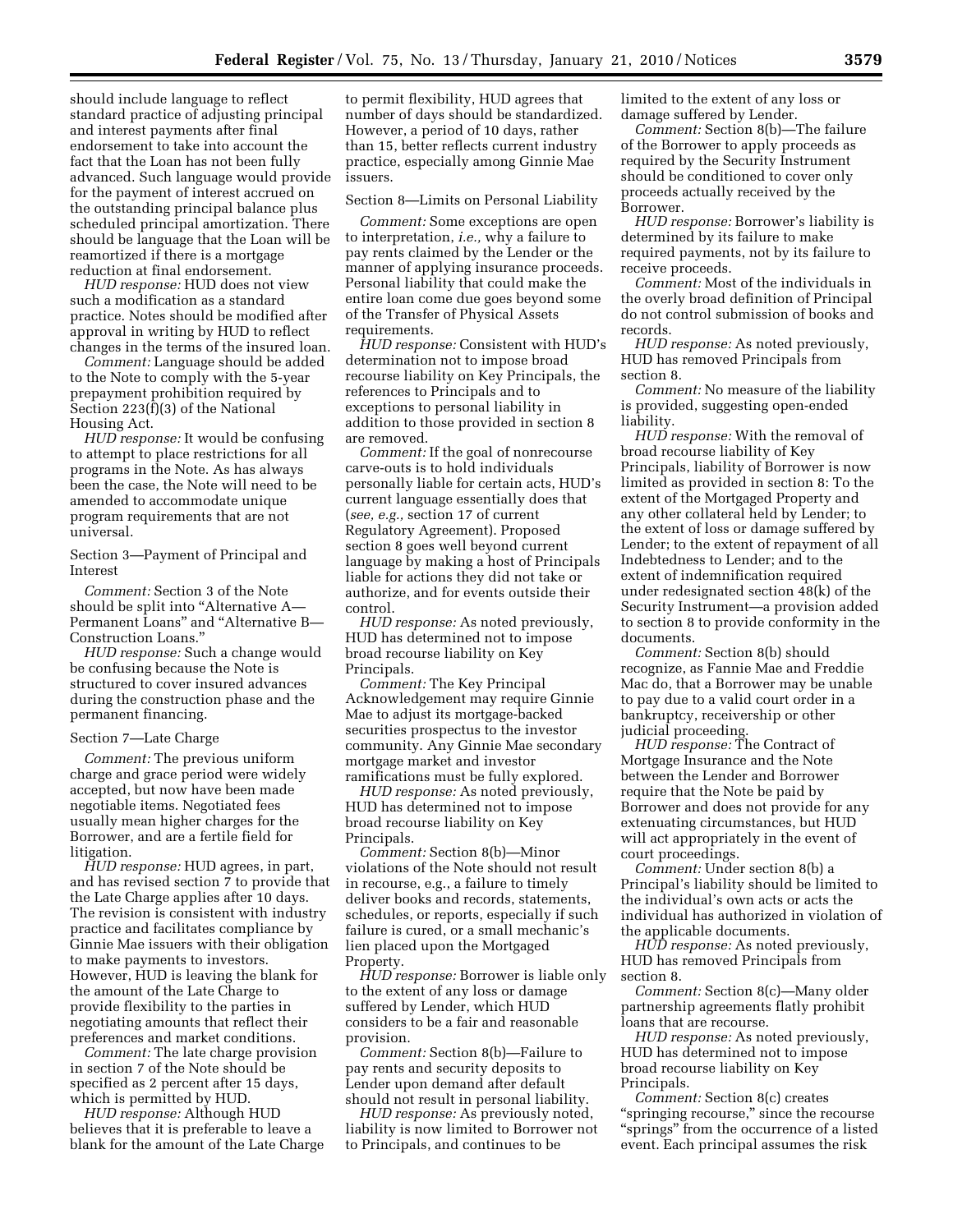should include language to reflect standard practice of adjusting principal and interest payments after final endorsement to take into account the fact that the Loan has not been fully advanced. Such language would provide for the payment of interest accrued on the outstanding principal balance plus scheduled principal amortization. There should be language that the Loan will be reamortized if there is a mortgage reduction at final endorsement.

*HUD response:* HUD does not view such a modification as a standard practice. Notes should be modified after approval in writing by HUD to reflect changes in the terms of the insured loan.

*Comment:* Language should be added to the Note to comply with the 5-year prepayment prohibition required by Section 223(f)(3) of the National Housing Act.

*HUD response:* It would be confusing to attempt to place restrictions for all programs in the Note. As has always been the case, the Note will need to be amended to accommodate unique program requirements that are not universal.

Section 3—Payment of Principal and Interest

*Comment:* Section 3 of the Note should be split into "Alternative A—Permanent Loans" and "Alternative B—Construction Loans."

*HUD response:* Such a change would be confusing because the Note is structured to cover insured advances during the construction phase and the permanent financing.

Section 7—Late Charge

*Comment:* The previous uniform charge and grace period were widely accepted, but now have been made negotiable items. Negotiated fees usually mean higher charges for the Borrower, and are a fertile field for litigation.

*HUD response:* HUD agrees, in part, and has revised section 7 to provide that the Late Charge applies after 10 days. The revision is consistent with industry practice and facilitates compliance by Ginnie Mae issuers with their obligation to make payments to investors. However, HUD is leaving the blank for the amount of the Late Charge to provide flexibility to the parties in negotiating amounts that reflect their preferences and market conditions.

*Comment:* The late charge provision in section 7 of the Note should be specified as 2 percent after 15 days, which is permitted by HUD.

*HUD response:* Although HUD believes that it is preferable to leave a blank for the amount of the Late Charge to permit flexibility, HUD agrees that number of days should be standardized. However, a period of 10 days, rather than 15, better reflects current industry practice, especially among Ginnie Mae issuers.

Section 8—Limits on Personal Liability

*Comment:* Some exceptions are open to interpretation, *i.e.,* why a failure to pay rents claimed by the Lender or the manner of applying insurance proceeds. Personal liability that could make the entire loan come due goes beyond some of the Transfer of Physical Assets requirements.

*HUD response:* Consistent with HUD's determination not to impose broad recourse liability on Key Principals, the references to Principals and to exceptions to personal liability in addition to those provided in section 8 are removed.

*Comment:* If the goal of nonrecourse carve-outs is to hold individuals personally liable for certain acts, HUD's current language essentially does that (*see, e.g.,* section 17 of current Regulatory Agreement). Proposed section 8 goes well beyond current language by making a host of Principals liable for actions they did not take or authorize, and for events outside their control.

*HUD response:* As noted previously, HUD has determined not to impose broad recourse liability on Key Principals.

*Comment:* The Key Principal Acknowledgement may require Ginnie Mae to adjust its mortgage-backed securities prospectus to the investor community. Any Ginnie Mae secondary mortgage market and investor ramifications must be fully explored.

*HUD response:* As noted previously, HUD has determined not to impose broad recourse liability on Key Principals.

*Comment:* Section 8(b)—Minor violations of the Note should not result in recourse, e.g., a failure to timely deliver books and records, statements, schedules, or reports, especially if such failure is cured, or a small mechanic's lien placed upon the Mortgaged Property.

*HUD response:* Borrower is liable only to the extent of any loss or damage suffered by Lender, which HUD considers to be a fair and reasonable provision.

*Comment:* Section 8(b)—Failure to pay rents and security deposits to Lender upon demand after default should not result in personal liability.

*HUD response:* As previously noted, liability is now limited to Borrower not to Principals, and continues to be limited to the extent of any loss or damage suffered by Lender.

*Comment:* Section 8(b)—The failure of the Borrower to apply proceeds as required by the Security Instrument should be conditioned to cover only proceeds actually received by the Borrower.

*HUD response:* Borrower's liability is determined by its failure to make required payments, not by its failure to receive proceeds.

*Comment:* Most of the individuals in the overly broad definition of Principal do not control submission of books and records.

*HUD response:* As noted previously, HUD has removed Principals from section 8.

*Comment:* No measure of the liability is provided, suggesting open-ended liability.

*HUD response:* With the removal of broad recourse liability of Key Principals, liability of Borrower is now limited as provided in section 8: To the extent of the Mortgaged Property and any other collateral held by Lender; to the extent of loss or damage suffered by Lender; to the extent of repayment of all Indebtedness to Lender; and to the extent of indemnification required under redesignated section 48(k) of the Security Instrument—a provision added to section 8 to provide conformity in the documents.

*Comment:* Section 8(b) should recognize, as Fannie Mae and Freddie Mac do, that a Borrower may be unable to pay due to a valid court order in a bankruptcy, receivership or other judicial proceeding.

*HUD response:* The Contract of Mortgage Insurance and the Note between the Lender and Borrower require that the Note be paid by Borrower and does not provide for any extenuating circumstances, but HUD will act appropriately in the event of court proceedings.

*Comment:* Under section 8(b) a Principal's liability should be limited to the individual's own acts or acts the individual has authorized in violation of the applicable documents.

*HUD response:* As noted previously, HUD has removed Principals from section 8.

*Comment:* Section 8(c)—Many older partnership agreements flatly prohibit loans that are recourse.

*HUD response:* As noted previously, HUD has determined not to impose broad recourse liability on Key Principals.

*Comment:* Section 8(c) creates "springing recourse," since the recourse "springs" from the occurrence of a listed event. Each principal assumes the risk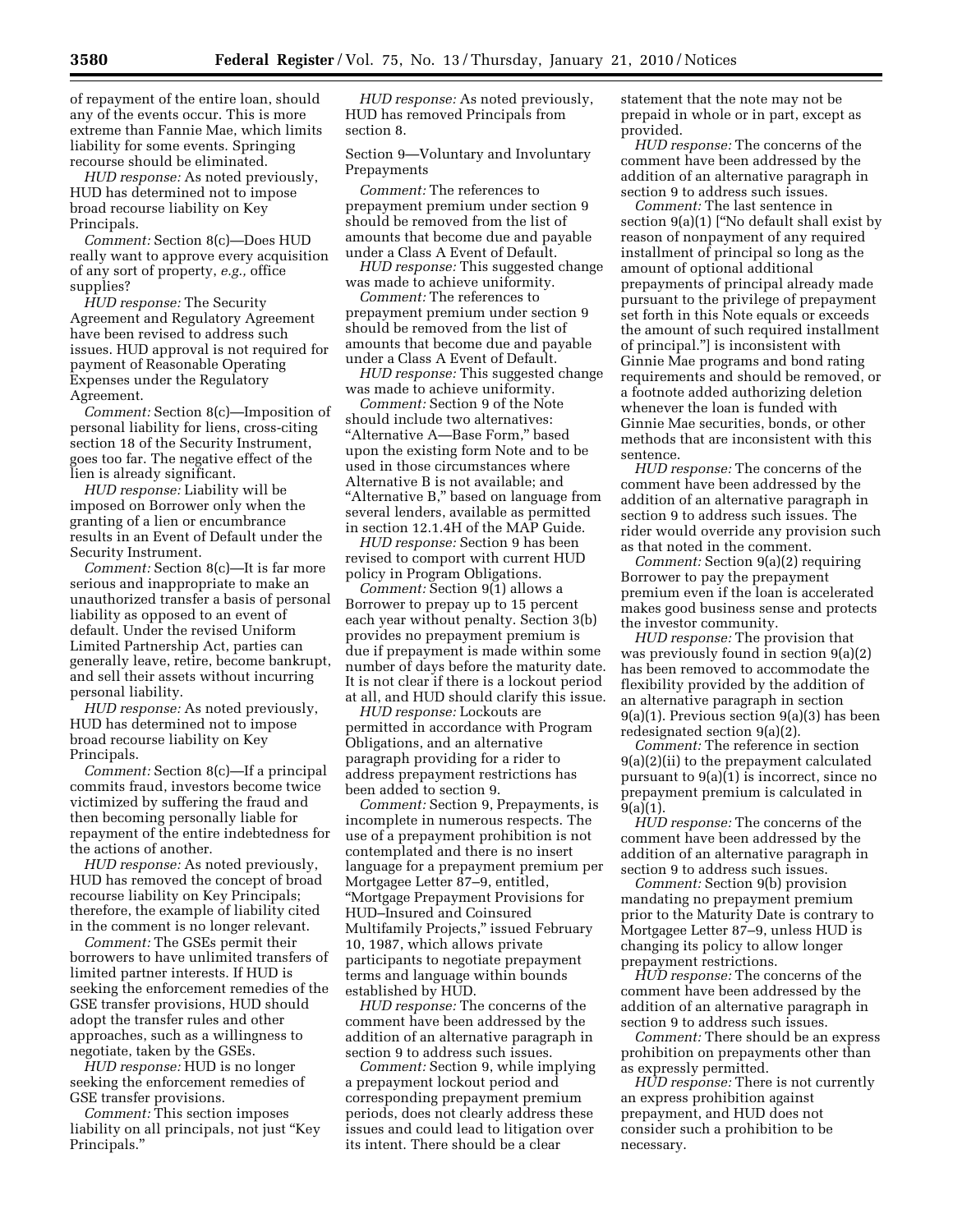of repayment of the entire loan, should any of the events occur. This is more extreme than Fannie Mae, which limits liability for some events. Springing recourse should be eliminated.

*HUD response:* As noted previously, HUD has determined not to impose broad recourse liability on Key Principals.

*Comment:* Section 8(c)—Does HUD really want to approve every acquisition of any sort of property, *e.g.,* office supplies?

*HUD response:* The Security Agreement and Regulatory Agreement have been revised to address such issues. HUD approval is not required for payment of Reasonable Operating Expenses under the Regulatory Agreement.

*Comment:* Section 8(c)—Imposition of personal liability for liens, cross-citing section 18 of the Security Instrument, goes too far. The negative effect of the lien is already significant.

*HUD response:* Liability will be imposed on Borrower only when the granting of a lien or encumbrance results in an Event of Default under the Security Instrument.

*Comment:* Section 8(c)—It is far more serious and inappropriate to make an unauthorized transfer a basis of personal liability as opposed to an event of default. Under the revised Uniform Limited Partnership Act, parties can generally leave, retire, become bankrupt, and sell their assets without incurring personal liability.

*HUD response:* As noted previously, HUD has determined not to impose broad recourse liability on Key Principals.

*Comment:* Section 8(c)—If a principal commits fraud, investors become twice victimized by suffering the fraud and then becoming personally liable for repayment of the entire indebtedness for the actions of another.

*HUD response:* As noted previously, HUD has removed the concept of broad recourse liability on Key Principals; therefore, the example of liability cited in the comment is no longer relevant.

*Comment:* The GSEs permit their borrowers to have unlimited transfers of limited partner interests. If HUD is seeking the enforcement remedies of the GSE transfer provisions, HUD should adopt the transfer rules and other approaches, such as a willingness to negotiate, taken by the GSEs.

*HUD response:* HUD is no longer seeking the enforcement remedies of GSE transfer provisions.

*Comment:* This section imposes liability on all principals, not just "Key Principals."

*HUD response:* As noted previously, HUD has removed Principals from section 8.

Section 9—Voluntary and Involuntary Prepayments

*Comment:* The references to prepayment premium under section 9 should be removed from the list of amounts that become due and payable under a Class A Event of Default.

*HUD response:* This suggested change was made to achieve uniformity.

*Comment:* The references to prepayment premium under section 9 should be removed from the list of amounts that become due and payable under a Class A Event of Default.

*HUD response:* This suggested change was made to achieve uniformity.

*Comment:* Section 9 of the Note should include two alternatives: "Alternative A—Base Form," based upon the existing form Note and to be used in those circumstances where Alternative B is not available; and "Alternative B," based on language from several lenders, available as permitted in section 12.1.4H of the MAP Guide.

*HUD response:* Section 9 has been revised to comport with current HUD policy in Program Obligations.

*Comment:* Section 9(1) allows a Borrower to prepay up to 15 percent each year without penalty. Section 3(b) provides no prepayment premium is due if prepayment is made within some number of days before the maturity date. It is not clear if there is a lockout period at all, and HUD should clarify this issue.

*HUD response:* Lockouts are permitted in accordance with Program Obligations, and an alternative paragraph providing for a rider to address prepayment restrictions has been added to section 9.

*Comment:* Section 9, Prepayments, is incomplete in numerous respects. The use of a prepayment prohibition is not contemplated and there is no insert language for a prepayment premium per Mortgagee Letter 87–9, entitled, "Mortgage Prepayment Provisions for HUD–Insured and Coinsured Multifamily Projects," issued February 10, 1987, which allows private participants to negotiate prepayment terms and language within bounds established by HUD.

*HUD response:* The concerns of the comment have been addressed by the addition of an alternative paragraph in section 9 to address such issues.

*Comment:* Section 9, while implying a prepayment lockout period and corresponding prepayment premium periods, does not clearly address these issues and could lead to litigation over its intent. There should be a clear statement that the note may not be prepaid in whole or in part, except as provided.

*HUD response:* The concerns of the comment have been addressed by the addition of an alternative paragraph in section 9 to address such issues.

*Comment:* The last sentence in section 9(a)(1) ["No default shall exist by reason of nonpayment of any required installment of principal so long as the amount of optional additional prepayments of principal already made pursuant to the privilege of prepayment set forth in this Note equals or exceeds the amount of such required installment of principal."] is inconsistent with Ginnie Mae programs and bond rating requirements and should be removed, or a footnote added authorizing deletion whenever the loan is funded with Ginnie Mae securities, bonds, or other methods that are inconsistent with this sentence.

*HUD response:* The concerns of the comment have been addressed by the addition of an alternative paragraph in section 9 to address such issues. The rider would override any provision such as that noted in the comment.

*Comment:* Section 9(a)(2) requiring Borrower to pay the prepayment premium even if the loan is accelerated makes good business sense and protects the investor community.

*HUD response:* The provision that was previously found in section 9(a)(2) has been removed to accommodate the flexibility provided by the addition of an alternative paragraph in section 9(a)(1). Previous section 9(a)(3) has been redesignated section 9(a)(2).

*Comment:* The reference in section 9(a)(2)(ii) to the prepayment calculated pursuant to 9(a)(1) is incorrect, since no prepayment premium is calculated in 9(a)(1).

*HUD response:* The concerns of the comment have been addressed by the addition of an alternative paragraph in section 9 to address such issues.

*Comment:* Section 9(b) provision mandating no prepayment premium prior to the Maturity Date is contrary to Mortgagee Letter 87–9, unless HUD is changing its policy to allow longer prepayment restrictions.

*HUD response:* The concerns of the comment have been addressed by the addition of an alternative paragraph in section 9 to address such issues.

*Comment:* There should be an express prohibition on prepayments other than as expressly permitted.

*HUD response:* There is not currently an express prohibition against prepayment, and HUD does not consider such a prohibition to be necessary.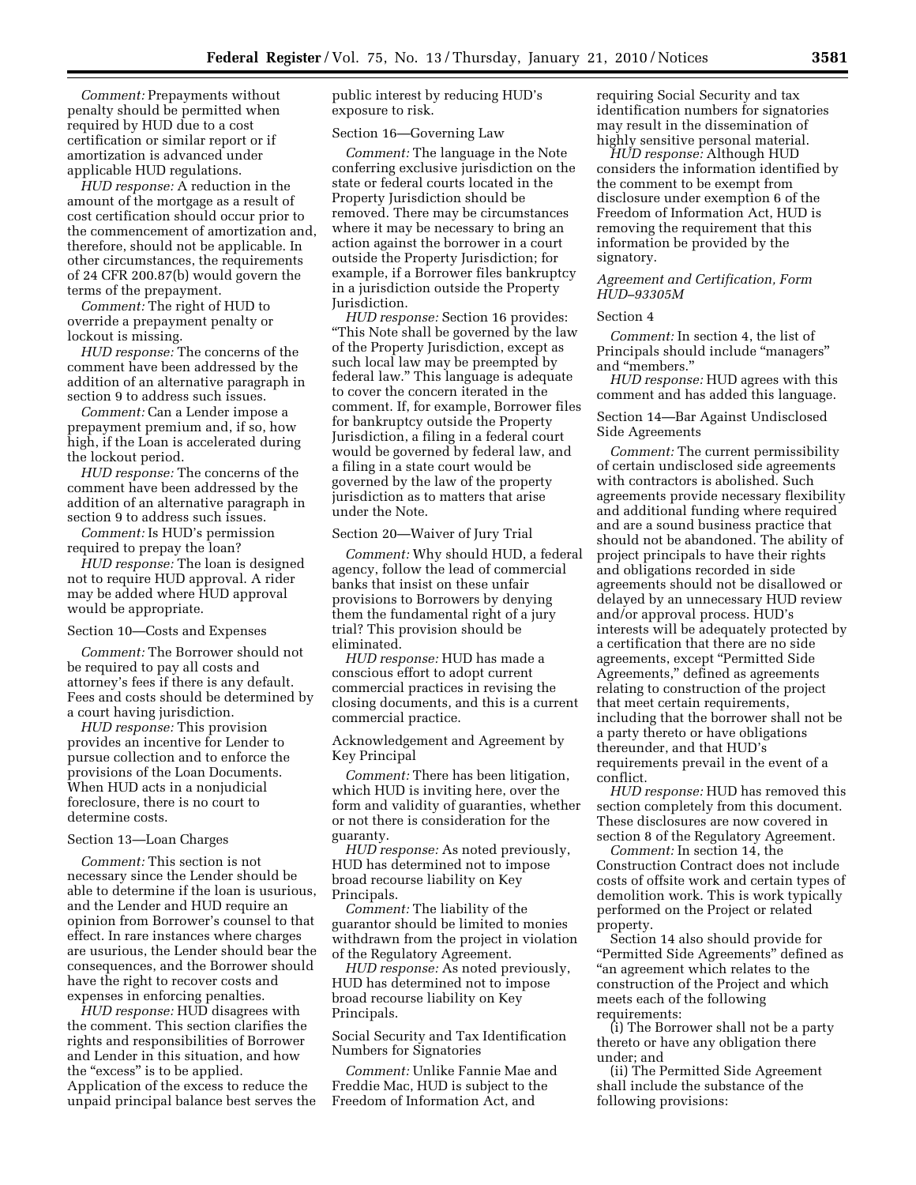*Comment:* Prepayments without penalty should be permitted when required by HUD due to a cost certification or similar report or if amortization is advanced under applicable HUD regulations.

*HUD response:* A reduction in the amount of the mortgage as a result of cost certification should occur prior to the commencement of amortization and, therefore, should not be applicable. In other circumstances, the requirements of 24 CFR 200.87(b) would govern the terms of the prepayment.

*Comment:* The right of HUD to override a prepayment penalty or lockout is missing.

*HUD response:* The concerns of the comment have been addressed by the addition of an alternative paragraph in section 9 to address such issues.

*Comment:* Can a Lender impose a prepayment premium and, if so, how high, if the Loan is accelerated during the lockout period.

*HUD response:* The concerns of the comment have been addressed by the addition of an alternative paragraph in section 9 to address such issues.

*Comment:* Is HUD's permission required to prepay the loan?

*HUD response:* The loan is designed not to require HUD approval. A rider may be added where HUD approval would be appropriate.

Section 10—Costs and Expenses

*Comment:* The Borrower should not be required to pay all costs and attorney's fees if there is any default. Fees and costs should be determined by a court having jurisdiction.

*HUD response:* This provision provides an incentive for Lender to pursue collection and to enforce the provisions of the Loan Documents. When HUD acts in a nonjudicial foreclosure, there is no court to determine costs.

Section 13—Loan Charges

*Comment:* This section is not necessary since the Lender should be able to determine if the loan is usurious, and the Lender and HUD require an opinion from Borrower's counsel to that effect. In rare instances where charges are usurious, the Lender should bear the consequences, and the Borrower should have the right to recover costs and expenses in enforcing penalties.

*HUD response:* HUD disagrees with the comment. This section clarifies the rights and responsibilities of Borrower and Lender in this situation, and how the "excess" is to be applied. Application of the excess to reduce the unpaid principal balance best serves the public interest by reducing HUD's exposure to risk.

Section 16—Governing Law

*Comment:* The language in the Note conferring exclusive jurisdiction on the state or federal courts located in the Property Jurisdiction should be removed. There may be circumstances where it may be necessary to bring an action against the borrower in a court outside the Property Jurisdiction; for example, if a Borrower files bankruptcy in a jurisdiction outside the Property Jurisdiction.

*HUD response:* Section 16 provides: "This Note shall be governed by the law of the Property Jurisdiction, except as such local law may be preempted by federal law." This language is adequate to cover the concern iterated in the comment. If, for example, Borrower files for bankruptcy outside the Property Jurisdiction, a filing in a federal court would be governed by federal law, and a filing in a state court would be governed by the law of the property jurisdiction as to matters that arise under the Note.

Section 20—Waiver of Jury Trial

*Comment:* Why should HUD, a federal agency, follow the lead of commercial banks that insist on these unfair provisions to Borrowers by denying them the fundamental right of a jury trial? This provision should be eliminated.

*HUD response:* HUD has made a conscious effort to adopt current commercial practices in revising the closing documents, and this is a current commercial practice.

Acknowledgement and Agreement by Key Principal

*Comment:* There has been litigation, which HUD is inviting here, over the form and validity of guaranties, whether or not there is consideration for the guaranty.

*HUD response:* As noted previously, HUD has determined not to impose broad recourse liability on Key Principals.

*Comment:* The liability of the guarantor should be limited to monies withdrawn from the project in violation of the Regulatory Agreement.

*HUD response:* As noted previously, HUD has determined not to impose broad recourse liability on Key Principals.

Social Security and Tax Identification Numbers for Signatories

*Comment:* Unlike Fannie Mae and Freddie Mac, HUD is subject to the Freedom of Information Act, and requiring Social Security and tax identification numbers for signatories may result in the dissemination of highly sensitive personal material.

*HUD response:* Although HUD considers the information identified by the comment to be exempt from disclosure under exemption 6 of the Freedom of Information Act, HUD is removing the requirement that this information be provided by the signatory.

*Agreement and Certification, Form HUD–93305M*

Section 4

*Comment:* In section 4, the list of Principals should include "managers" and "members."

*HUD response:* HUD agrees with this comment and has added this language.

Section 14—Bar Against Undisclosed Side Agreements

*Comment:* The current permissibility of certain undisclosed side agreements with contractors is abolished. Such agreements provide necessary flexibility and additional funding where required and are a sound business practice that should not be abandoned. The ability of project principals to have their rights and obligations recorded in side agreements should not be disallowed or delayed by an unnecessary HUD review and/or approval process. HUD's interests will be adequately protected by a certification that there are no side agreements, except "Permitted Side Agreements," defined as agreements relating to construction of the project that meet certain requirements, including that the borrower shall not be a party thereto or have obligations thereunder, and that HUD's requirements prevail in the event of a conflict.

*HUD response:* HUD has removed this section completely from this document. These disclosures are now covered in section 8 of the Regulatory Agreement.

*Comment:* In section 14, the Construction Contract does not include costs of offsite work and certain types of demolition work. This is work typically performed on the Project or related property.

Section 14 also should provide for "Permitted Side Agreements" defined as "an agreement which relates to the construction of the Project and which meets each of the following requirements:

(i) The Borrower shall not be a party thereto or have any obligation there under; and

(ii) The Permitted Side Agreement shall include the substance of the following provisions: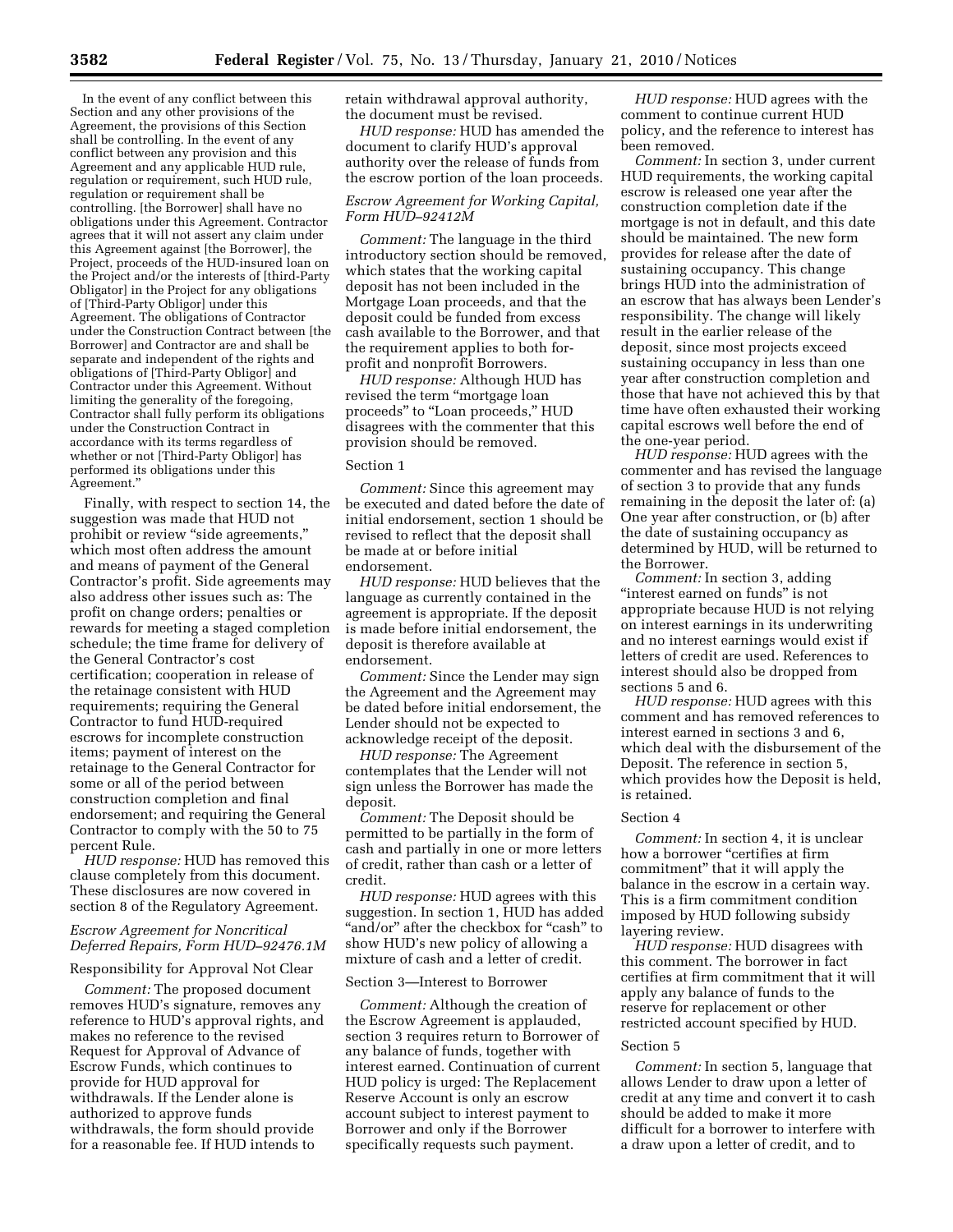In the event of any conflict between this Section and any other provisions of the Agreement, the provisions of this Section shall be controlling. In the event of any conflict between any provision and this Agreement and any applicable HUD rule, regulation or requirement, such HUD rule, regulation or requirement shall be controlling. [the Borrower] shall have no obligations under this Agreement. Contractor agrees that it will not assert any claim under this Agreement against [the Borrower], the Project, proceeds of the HUD-insured loan on the Project and/or the interests of [third-Party Obligor] in the Project for any obligations of [Third-Party Obligor] under this Agreement. The obligations of Contractor under the Construction Contract between [the Borrower] and Contractor are and shall be separate and independent of the rights and obligations of [Third-Party Obligor] and Contractor under this Agreement. Without limiting the generality of the foregoing, Contractor shall fully perform its obligations under the Construction Contract in accordance with its terms regardless of whether or not [Third-Party Obligor] has performed its obligations under this Agreement."

Finally, with respect to section 14, the suggestion was made that HUD not prohibit or review "side agreements," which most often address the amount and means of payment of the General Contractor's profit. Side agreements may also address other issues such as: The profit on change orders; penalties or rewards for meeting a staged completion schedule; the time frame for delivery of the General Contractor's cost certification; cooperation in release of the retainage consistent with HUD requirements; requiring the General Contractor to fund HUD-required escrows for incomplete construction items; payment of interest on the retainage to the General Contractor for some or all of the period between construction completion and final endorsement; and requiring the General Contractor to comply with the 50 to 75 percent Rule.

*HUD response:* HUD has removed this clause completely from this document. These disclosures are now covered in section 8 of the Regulatory Agreement.

*Escrow Agreement for Noncritical Deferred Repairs, Form HUD–92476.1M*

Responsibility for Approval Not Clear

*Comment:* The proposed document removes HUD's signature, removes any reference to HUD's approval rights, and makes no reference to the revised Request for Approval of Advance of Escrow Funds, which continues to provide for HUD approval for withdrawals. If the Lender alone is authorized to approve funds withdrawals, the form should provide for a reasonable fee. If HUD intends to retain withdrawal approval authority, the document must be revised.

*HUD response:* HUD has amended the document to clarify HUD's approval authority over the release of funds from the escrow portion of the loan proceeds.

*Escrow Agreement for Working Capital, Form HUD–92412M*

*Comment:* The language in the third introductory section should be removed, which states that the working capital deposit has not been included in the Mortgage Loan proceeds, and that the deposit could be funded from excess cash available to the Borrower, and that the requirement applies to both for-profit and nonprofit Borrowers.

*HUD response:* Although HUD has revised the term "mortgage loan proceeds" to "Loan proceeds," HUD disagrees with the commenter that this provision should be removed.

Section 1

*Comment:* Since this agreement may be executed and dated before the date of initial endorsement, section 1 should be revised to reflect that the deposit shall be made at or before initial endorsement.

*HUD response:* HUD believes that the language as currently contained in the agreement is appropriate. If the deposit is made before initial endorsement, the deposit is therefore available at endorsement.

*Comment:* Since the Lender may sign the Agreement and the Agreement may be dated before initial endorsement, the Lender should not be expected to acknowledge receipt of the deposit.

*HUD response:* The Agreement contemplates that the Lender will not sign unless the Borrower has made the deposit.

*Comment:* The Deposit should be permitted to be partially in the form of cash and partially in one or more letters of credit, rather than cash or a letter of credit.

*HUD response:* HUD agrees with this suggestion. In section 1, HUD has added "and/or" after the checkbox for "cash" to show HUD's new policy of allowing a mixture of cash and a letter of credit.

Section 3—Interest to Borrower

*Comment:* Although the creation of the Escrow Agreement is applauded, section 3 requires return to Borrower of any balance of funds, together with interest earned. Continuation of current HUD policy is urged: The Replacement Reserve Account is only an escrow account subject to interest payment to Borrower and only if the Borrower specifically requests such payment.

*HUD response:* HUD agrees with the comment to continue current HUD policy, and the reference to interest has been removed.

*Comment:* In section 3, under current HUD requirements, the working capital escrow is released one year after the construction completion date if the mortgage is not in default, and this date should be maintained. The new form provides for release after the date of sustaining occupancy. This change brings HUD into the administration of an escrow that has always been Lender's responsibility. The change will likely result in the earlier release of the deposit, since most projects exceed sustaining occupancy in less than one year after construction completion and those that have not achieved this by that time have often exhausted their working capital escrows well before the end of the one-year period.

*HUD response:* HUD agrees with the commenter and has revised the language of section 3 to provide that any funds remaining in the deposit the later of: (a) One year after construction, or (b) after the date of sustaining occupancy as determined by HUD, will be returned to the Borrower.

*Comment:* In section 3, adding "interest earned on funds" is not appropriate because HUD is not relying on interest earnings in its underwriting and no interest earnings would exist if letters of credit are used. References to interest should also be dropped from sections 5 and 6.

*HUD response:* HUD agrees with this comment and has removed references to interest earned in sections 3 and 6, which deal with the disbursement of the Deposit. The reference in section 5, which provides how the Deposit is held, is retained.

Section 4

*Comment:* In section 4, it is unclear how a borrower "certifies at firm commitment" that it will apply the balance in the escrow in a certain way. This is a firm commitment condition imposed by HUD following subsidy layering review.

*HUD response:* HUD disagrees with this comment. The borrower in fact certifies at firm commitment that it will apply any balance of funds to the reserve for replacement or other restricted account specified by HUD.

Section 5

*Comment:* In section 5, language that allows Lender to draw upon a letter of credit at any time and convert it to cash should be added to make it more difficult for a borrower to interfere with a draw upon a letter of credit, and to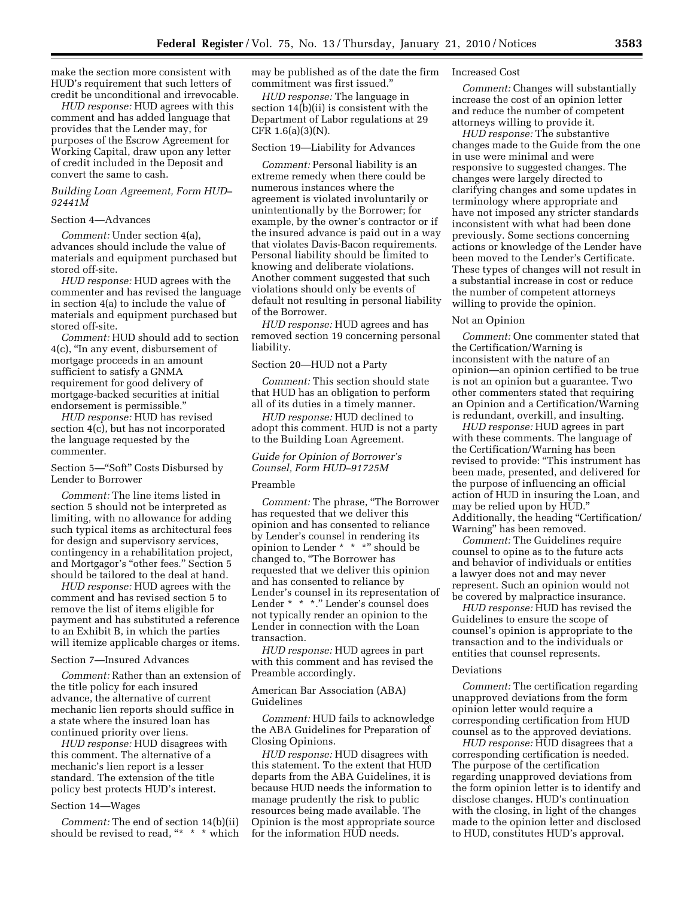make the section more consistent with HUD's requirement that such letters of credit be unconditional and irrevocable.

*HUD response:* HUD agrees with this comment and has added language that provides that the Lender may, for purposes of the Escrow Agreement for Working Capital, draw upon any letter of credit included in the Deposit and convert the same to cash.

*Building Loan Agreement, Form HUD–92441M*

Section 4—Advances

*Comment:* Under section 4(a), advances should include the value of materials and equipment purchased but stored off-site.

*HUD response:* HUD agrees with the commenter and has revised the language in section 4(a) to include the value of materials and equipment purchased but stored off-site.

*Comment:* HUD should add to section 4(c), "In any event, disbursement of mortgage proceeds in an amount sufficient to satisfy a GNMA requirement for good delivery of mortgage-backed securities at initial endorsement is permissible."

*HUD response:* HUD has revised section 4(c), but has not incorporated the language requested by the commenter.

Section 5—"Soft" Costs Disbursed by Lender to Borrower

*Comment:* The line items listed in section 5 should not be interpreted as limiting, with no allowance for adding such typical items as architectural fees for design and supervisory services, contingency in a rehabilitation project, and Mortgagor's "other fees." Section 5 should be tailored to the deal at hand.

*HUD response:* HUD agrees with the comment and has revised section 5 to remove the list of items eligible for payment and has substituted a reference to an Exhibit B, in which the parties will itemize applicable charges or items.

Section 7—Insured Advances

*Comment:* Rather than an extension of the title policy for each insured advance, the alternative of current mechanic lien reports should suffice in a state where the insured loan has continued priority over liens.

*HUD response:* HUD disagrees with this comment. The alternative of a mechanic's lien report is a lesser standard. The extension of the title policy best protects HUD's interest.

Section 14—Wages

*Comment:* The end of section 14(b)(ii) should be revised to read, "* * * which may be published as of the date the firm commitment was first issued."

*HUD response:* The language in section 14(b)(ii) is consistent with the Department of Labor regulations at 29 CFR 1.6(a)(3)(N).

Section 19—Liability for Advances

*Comment:* Personal liability is an extreme remedy when there could be numerous instances where the agreement is violated involuntarily or unintentionally by the Borrower; for example, by the owner's contractor or if the insured advance is paid out in a way that violates Davis-Bacon requirements. Personal liability should be limited to knowing and deliberate violations. Another comment suggested that such violations should only be events of default not resulting in personal liability of the Borrower.

*HUD response:* HUD agrees and has removed section 19 concerning personal liability.

Section 20—HUD not a Party

*Comment:* This section should state that HUD has an obligation to perform all of its duties in a timely manner.

*HUD response:* HUD declined to adopt this comment. HUD is not a party to the Building Loan Agreement.

*Guide for Opinion of Borrower's Counsel, Form HUD–91725M*

Preamble

*Comment:* The phrase, "The Borrower has requested that we deliver this opinion and has consented to reliance by Lender's counsel in rendering its opinion to Lender * * *" should be changed to, "The Borrower has requested that we deliver this opinion and has consented to reliance by Lender's counsel in its representation of Lender * * *." Lender's counsel does not typically render an opinion to the Lender in connection with the Loan transaction.

*HUD response:* HUD agrees in part with this comment and has revised the Preamble accordingly.

American Bar Association (ABA) Guidelines

*Comment:* HUD fails to acknowledge the ABA Guidelines for Preparation of Closing Opinions.

*HUD response:* HUD disagrees with this statement. To the extent that HUD departs from the ABA Guidelines, it is because HUD needs the information to manage prudently the risk to public resources being made available. The Opinion is the most appropriate source for the information HUD needs.

Increased Cost

*Comment:* Changes will substantially increase the cost of an opinion letter and reduce the number of competent attorneys willing to provide it.

*HUD response:* The substantive changes made to the Guide from the one in use were minimal and were responsive to suggested changes. The changes were largely directed to clarifying changes and some updates in terminology where appropriate and have not imposed any stricter standards inconsistent with what had been done previously. Some sections concerning actions or knowledge of the Lender have been moved to the Lender's Certificate. These types of changes will not result in a substantial increase in cost or reduce the number of competent attorneys willing to provide the opinion.

Not an Opinion

*Comment:* One commenter stated that the Certification/Warning is inconsistent with the nature of an opinion—an opinion certified to be true is not an opinion but a guarantee. Two other commenters stated that requiring an Opinion and a Certification/Warning is redundant, overkill, and insulting.

*HUD response:* HUD agrees in part with these comments. The language of the Certification/Warning has been revised to provide: "This instrument has been made, presented, and delivered for the purpose of influencing an official action of HUD in insuring the Loan, and may be relied upon by HUD." Additionally, the heading "Certification/Warning" has been removed.

*Comment:* The Guidelines require counsel to opine as to the future acts and behavior of individuals or entities a lawyer does not and may never represent. Such an opinion would not be covered by malpractice insurance.

*HUD response:* HUD has revised the Guidelines to ensure the scope of counsel's opinion is appropriate to the transaction and to the individuals or entities that counsel represents.

Deviations

*Comment:* The certification regarding unapproved deviations from the form opinion letter would require a corresponding certification from HUD counsel as to the approved deviations.

*HUD response:* HUD disagrees that a corresponding certification is needed. The purpose of the certification regarding unapproved deviations from the form opinion letter is to identify and disclose changes. HUD's continuation with the closing, in light of the changes made to the opinion letter and disclosed to HUD, constitutes HUD's approval.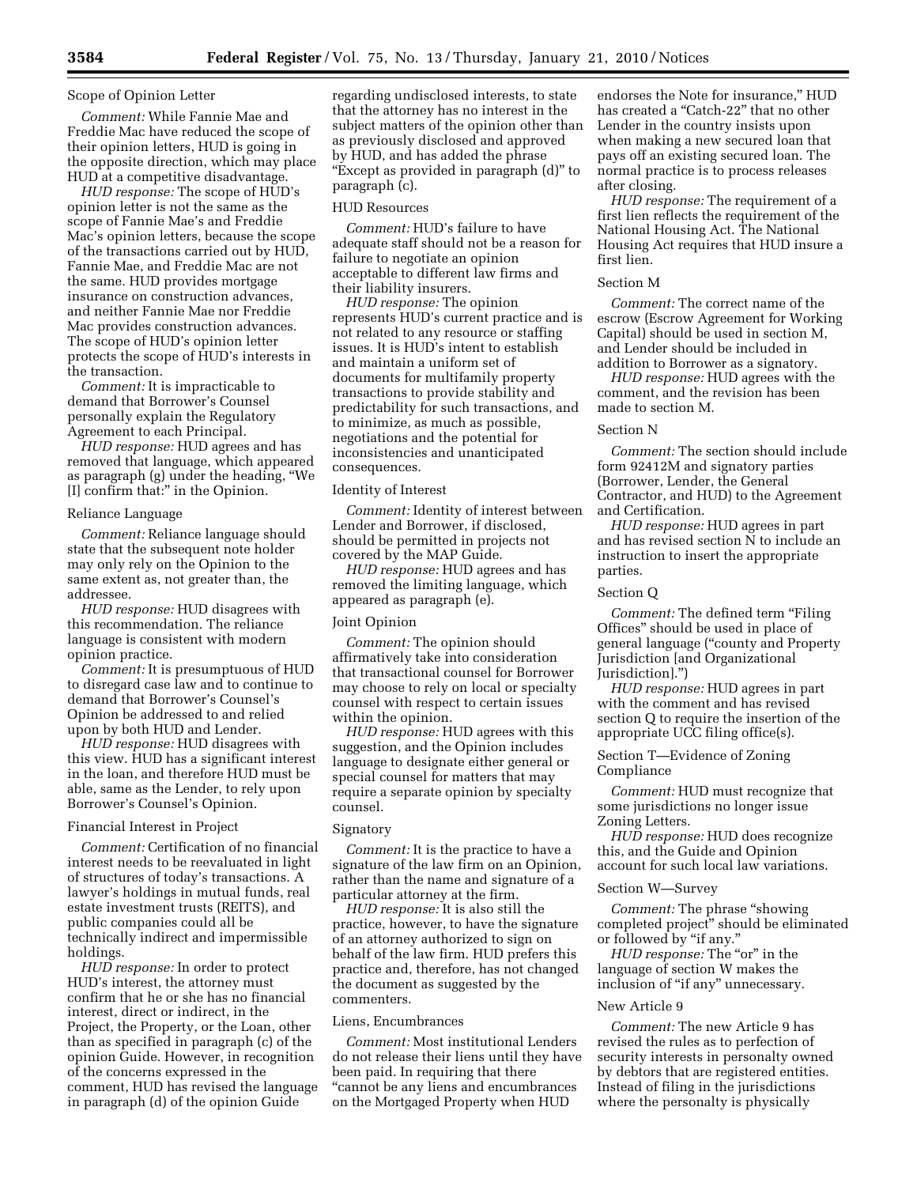### Scope of Opinion Letter

*Comment:* While Fannie Mae and Freddie Mac have reduced the scope of their opinion letters, HUD is going in the opposite direction, which may place HUD at a competitive disadvantage.

*HUD response:* The scope of HUD's opinion letter is not the same as the scope of Fannie Mae's and Freddie Mac's opinion letters, because the scope of the transactions carried out by HUD, Fannie Mae, and Freddie Mac are not the same. HUD provides mortgage insurance on construction advances, and neither Fannie Mae nor Freddie Mac provides construction advances. The scope of HUD's opinion letter protects the scope of HUD's interests in the transaction.

*Comment:* It is impracticable to demand that Borrower's Counsel personally explain the Regulatory Agreement to each Principal.

*HUD response:* HUD agrees and has removed that language, which appeared as paragraph (g) under the heading, "We [I] confirm that:" in the Opinion.

### Reliance Language

*Comment:* Reliance language should state that the subsequent note holder may only rely on the Opinion to the same extent as, not greater than, the addressee.

*HUD response:* HUD disagrees with this recommendation. The reliance language is consistent with modern opinion practice.

*Comment:* It is presumptuous of HUD to disregard case law and to continue to demand that Borrower's Counsel's Opinion be addressed to and relied upon by both HUD and Lender.

*HUD response:* HUD disagrees with this view. HUD has a significant interest in the loan, and therefore HUD must be able, same as the Lender, to rely upon Borrower's Counsel's Opinion.

### Financial Interest in Project

*Comment:* Certification of no financial interest needs to be reevaluated in light of structures of today's transactions. A lawyer's holdings in mutual funds, real estate investment trusts (REITS), and public companies could all be technically indirect and impermissible holdings.

*HUD response:* In order to protect HUD's interest, the attorney must confirm that he or she has no financial interest, direct or indirect, in the Project, the Property, or the Loan, other than as specified in paragraph (c) of the opinion Guide. However, in recognition of the concerns expressed in the comment, HUD has revised the language in paragraph (d) of the opinion Guide regarding undisclosed interests, to state that the attorney has no interest in the subject matters of the opinion other than as previously disclosed and approved by HUD, and has added the phrase "Except as provided in paragraph (d)" to paragraph (c).

### HUD Resources

*Comment:* HUD's failure to have adequate staff should not be a reason for failure to negotiate an opinion acceptable to different law firms and their liability insurers.

*HUD response:* The opinion represents HUD's current practice and is not related to any resource or staffing issues. It is HUD's intent to establish and maintain a uniform set of documents for multifamily property transactions to provide stability and predictability for such transactions, and to minimize, as much as possible, negotiations and the potential for inconsistencies and unanticipated consequences.

### Identity of Interest

*Comment:* Identity of interest between Lender and Borrower, if disclosed, should be permitted in projects not covered by the MAP Guide.

*HUD response:* HUD agrees and has removed the limiting language, which appeared as paragraph (e).

### Joint Opinion

*Comment:* The opinion should affirmatively take into consideration that transactional counsel for Borrower may choose to rely on local or specialty counsel with respect to certain issues within the opinion.

*HUD response:* HUD agrees with this suggestion, and the Opinion includes language to designate either general or special counsel for matters that may require a separate opinion by specialty counsel.

### Signatory

*Comment:* It is the practice to have a signature of the law firm on an Opinion, rather than the name and signature of a particular attorney at the firm.

*HUD response:* It is also still the practice, however, to have the signature of an attorney authorized to sign on behalf of the law firm. HUD prefers this practice and, therefore, has not changed the document as suggested by the commenters.

### Liens, Encumbrances

*Comment:* Most institutional Lenders do not release their liens until they have been paid. In requiring that there "cannot be any liens and encumbrances on the Mortgaged Property when HUD endorses the Note for insurance," HUD has created a "Catch-22" that no other Lender in the country insists upon when making a new secured loan that pays off an existing secured loan. The normal practice is to process releases after closing.

*HUD response:* The requirement of a first lien reflects the requirement of the National Housing Act. The National Housing Act requires that HUD insure a first lien.

### Section M

*Comment:* The correct name of the escrow (Escrow Agreement for Working Capital) should be used in section M, and Lender should be included in addition to Borrower as a signatory.

*HUD response:* HUD agrees with the comment, and the revision has been made to section M.

### Section N

*Comment:* The section should include form 92412M and signatory parties (Borrower, Lender, the General Contractor, and HUD) to the Agreement and Certification.

*HUD response:* HUD agrees in part and has revised section N to include an instruction to insert the appropriate parties.

### Section Q

*Comment:* The defined term "Filing Offices" should be used in place of general language ("county and Property Jurisdiction [and Organizational Jurisdiction].")

*HUD response:* HUD agrees in part with the comment and has revised section Q to require the insertion of the appropriate UCC filing office(s).

### Section T—Evidence of Zoning Compliance

*Comment:* HUD must recognize that some jurisdictions no longer issue Zoning Letters.

*HUD response:* HUD does recognize this, and the Guide and Opinion account for such local law variations.

### Section W—Survey

*Comment:* The phrase "showing completed project" should be eliminated or followed by "if any."

*HUD response:* The "or" in the language of section W makes the inclusion of "if any" unnecessary.

### New Article 9

*Comment:* The new Article 9 has revised the rules as to perfection of security interests in personalty owned by debtors that are registered entities. Instead of filing in the jurisdictions where the personalty is physically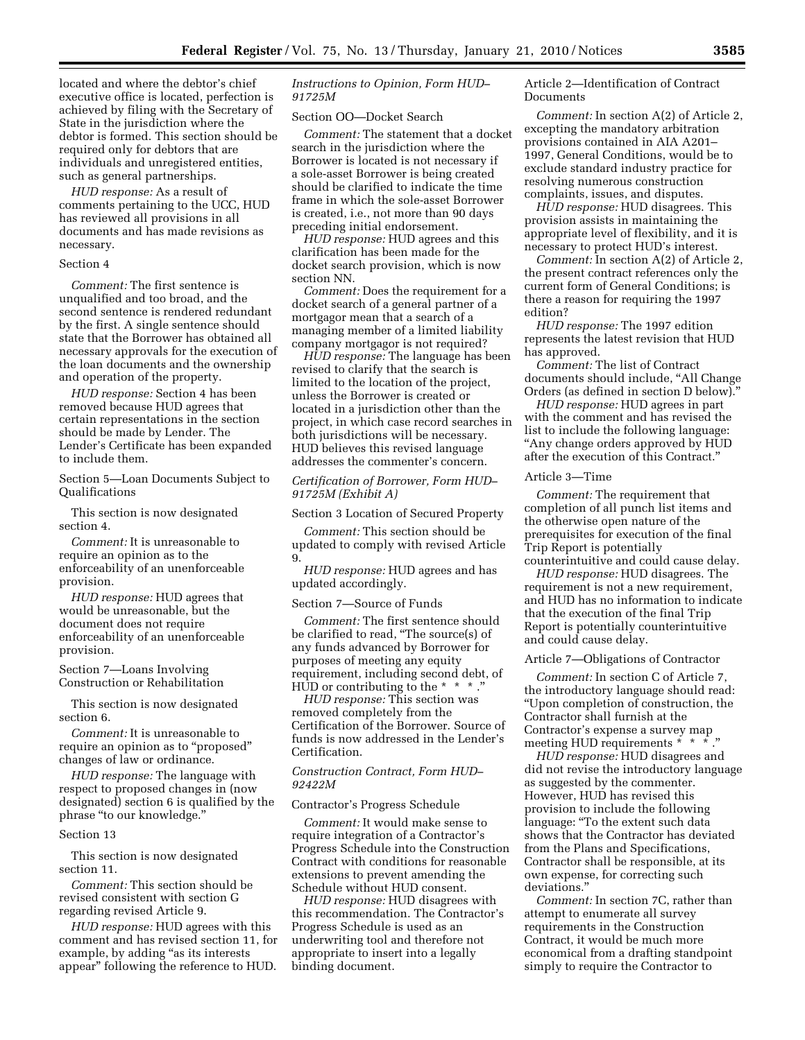located and where the debtor's chief executive office is located, perfection is achieved by filing with the Secretary of State in the jurisdiction where the debtor is formed. This section should be required only for debtors that are individuals and unregistered entities, such as general partnerships.

*HUD response:* As a result of comments pertaining to the UCC, HUD has reviewed all provisions in all documents and has made revisions as necessary.

Section 4

*Comment:* The first sentence is unqualified and too broad, and the second sentence is rendered redundant by the first. A single sentence should state that the Borrower has obtained all necessary approvals for the execution of the loan documents and the ownership and operation of the property.

*HUD response:* Section 4 has been removed because HUD agrees that certain representations in the section should be made by Lender. The Lender's Certificate has been expanded to include them.

Section 5—Loan Documents Subject to Qualifications

This section is now designated section 4.

*Comment:* It is unreasonable to require an opinion as to the enforceability of an unenforceable provision.

*HUD response:* HUD agrees that would be unreasonable, but the document does not require enforceability of an unenforceable provision.

Section 7—Loans Involving Construction or Rehabilitation

This section is now designated section 6.

*Comment:* It is unreasonable to require an opinion as to "proposed" changes of law or ordinance.

*HUD response:* The language with respect to proposed changes in (now designated) section 6 is qualified by the phrase "to our knowledge."

Section 13

This section is now designated section 11.

*Comment:* This section should be revised consistent with section G regarding revised Article 9.

*HUD response:* HUD agrees with this comment and has revised section 11, for example, by adding "as its interests appear" following the reference to HUD.

*Instructions to Opinion, Form HUD–91725M*

Section OO—Docket Search

*Comment:* The statement that a docket search in the jurisdiction where the Borrower is located is not necessary if a sole-asset Borrower is being created should be clarified to indicate the time frame in which the sole-asset Borrower is created, i.e., not more than 90 days preceding initial endorsement.

*HUD response:* HUD agrees and this clarification has been made for the docket search provision, which is now section NN.

*Comment:* Does the requirement for a docket search of a general partner of a mortgagor mean that a search of a managing member of a limited liability company mortgagor is not required?

*HUD response:* The language has been revised to clarify that the search is limited to the location of the project, unless the Borrower is created or located in a jurisdiction other than the project, in which case record searches in both jurisdictions will be necessary. HUD believes this revised language addresses the commenter's concern.

*Certification of Borrower, Form HUD–91725M (Exhibit A)*

Section 3 Location of Secured Property

*Comment:* This section should be updated to comply with revised Article 9.

*HUD response:* HUD agrees and has updated accordingly.

Section 7—Source of Funds

*Comment:* The first sentence should be clarified to read, "The source(s) of any funds advanced by Borrower for purposes of meeting any equity requirement, including second debt, of HUD or contributing to the * * * ."

*HUD response:* This section was removed completely from the Certification of the Borrower. Source of funds is now addressed in the Lender's Certification.

*Construction Contract, Form HUD–92422M*

Contractor's Progress Schedule

*Comment:* It would make sense to require integration of a Contractor's Progress Schedule into the Construction Contract with conditions for reasonable extensions to prevent amending the Schedule without HUD consent.

*HUD response:* HUD disagrees with this recommendation. The Contractor's Progress Schedule is used as an underwriting tool and therefore not appropriate to insert into a legally binding document.

Article 2—Identification of Contract Documents

*Comment:* In section A(2) of Article 2, excepting the mandatory arbitration provisions contained in AIA A201–1997, General Conditions, would be to exclude standard industry practice for resolving numerous construction complaints, issues, and disputes.

*HUD response:* HUD disagrees. This provision assists in maintaining the appropriate level of flexibility, and it is necessary to protect HUD's interest.

*Comment:* In section A(2) of Article 2, the present contract references only the current form of General Conditions; is there a reason for requiring the 1997 edition?

*HUD response:* The 1997 edition represents the latest revision that HUD has approved.

*Comment:* The list of Contract documents should include, "All Change Orders (as defined in section D below)."

*HUD response:* HUD agrees in part with the comment and has revised the list to include the following language: "Any change orders approved by HUD after the execution of this Contract."

Article 3—Time

*Comment:* The requirement that completion of all punch list items and the otherwise open nature of the prerequisites for execution of the final Trip Report is potentially counterintuitive and could cause delay.

*HUD response:* HUD disagrees. The requirement is not a new requirement, and HUD has no information to indicate that the execution of the final Trip Report is potentially counterintuitive and could cause delay.

Article 7—Obligations of Contractor

*Comment:* In section C of Article 7, the introductory language should read: "Upon completion of construction, the Contractor shall furnish at the Contractor's expense a survey map meeting HUD requirements * * * ."

*HUD response:* HUD disagrees and did not revise the introductory language as suggested by the commenter. However, HUD has revised this provision to include the following language: "To the extent such data shows that the Contractor has deviated from the Plans and Specifications, Contractor shall be responsible, at its own expense, for correcting such deviations."

*Comment:* In section 7C, rather than attempt to enumerate all survey requirements in the Construction Contract, it would be much more economical from a drafting standpoint simply to require the Contractor to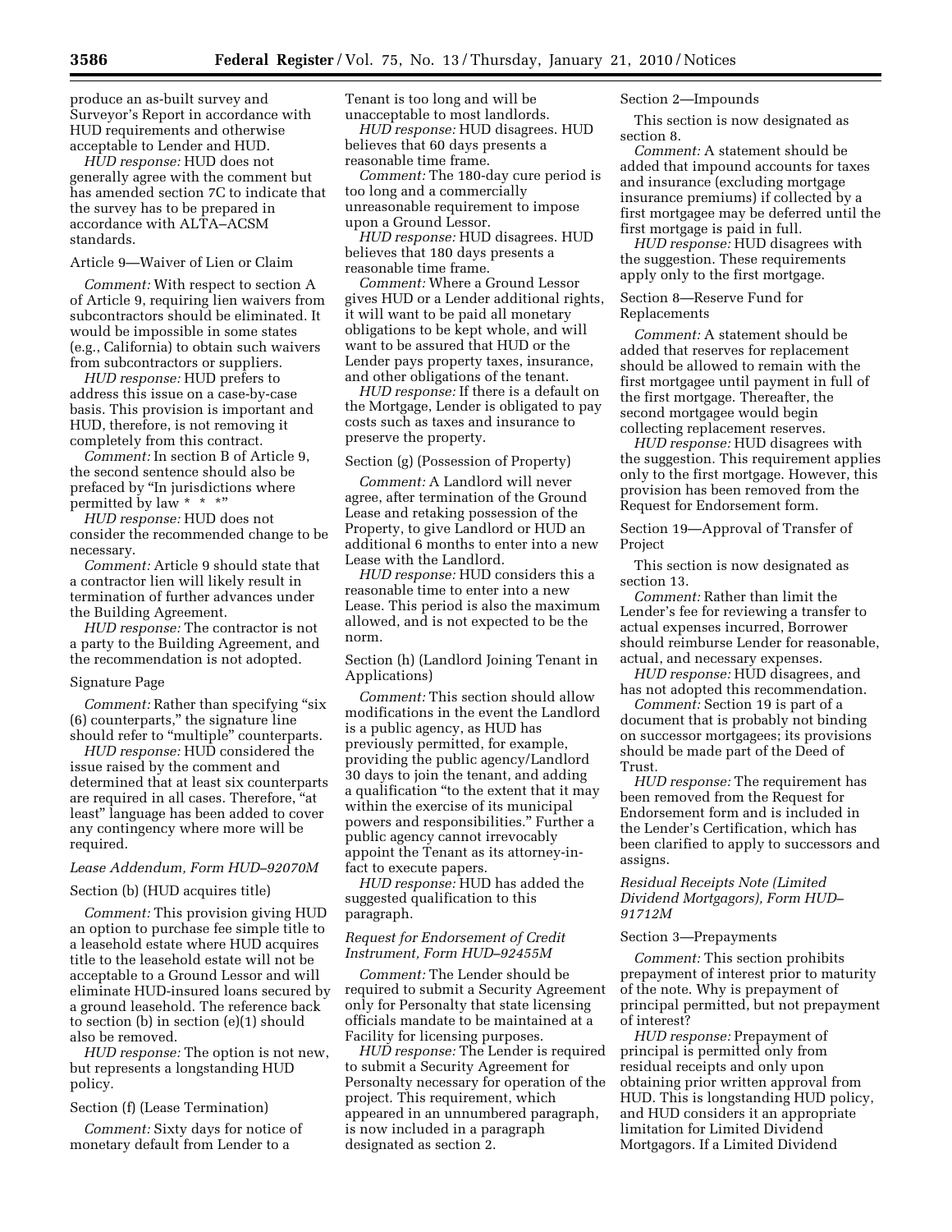produce an as-built survey and Surveyor's Report in accordance with HUD requirements and otherwise acceptable to Lender and HUD.

*HUD response:* HUD does not generally agree with the comment but has amended section 7C to indicate that the survey has to be prepared in accordance with ALTA–ACSM standards.

Article 9—Waiver of Lien or Claim

*Comment:* With respect to section A of Article 9, requiring lien waivers from subcontractors should be eliminated. It would be impossible in some states (e.g., California) to obtain such waivers from subcontractors or suppliers.

*HUD response:* HUD prefers to address this issue on a case-by-case basis. This provision is important and HUD, therefore, is not removing it completely from this contract.

*Comment:* In section B of Article 9, the second sentence should also be prefaced by "In jurisdictions where permitted by law * * *"

*HUD response:* HUD does not consider the recommended change to be necessary.

*Comment:* Article 9 should state that a contractor lien will likely result in termination of further advances under the Building Agreement.

*HUD response:* The contractor is not a party to the Building Agreement, and the recommendation is not adopted.

Signature Page

*Comment:* Rather than specifying "six (6) counterparts," the signature line should refer to "multiple" counterparts.

*HUD response:* HUD considered the issue raised by the comment and determined that at least six counterparts are required in all cases. Therefore, "at least" language has been added to cover any contingency where more will be required.

*Lease Addendum, Form HUD–92070M*

Section (b) (HUD acquires title)

*Comment:* This provision giving HUD an option to purchase fee simple title to a leasehold estate where HUD acquires title to the leasehold estate will not be acceptable to a Ground Lessor and will eliminate HUD-insured loans secured by a ground leasehold. The reference back to section (b) in section (e)(1) should also be removed.

*HUD response:* The option is not new, but represents a longstanding HUD policy.

Section (f) (Lease Termination)

*Comment:* Sixty days for notice of monetary default from Lender to a Tenant is too long and will be unacceptable to most landlords.

*HUD response:* HUD disagrees. HUD believes that 60 days presents a reasonable time frame.

*Comment:* The 180-day cure period is too long and a commercially unreasonable requirement to impose upon a Ground Lessor.

*HUD response:* HUD disagrees. HUD believes that 180 days presents a reasonable time frame.

*Comment:* Where a Ground Lessor gives HUD or a Lender additional rights, it will want to be paid all monetary obligations to be kept whole, and will want to be assured that HUD or the Lender pays property taxes, insurance, and other obligations of the tenant.

*HUD response:* If there is a default on the Mortgage, Lender is obligated to pay costs such as taxes and insurance to preserve the property.

Section (g) (Possession of Property)

*Comment:* A Landlord will never agree, after termination of the Ground Lease and retaking possession of the Property, to give Landlord or HUD an additional 6 months to enter into a new Lease with the Landlord.

*HUD response:* HUD considers this a reasonable time to enter into a new Lease. This period is also the maximum allowed, and is not expected to be the norm.

Section (h) (Landlord Joining Tenant in Applications)

*Comment:* This section should allow modifications in the event the Landlord is a public agency, as HUD has previously permitted, for example, providing the public agency/Landlord 30 days to join the tenant, and adding a qualification "to the extent that it may within the exercise of its municipal powers and responsibilities." Further a public agency cannot irrevocably appoint the Tenant as its attorney-in-fact to execute papers.

*HUD response:* HUD has added the suggested qualification to this paragraph.

*Request for Endorsement of Credit Instrument, Form HUD–92455M*

*Comment:* The Lender should be required to submit a Security Agreement only for Personalty that state licensing officials mandate to be maintained at a Facility for licensing purposes.

*HUD response:* The Lender is required to submit a Security Agreement for Personalty necessary for operation of the project. This requirement, which appeared in an unnumbered paragraph, is now included in a paragraph designated as section 2.

Section 2—Impounds

This section is now designated as section 8.

*Comment:* A statement should be added that impound accounts for taxes and insurance (excluding mortgage insurance premiums) if collected by a first mortgagee may be deferred until the first mortgage is paid in full.

*HUD response:* HUD disagrees with the suggestion. These requirements apply only to the first mortgage.

Section 8—Reserve Fund for Replacements

*Comment:* A statement should be added that reserves for replacement should be allowed to remain with the first mortgagee until payment in full of the first mortgage. Thereafter, the second mortgagee would begin collecting replacement reserves.

*HUD response:* HUD disagrees with the suggestion. This requirement applies only to the first mortgage. However, this provision has been removed from the Request for Endorsement form.

Section 19—Approval of Transfer of Project

This section is now designated as section 13.

*Comment:* Rather than limit the Lender's fee for reviewing a transfer to actual expenses incurred, Borrower should reimburse Lender for reasonable, actual, and necessary expenses.

*HUD response:* HUD disagrees, and has not adopted this recommendation.

*Comment:* Section 19 is part of a document that is probably not binding on successor mortgagees; its provisions should be made part of the Deed of Trust.

*HUD response:* The requirement has been removed from the Request for Endorsement form and is included in the Lender's Certification, which has been clarified to apply to successors and assigns.

*Residual Receipts Note (Limited Dividend Mortgagors), Form HUD–91712M*

Section 3—Prepayments

*Comment:* This section prohibits prepayment of interest prior to maturity of the note. Why is prepayment of principal permitted, but not prepayment of interest?

*HUD response:* Prepayment of principal is permitted only from residual receipts and only upon obtaining prior written approval from HUD. This is longstanding HUD policy, and HUD considers it an appropriate limitation for Limited Dividend Mortgagors. If a Limited Dividend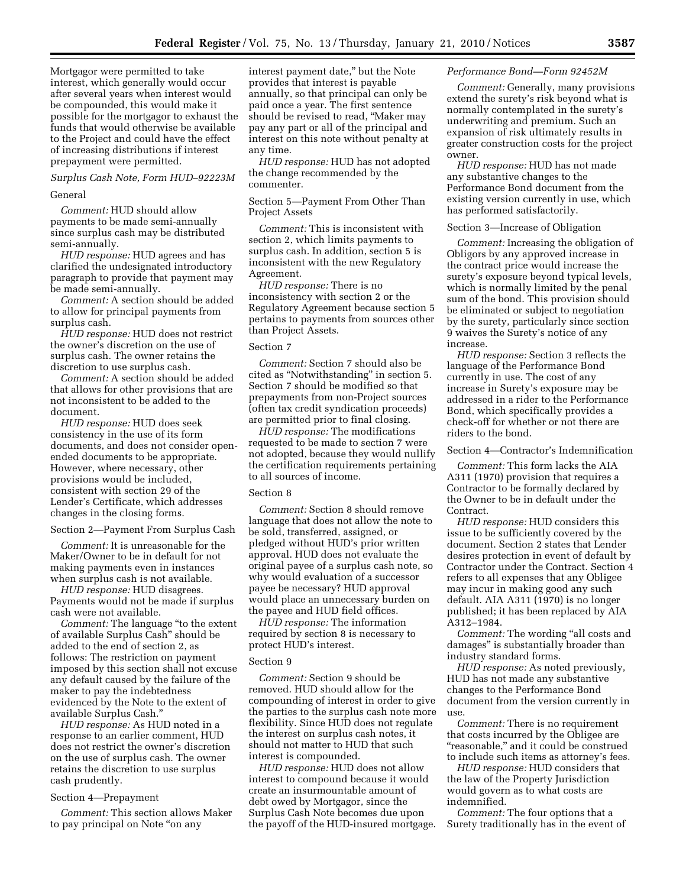Mortgagor were permitted to take interest, which generally would occur after several years when interest would be compounded, this would make it possible for the mortgagor to exhaust the funds that would otherwise be available to the Project and could have the effect of increasing distributions if interest prepayment were permitted.

*Surplus Cash Note, Form HUD–92223M*

General

*Comment:* HUD should allow payments to be made semi-annually since surplus cash may be distributed semi-annually.

*HUD response:* HUD agrees and has clarified the undesignated introductory paragraph to provide that payment may be made semi-annually.

*Comment:* A section should be added to allow for principal payments from surplus cash.

*HUD response:* HUD does not restrict the owner's discretion on the use of surplus cash. The owner retains the discretion to use surplus cash.

*Comment:* A section should be added that allows for other provisions that are not inconsistent to be added to the document.

*HUD response:* HUD does seek consistency in the use of its form documents, and does not consider open-ended documents to be appropriate. However, where necessary, other provisions would be included, consistent with section 29 of the Lender's Certificate, which addresses changes in the closing forms.

Section 2—Payment From Surplus Cash

*Comment:* It is unreasonable for the Maker/Owner to be in default for not making payments even in instances when surplus cash is not available.

*HUD response:* HUD disagrees. Payments would not be made if surplus cash were not available.

*Comment:* The language "to the extent of available Surplus Cash" should be added to the end of section 2, as follows: The restriction on payment imposed by this section shall not excuse any default caused by the failure of the maker to pay the indebtedness evidenced by the Note to the extent of available Surplus Cash."

*HUD response:* As HUD noted in a response to an earlier comment, HUD does not restrict the owner's discretion on the use of surplus cash. The owner retains the discretion to use surplus cash prudently.

Section 4—Prepayment

*Comment:* This section allows Maker to pay principal on Note "on any interest payment date," but the Note provides that interest is payable annually, so that principal can only be paid once a year. The first sentence should be revised to read, "Maker may pay any part or all of the principal and interest on this note without penalty at any time.

*HUD response:* HUD has not adopted the change recommended by the commenter.

Section 5—Payment From Other Than Project Assets

*Comment:* This is inconsistent with section 2, which limits payments to surplus cash. In addition, section 5 is inconsistent with the new Regulatory Agreement.

*HUD response:* There is no inconsistency with section 2 or the Regulatory Agreement because section 5 pertains to payments from sources other than Project Assets.

Section 7

*Comment:* Section 7 should also be cited as "Notwithstanding" in section 5. Section 7 should be modified so that prepayments from non-Project sources (often tax credit syndication proceeds) are permitted prior to final closing.

*HUD response:* The modifications requested to be made to section 7 were not adopted, because they would nullify the certification requirements pertaining to all sources of income.

Section 8

*Comment:* Section 8 should remove language that does not allow the note to be sold, transferred, assigned, or pledged without HUD's prior written approval. HUD does not evaluate the original payee of a surplus cash note, so why would evaluation of a successor payee be necessary? HUD approval would place an unnecessary burden on the payee and HUD field offices.

*HUD response:* The information required by section 8 is necessary to protect HUD's interest.

Section 9

*Comment:* Section 9 should be removed. HUD should allow for the compounding of interest in order to give the parties to the surplus cash note more flexibility. Since HUD does not regulate the interest on surplus cash notes, it should not matter to HUD that such interest is compounded.

*HUD response:* HUD does not allow interest to compound because it would create an insurmountable amount of debt owed by Mortgagor, since the Surplus Cash Note becomes due upon the payoff of the HUD-insured mortgage.

*Performance Bond—Form 92452M*

*Comment:* Generally, many provisions extend the surety's risk beyond what is normally contemplated in the surety's underwriting and premium. Such an expansion of risk ultimately results in greater construction costs for the project owner.

*HUD response:* HUD has not made any substantive changes to the Performance Bond document from the existing version currently in use, which has performed satisfactorily.

Section 3—Increase of Obligation

*Comment:* Increasing the obligation of Obligors by any approved increase in the contract price would increase the surety's exposure beyond typical levels, which is normally limited by the penal sum of the bond. This provision should be eliminated or subject to negotiation by the surety, particularly since section 9 waives the Surety's notice of any increase.

*HUD response:* Section 3 reflects the language of the Performance Bond currently in use. The cost of any increase in Surety's exposure may be addressed in a rider to the Performance Bond, which specifically provides a check-off for whether or not there are riders to the bond.

Section 4—Contractor's Indemnification

*Comment:* This form lacks the AIA A311 (1970) provision that requires a Contractor to be formally declared by the Owner to be in default under the Contract.

*HUD response:* HUD considers this issue to be sufficiently covered by the document. Section 2 states that Lender desires protection in event of default by Contractor under the Contract. Section 4 refers to all expenses that any Obligee may incur in making good any such default. AIA A311 (1970) is no longer published; it has been replaced by AIA A312–1984.

*Comment:* The wording "all costs and damages" is substantially broader than industry standard forms.

*HUD response:* As noted previously, HUD has not made any substantive changes to the Performance Bond document from the version currently in use.

*Comment:* There is no requirement that costs incurred by the Obligee are "reasonable," and it could be construed to include such items as attorney's fees.

*HUD response:* HUD considers that the law of the Property Jurisdiction would govern as to what costs are indemnified.

*Comment:* The four options that a Surety traditionally has in the event of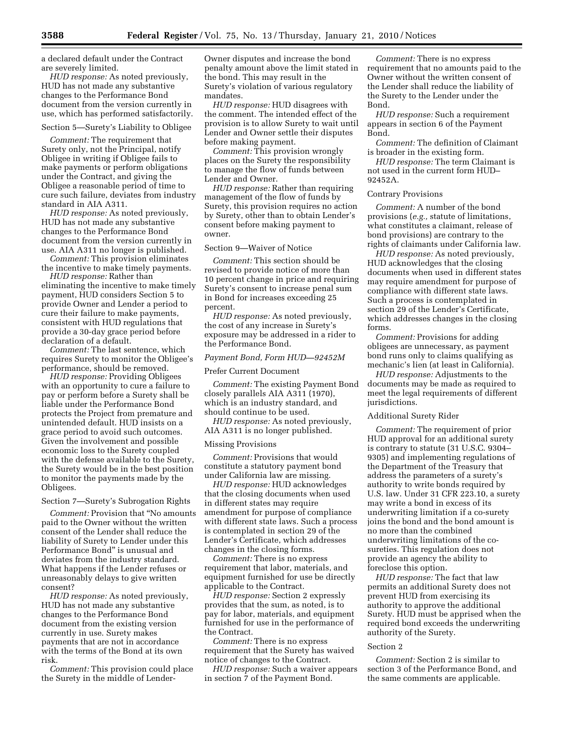a declared default under the Contract are severely limited.

*HUD response:* As noted previously, HUD has not made any substantive changes to the Performance Bond document from the version currently in use, which has performed satisfactorily.

Section 5—Surety's Liability to Obligee

*Comment:* The requirement that Surety only, not the Principal, notify Obligee in writing if Obligee fails to make payments or perform obligations under the Contract, and giving the Obligee a reasonable period of time to cure such failure, deviates from industry standard in AIA A311.

*HUD response:* As noted previously, HUD has not made any substantive changes to the Performance Bond document from the version currently in use. AIA A311 no longer is published.

*Comment:* This provision eliminates the incentive to make timely payments.

*HUD response:* Rather than eliminating the incentive to make timely payment, HUD considers Section 5 to provide Owner and Lender a period to cure their failure to make payments, consistent with HUD regulations that provide a 30-day grace period before declaration of a default.

*Comment:* The last sentence, which requires Surety to monitor the Obligee's performance, should be removed.

*HUD response:* Providing Obligees with an opportunity to cure a failure to pay or perform before a Surety shall be liable under the Performance Bond protects the Project from premature and unintended default. HUD insists on a grace period to avoid such outcomes. Given the involvement and possible economic loss to the Surety coupled with the defense available to the Surety, the Surety would be in the best position to monitor the payments made by the Obligees.

Section 7—Surety's Subrogation Rights

*Comment:* Provision that "No amounts paid to the Owner without the written consent of the Lender shall reduce the liability of Surety to Lender under this Performance Bond" is unusual and deviates from the industry standard. What happens if the Lender refuses or unreasonably delays to give written consent?

*HUD response:* As noted previously, HUD has not made any substantive changes to the Performance Bond document from the existing version currently in use. Surety makes payments that are not in accordance with the terms of the Bond at its own risk.

*Comment:* This provision could place the Surety in the middle of Lender-Owner disputes and increase the bond penalty amount above the limit stated in the bond. This may result in the Surety's violation of various regulatory mandates.

*HUD response:* HUD disagrees with the comment. The intended effect of the provision is to allow Surety to wait until Lender and Owner settle their disputes before making payment.

*Comment:* This provision wrongly places on the Surety the responsibility to manage the flow of funds between Lender and Owner.

*HUD response:* Rather than requiring management of the flow of funds by Surety, this provision requires no action by Surety, other than to obtain Lender's consent before making payment to owner.

Section 9—Waiver of Notice

*Comment:* This section should be revised to provide notice of more than 10 percent change in price and requiring Surety's consent to increase penal sum in Bond for increases exceeding 25 percent.

*HUD response:* As noted previously, the cost of any increase in Surety's exposure may be addressed in a rider to the Performance Bond.

*Payment Bond, Form HUD—92452M*

Prefer Current Document

*Comment:* The existing Payment Bond closely parallels AIA A311 (1970), which is an industry standard, and should continue to be used.

*HUD response:* As noted previously, AIA A311 is no longer published.

Missing Provisions

*Comment:* Provisions that would constitute a statutory payment bond under California law are missing.

*HUD response:* HUD acknowledges that the closing documents when used in different states may require amendment for purpose of compliance with different state laws. Such a process is contemplated in section 29 of the Lender's Certificate, which addresses changes in the closing forms.

*Comment:* There is no express requirement that labor, materials, and equipment furnished for use be directly applicable to the Contract.

*HUD response:* Section 2 expressly provides that the sum, as noted, is to pay for labor, materials, and equipment furnished for use in the performance of the Contract.

*Comment:* There is no express requirement that the Surety has waived notice of changes to the Contract.

*HUD response:* Such a waiver appears in section 7 of the Payment Bond.

*Comment:* There is no express requirement that no amounts paid to the Owner without the written consent of the Lender shall reduce the liability of the Surety to the Lender under the Bond.

*HUD response:* Such a requirement appears in section 6 of the Payment Bond.

*Comment:* The definition of Claimant is broader in the existing form.

*HUD response:* The term Claimant is not used in the current form HUD–92452A.

Contrary Provisions

*Comment:* A number of the bond provisions (*e.g.,* statute of limitations, what constitutes a claimant, release of bond provisions) are contrary to the rights of claimants under California law.

*HUD response:* As noted previously, HUD acknowledges that the closing documents when used in different states may require amendment for purpose of compliance with different state laws. Such a process is contemplated in section 29 of the Lender's Certificate, which addresses changes in the closing forms.

*Comment:* Provisions for adding obligees are unnecessary, as payment bond runs only to claims qualifying as mechanic's lien (at least in California).

*HUD response:* Adjustments to the documents may be made as required to meet the legal requirements of different jurisdictions.

Additional Surety Rider

*Comment:* The requirement of prior HUD approval for an additional surety is contrary to statute (31 U.S.C. 9304–9305) and implementing regulations of the Department of the Treasury that address the parameters of a surety's authority to write bonds required by U.S. law. Under 31 CFR 223.10, a surety may write a bond in excess of its underwriting limitation if a co-surety joins the bond and the bond amount is no more than the combined underwriting limitations of the co-sureties. This regulation does not provide an agency the ability to foreclose this option.

*HUD response:* The fact that law permits an additional Surety does not prevent HUD from exercising its authority to approve the additional Surety. HUD must be apprised when the required bond exceeds the underwriting authority of the Surety.

Section 2

*Comment:* Section 2 is similar to section 3 of the Performance Bond, and the same comments are applicable.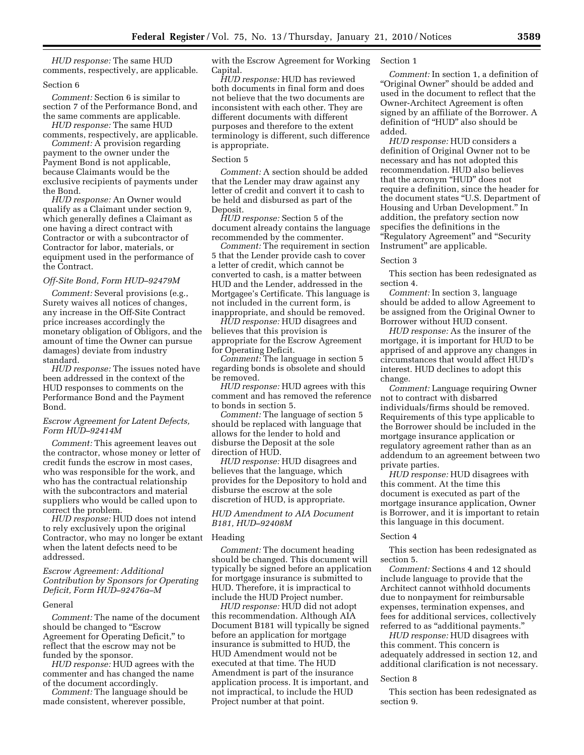*HUD response:* The same HUD comments, respectively, are applicable.

Section 6

*Comment:* Section 6 is similar to section 7 of the Performance Bond, and the same comments are applicable.

*HUD response:* The same HUD comments, respectively, are applicable.

*Comment:* A provision regarding payment to the owner under the Payment Bond is not applicable, because Claimants would be the exclusive recipients of payments under the Bond.

*HUD response:* An Owner would qualify as a Claimant under section 9, which generally defines a Claimant as one having a direct contract with Contractor or with a subcontractor of Contractor for labor, materials, or equipment used in the performance of the Contract.

*Off-Site Bond, Form HUD–92479M*

*Comment:* Several provisions (e.g., Surety waives all notices of changes, any increase in the Off-Site Contract price increases accordingly the monetary obligation of Obligors, and the amount of time the Owner can pursue damages) deviate from industry standard.

*HUD response:* The issues noted have been addressed in the context of the HUD responses to comments on the Performance Bond and the Payment Bond.

*Escrow Agreement for Latent Defects, Form HUD–92414M*

*Comment:* This agreement leaves out the contractor, whose money or letter of credit funds the escrow in most cases, who was responsible for the work, and who has the contractual relationship with the subcontractors and material suppliers who would be called upon to correct the problem.

*HUD response:* HUD does not intend to rely exclusively upon the original Contractor, who may no longer be extant when the latent defects need to be addressed.

*Escrow Agreement: Additional Contribution by Sponsors for Operating Deficit, Form HUD–92476a–M*

General

*Comment:* The name of the document should be changed to "Escrow Agreement for Operating Deficit," to reflect that the escrow may not be funded by the sponsor.

*HUD response:* HUD agrees with the commenter and has changed the name of the document accordingly.

*Comment:* The language should be made consistent, wherever possible, with the Escrow Agreement for Working Capital.

*HUD response:* HUD has reviewed both documents in final form and does not believe that the two documents are inconsistent with each other. They are different documents with different purposes and therefore to the extent terminology is different, such difference is appropriate.

Section 5

*Comment:* A section should be added that the Lender may draw against any letter of credit and convert it to cash to be held and disbursed as part of the Deposit.

*HUD response:* Section 5 of the document already contains the language recommended by the commenter.

*Comment:* The requirement in section 5 that the Lender provide cash to cover a letter of credit, which cannot be converted to cash, is a matter between HUD and the Lender, addressed in the Mortgagee's Certificate. This language is not included in the current form, is inappropriate, and should be removed.

*HUD response:* HUD disagrees and believes that this provision is appropriate for the Escrow Agreement for Operating Deficit.

*Comment:* The language in section 5 regarding bonds is obsolete and should be removed.

*HUD response:* HUD agrees with this comment and has removed the reference to bonds in section 5.

*Comment:* The language of section 5 should be replaced with language that allows for the lender to hold and disburse the Deposit at the sole direction of HUD.

*HUD response:* HUD disagrees and believes that the language, which provides for the Depository to hold and disburse the escrow at the sole discretion of HUD, is appropriate.

*HUD Amendment to AIA Document B181, HUD–92408M*

Heading

*Comment:* The document heading should be changed. This document will typically be signed before an application for mortgage insurance is submitted to HUD. Therefore, it is impractical to include the HUD Project number.

*HUD response:* HUD did not adopt this recommendation. Although AIA Document B181 will typically be signed before an application for mortgage insurance is submitted to HUD, the HUD Amendment would not be executed at that time. The HUD Amendment is part of the insurance application process. It is important, and not impractical, to include the HUD Project number at that point.

Section 1

*Comment:* In section 1, a definition of "Original Owner" should be added and used in the document to reflect that the Owner-Architect Agreement is often signed by an affiliate of the Borrower. A definition of "HUD" also should be added.

*HUD response:* HUD considers a definition of Original Owner not to be necessary and has not adopted this recommendation. HUD also believes that the acronym "HUD" does not require a definition, since the header for the document states "U.S. Department of Housing and Urban Development." In addition, the prefatory section now specifies the definitions in the "Regulatory Agreement" and "Security Instrument" are applicable.

Section 3

This section has been redesignated as section 4.

*Comment:* In section 3, language should be added to allow Agreement to be assigned from the Original Owner to Borrower without HUD consent.

*HUD response:* As the insurer of the mortgage, it is important for HUD to be apprised of and approve any changes in circumstances that would affect HUD's interest. HUD declines to adopt this change.

*Comment:* Language requiring Owner not to contract with disbarred individuals/firms should be removed. Requirements of this type applicable to the Borrower should be included in the mortgage insurance application or regulatory agreement rather than as an addendum to an agreement between two private parties.

*HUD response:* HUD disagrees with this comment. At the time this document is executed as part of the mortgage insurance application, Owner is Borrower, and it is important to retain this language in this document.

Section 4

This section has been redesignated as section 5.

*Comment:* Sections 4 and 12 should include language to provide that the Architect cannot withhold documents due to nonpayment for reimbursable expenses, termination expenses, and fees for additional services, collectively referred to as "additional payments."

*HUD response:* HUD disagrees with this comment. This concern is adequately addressed in section 12, and additional clarification is not necessary.

Section 8

This section has been redesignated as section 9.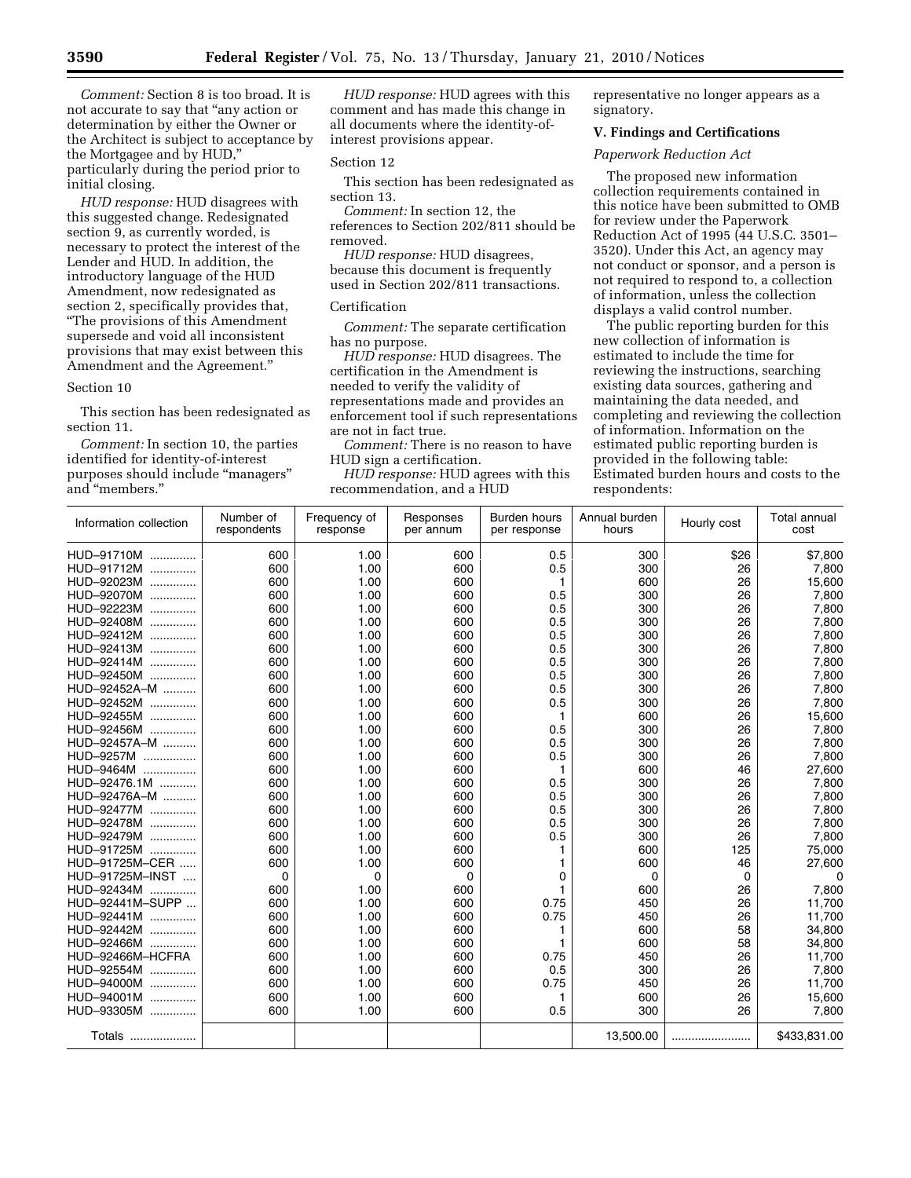*Comment:* Section 8 is too broad. It is not accurate to say that "any action or determination by either the Owner or the Architect is subject to acceptance by the Mortgagee and by HUD," particularly during the period prior to initial closing.

*HUD response:* HUD disagrees with this suggested change. Redesignated section 9, as currently worded, is necessary to protect the interest of the Lender and HUD. In addition, the introductory language of the HUD Amendment, now redesignated as section 2, specifically provides that, "The provisions of this Amendment supersede and void all inconsistent provisions that may exist between this Amendment and the Agreement."

Section 10

This section has been redesignated as section 11.

*Comment:* In section 10, the parties identified for identity-of-interest purposes should include "managers" and "members."

*HUD response:* HUD agrees with this comment and has made this change in all documents where the identity-of-interest provisions appear.

Section 12

This section has been redesignated as section 13.

*Comment:* In section 12, the references to Section 202/811 should be removed.

*HUD response:* HUD disagrees, because this document is frequently used in Section 202/811 transactions.

Certification

*Comment:* The separate certification has no purpose.

*HUD response:* HUD disagrees. The certification in the Amendment is needed to verify the validity of representations made and provides an enforcement tool if such representations are not in fact true.

*Comment:* There is no reason to have HUD sign a certification.

*HUD response:* HUD agrees with this recommendation, and a HUD representative no longer appears as a signatory.

## V. Findings and Certifications

*Paperwork Reduction Act*

The proposed new information collection requirements contained in this notice have been submitted to OMB for review under the Paperwork Reduction Act of 1995 (44 U.S.C. 3501–3520). Under this Act, an agency may not conduct or sponsor, and a person is not required to respond to, a collection of information, unless the collection displays a valid control number.

The public reporting burden for this new collection of information is estimated to include the time for reviewing the instructions, searching existing data sources, gathering and maintaining the data needed, and completing and reviewing the collection of information. Information on the estimated public reporting burden is provided in the following table: Estimated burden hours and costs to the respondents:

| Information collection | Number of respondents | Frequency of response | Responses per annum | Burden hours per response | Annual burden hours | Hourly cost | Total annual cost |
|---|---|---|---|---|---|---|---|
| HUD–91710M | 600 | 1.00 | 600 | 0.5 | 300 | $26 | $7,800 |
| HUD–91712M | 600 | 1.00 | 600 | 0.5 | 300 | 26 | 7,800 |
| HUD–92023M | 600 | 1.00 | 600 | 1 | 600 | 26 | 15,600 |
| HUD–92070M | 600 | 1.00 | 600 | 0.5 | 300 | 26 | 7,800 |
| HUD–92223M | 600 | 1.00 | 600 | 0.5 | 300 | 26 | 7,800 |
| HUD–92408M | 600 | 1.00 | 600 | 0.5 | 300 | 26 | 7,800 |
| HUD–92412M | 600 | 1.00 | 600 | 0.5 | 300 | 26 | 7,800 |
| HUD–92413M | 600 | 1.00 | 600 | 0.5 | 300 | 26 | 7,800 |
| HUD–92414M | 600 | 1.00 | 600 | 0.5 | 300 | 26 | 7,800 |
| HUD–92450M | 600 | 1.00 | 600 | 0.5 | 300 | 26 | 7,800 |
| HUD–92452A–M | 600 | 1.00 | 600 | 0.5 | 300 | 26 | 7,800 |
| HUD–92452M | 600 | 1.00 | 600 | 0.5 | 300 | 26 | 7,800 |
| HUD–92455M | 600 | 1.00 | 600 | 1 | 600 | 26 | 15,600 |
| HUD–92456M | 600 | 1.00 | 600 | 0.5 | 300 | 26 | 7,800 |
| HUD–92457A–M | 600 | 1.00 | 600 | 0.5 | 300 | 26 | 7,800 |
| HUD–9257M | 600 | 1.00 | 600 | 0.5 | 300 | 26 | 7,800 |
| HUD–9464M | 600 | 1.00 | 600 | 1 | 600 | 46 | 27,600 |
| HUD–92476.1M | 600 | 1.00 | 600 | 0.5 | 300 | 26 | 7,800 |
| HUD–92476A–M | 600 | 1.00 | 600 | 0.5 | 300 | 26 | 7,800 |
| HUD–92477M | 600 | 1.00 | 600 | 0.5 | 300 | 26 | 7,800 |
| HUD–92478M | 600 | 1.00 | 600 | 0.5 | 300 | 26 | 7,800 |
| HUD–92479M | 600 | 1.00 | 600 | 0.5 | 300 | 26 | 7,800 |
| HUD–91725M | 600 | 1.00 | 600 | 1 | 600 | 125 | 75,000 |
| HUD–91725M–CER | 600 | 1.00 | 600 | 1 | 600 | 46 | 27,600 |
| HUD–91725M–INST | 0 | 0 | 0 | 0 | 0 | 0 | 0 |
| HUD–92434M | 600 | 1.00 | 600 | 1 | 600 | 26 | 7,800 |
| HUD–92441M–SUPP | 600 | 1.00 | 600 | 0.75 | 450 | 26 | 11,700 |
| HUD–92441M | 600 | 1.00 | 600 | 0.75 | 450 | 26 | 11,700 |
| HUD–92442M | 600 | 1.00 | 600 | 1 | 600 | 58 | 34,800 |
| HUD–92466M | 600 | 1.00 | 600 | 1 | 600 | 58 | 34,800 |
| HUD–92466M–HCFRA | 600 | 1.00 | 600 | 0.75 | 450 | 26 | 11,700 |
| HUD–92554M | 600 | 1.00 | 600 | 0.5 | 300 | 26 | 7,800 |
| HUD–94000M | 600 | 1.00 | 600 | 0.75 | 450 | 26 | 11,700 |
| HUD–94001M | 600 | 1.00 | 600 | 1 | 600 | 26 | 15,600 |
| HUD–93305M | 600 | 1.00 | 600 | 0.5 | 300 | 26 | 7,800 |
| Totals | | | | | 13,500.00 | | $433,831.00 |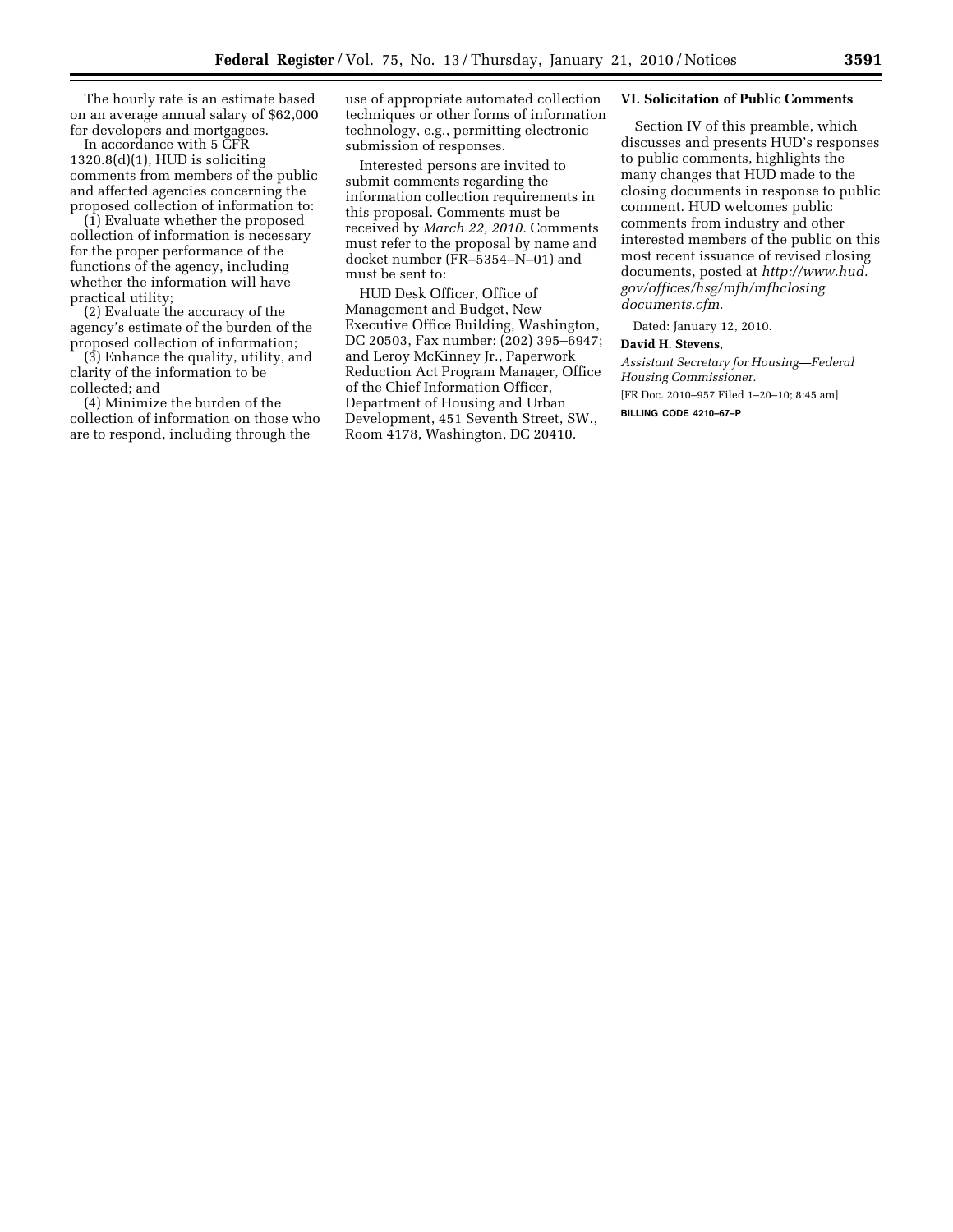The hourly rate is an estimate based on an average annual salary of $62,000 for developers and mortgagees.

In accordance with 5 CFR 1320.8(d)(1), HUD is soliciting comments from members of the public and affected agencies concerning the proposed collection of information to:

(1) Evaluate whether the proposed collection of information is necessary for the proper performance of the functions of the agency, including whether the information will have practical utility;

(2) Evaluate the accuracy of the agency's estimate of the burden of the proposed collection of information;

(3) Enhance the quality, utility, and clarity of the information to be collected; and

(4) Minimize the burden of the collection of information on those who are to respond, including through the use of appropriate automated collection techniques or other forms of information technology, e.g., permitting electronic submission of responses.

Interested persons are invited to submit comments regarding the information collection requirements in this proposal. Comments must be received by *March 22, 2010.* Comments must refer to the proposal by name and docket number (FR–5354–N–01) and must be sent to:

HUD Desk Officer, Office of Management and Budget, New Executive Office Building, Washington, DC 20503, Fax number: (202) 395–6947; and Leroy McKinney Jr., Paperwork Reduction Act Program Manager, Office of the Chief Information Officer, Department of Housing and Urban Development, 451 Seventh Street, SW., Room 4178, Washington, DC 20410.

## VI. Solicitation of Public Comments

Section IV of this preamble, which discusses and presents HUD's responses to public comments, highlights the many changes that HUD made to the closing documents in response to public comment. HUD welcomes public comments from industry and other interested members of the public on this most recent issuance of revised closing documents, posted at *http://www.hud.gov/offices/hsg/mfh/mfhclosingdocuments.cfm.*

Dated: January 12, 2010.

**David H. Stevens,**

*Assistant Secretary for Housing—Federal Housing Commissioner.*

[FR Doc. 2010–957 Filed 1–20–10; 8:45 am]

**BILLING CODE 4210–67–P**